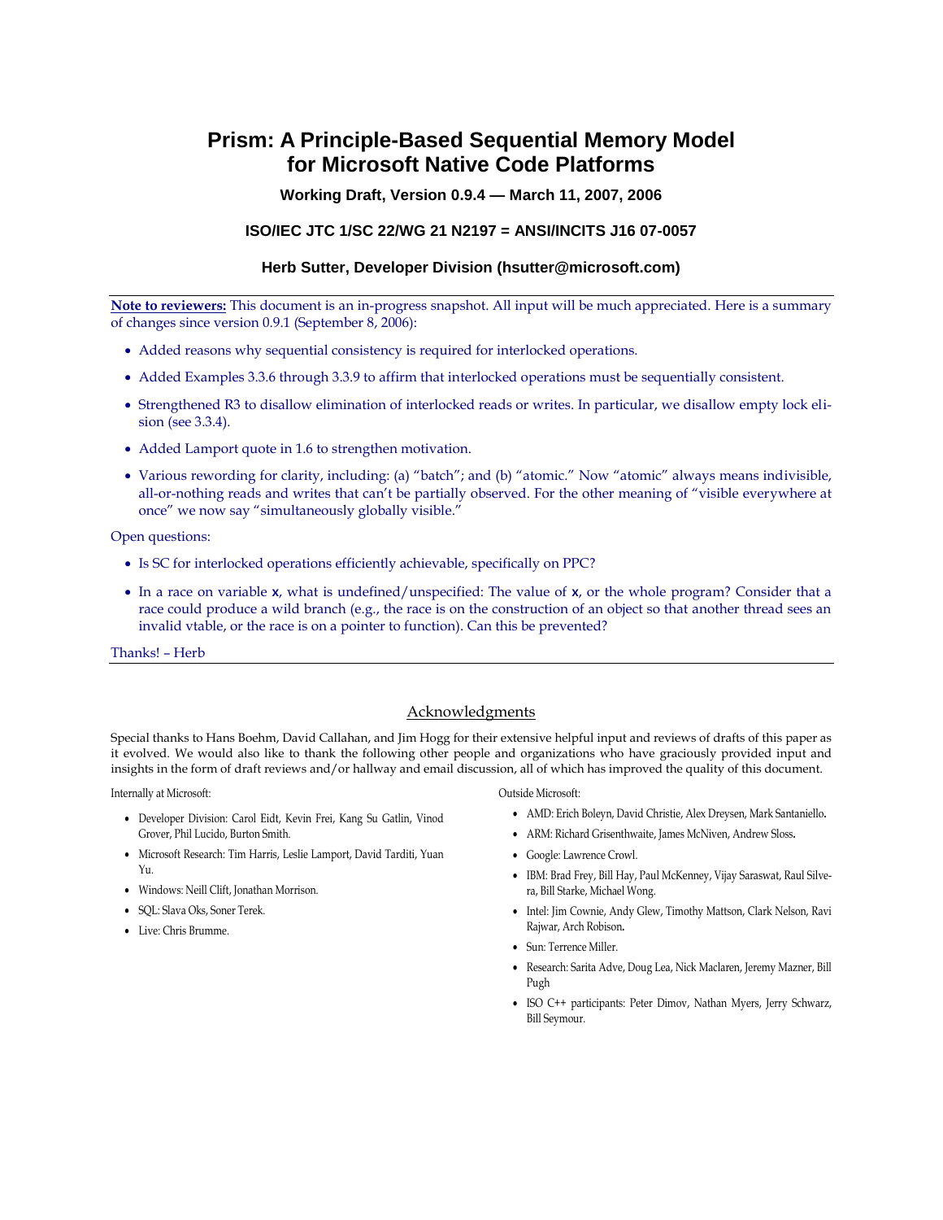# Prism: A Principle-Based Sequential Memory Model for Microsoft Native Code Platforms

**Working Draft, Version 0.9.4 — March 11, 2007, 2006**

**ISO/IEC JTC 1/SC 22/WG 21 N2197 = ANSI/INCITS J16 07-0057**

**Herb Sutter, Developer Division (hsutter@microsoft.com)**

---

**Note to reviewers:** This document is an in-progress snapshot. All input will be much appreciated. Here is a summary of changes since version 0.9.1 (September 8, 2006):

- Added reasons why sequential consistency is required for interlocked operations.
- Added Examples 3.3.6 through 3.3.9 to affirm that interlocked operations must be sequentially consistent.
- Strengthened R3 to disallow elimination of interlocked reads or writes. In particular, we disallow empty lock elision (see 3.3.4).
- Added Lamport quote in 1.6 to strengthen motivation.
- Various rewording for clarity, including: (a) "batch"; and (b) "atomic." Now "atomic" always means indivisible, all-or-nothing reads and writes that can't be partially observed. For the other meaning of "visible everywhere at once" we now say "simultaneously globally visible."

Open questions:

- Is SC for interlocked operations efficiently achievable, specifically on PPC?
- In a race on variable **x**, what is undefined/unspecified: The value of **x**, or the whole program? Consider that a race could produce a wild branch (e.g., the race is on the construction of an object so that another thread sees an invalid vtable, or the race is on a pointer to function). Can this be prevented?

Thanks! – Herb

---

## Acknowledgments

Special thanks to Hans Boehm, David Callahan, and Jim Hogg for their extensive helpful input and reviews of drafts of this paper as it evolved. We would also like to thank the following other people and organizations who have graciously provided input and insights in the form of draft reviews and/or hallway and email discussion, all of which has improved the quality of this document.

Internally at Microsoft:

- Developer Division: Carol Eidt, Kevin Frei, Kang Su Gatlin, Vinod Grover, Phil Lucido, Burton Smith.
- Microsoft Research: Tim Harris, Leslie Lamport, David Tarditi, Yuan Yu.
- Windows: Neill Clift, Jonathan Morrison.
- SQL: Slava Oks, Soner Terek.
- Live: Chris Brumme.

Outside Microsoft:

- AMD: Erich Boleyn, David Christie, Alex Dreysen, Mark Santaniello.
- ARM: Richard Grisenthwaite, James McNiven, Andrew Sloss.
- Google: Lawrence Crowl.
- IBM: Brad Frey, Bill Hay, Paul McKenney, Vijay Saraswat, Raul Silvera, Bill Starke, Michael Wong.
- Intel: Jim Cownie, Andy Glew, Timothy Mattson, Clark Nelson, Ravi Rajwar, Arch Robison.
- Sun: Terrence Miller.
- Research: Sarita Adve, Doug Lea, Nick Maclaren, Jeremy Mazner, Bill Pugh
- ISO C++ participants: Peter Dimov, Nathan Myers, Jerry Schwarz, Bill Seymour.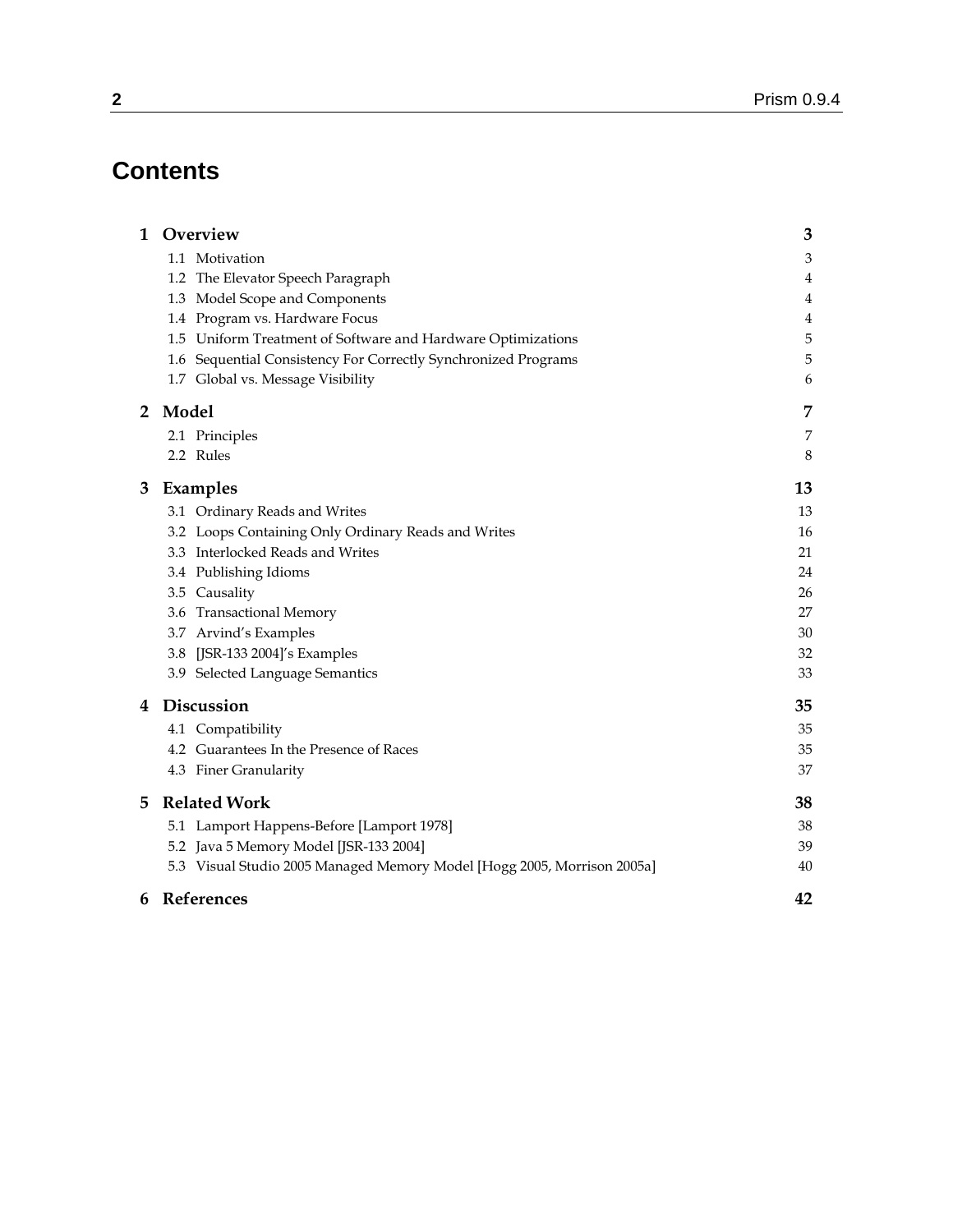# Contents

**1 Overview** — **3**

- 1.1 Motivation — 3
- 1.2 The Elevator Speech Paragraph — 4
- 1.3 Model Scope and Components — 4
- 1.4 Program vs. Hardware Focus — 4
- 1.5 Uniform Treatment of Software and Hardware Optimizations — 5
- 1.6 Sequential Consistency For Correctly Synchronized Programs — 5
- 1.7 Global vs. Message Visibility — 6

**2 Model** — **7**

- 2.1 Principles — 7
- 2.2 Rules — 8

**3 Examples** — **13**

- 3.1 Ordinary Reads and Writes — 13
- 3.2 Loops Containing Only Ordinary Reads and Writes — 16
- 3.3 Interlocked Reads and Writes — 21
- 3.4 Publishing Idioms — 24
- 3.5 Causality — 26
- 3.6 Transactional Memory — 27
- 3.7 Arvind's Examples — 30
- 3.8 [JSR-133 2004]'s Examples — 32
- 3.9 Selected Language Semantics — 33

**4 Discussion** — **35**

- 4.1 Compatibility — 35
- 4.2 Guarantees In the Presence of Races — 35
- 4.3 Finer Granularity — 37

**5 Related Work** — **38**

- 5.1 Lamport Happens-Before [Lamport 1978] — 38
- 5.2 Java 5 Memory Model [JSR-133 2004] — 39
- 5.3 Visual Studio 2005 Managed Memory Model [Hogg 2005, Morrison 2005a] — 40

**6 References** — **42**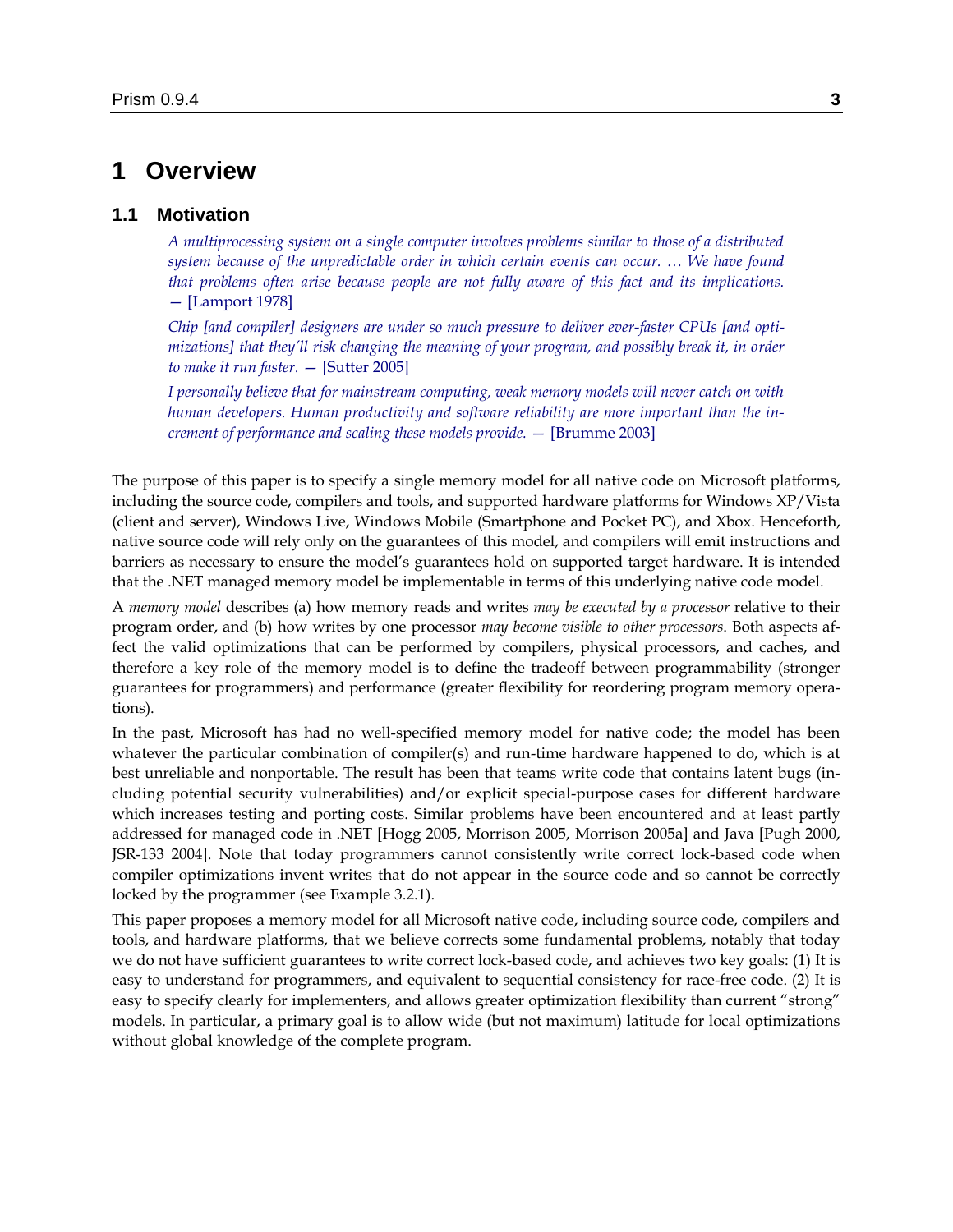# 1 Overview

## 1.1 Motivation

> *A multiprocessing system on a single computer involves problems similar to those of a distributed system because of the unpredictable order in which certain events can occur. … We have found that problems often arise because people are not fully aware of this fact and its implications.* — [Lamport 1978]
>
> *Chip [and compiler] designers are under so much pressure to deliver ever-faster CPUs [and optimizations] that they'll risk changing the meaning of your program, and possibly break it, in order to make it run faster.* — [Sutter 2005]
>
> *I personally believe that for mainstream computing, weak memory models will never catch on with human developers. Human productivity and software reliability are more important than the increment of performance and scaling these models provide.* — [Brumme 2003]

The purpose of this paper is to specify a single memory model for all native code on Microsoft platforms, including the source code, compilers and tools, and supported hardware platforms for Windows XP/Vista (client and server), Windows Live, Windows Mobile (Smartphone and Pocket PC), and Xbox. Henceforth, native source code will rely only on the guarantees of this model, and compilers will emit instructions and barriers as necessary to ensure the model's guarantees hold on supported target hardware. It is intended that the .NET managed memory model be implementable in terms of this underlying native code model.

A *memory model* describes (a) how memory reads and writes *may be executed by a processor* relative to their program order, and (b) how writes by one processor *may become visible to other processors*. Both aspects affect the valid optimizations that can be performed by compilers, physical processors, and caches, and therefore a key role of the memory model is to define the tradeoff between programmability (stronger guarantees for programmers) and performance (greater flexibility for reordering program memory operations).

In the past, Microsoft has had no well-specified memory model for native code; the model has been whatever the particular combination of compiler(s) and run-time hardware happened to do, which is at best unreliable and nonportable. The result has been that teams write code that contains latent bugs (including potential security vulnerabilities) and/or explicit special-purpose cases for different hardware which increases testing and porting costs. Similar problems have been encountered and at least partly addressed for managed code in .NET [Hogg 2005, Morrison 2005, Morrison 2005a] and Java [Pugh 2000, JSR-133 2004]. Note that today programmers cannot consistently write correct lock-based code when compiler optimizations invent writes that do not appear in the source code and so cannot be correctly locked by the programmer (see Example 3.2.1).

This paper proposes a memory model for all Microsoft native code, including source code, compilers and tools, and hardware platforms, that we believe corrects some fundamental problems, notably that today we do not have sufficient guarantees to write correct lock-based code, and achieves two key goals: (1) It is easy to understand for programmers, and equivalent to sequential consistency for race-free code. (2) It is easy to specify clearly for implementers, and allows greater optimization flexibility than current "strong" models. In particular, a primary goal is to allow wide (but not maximum) latitude for local optimizations without global knowledge of the complete program.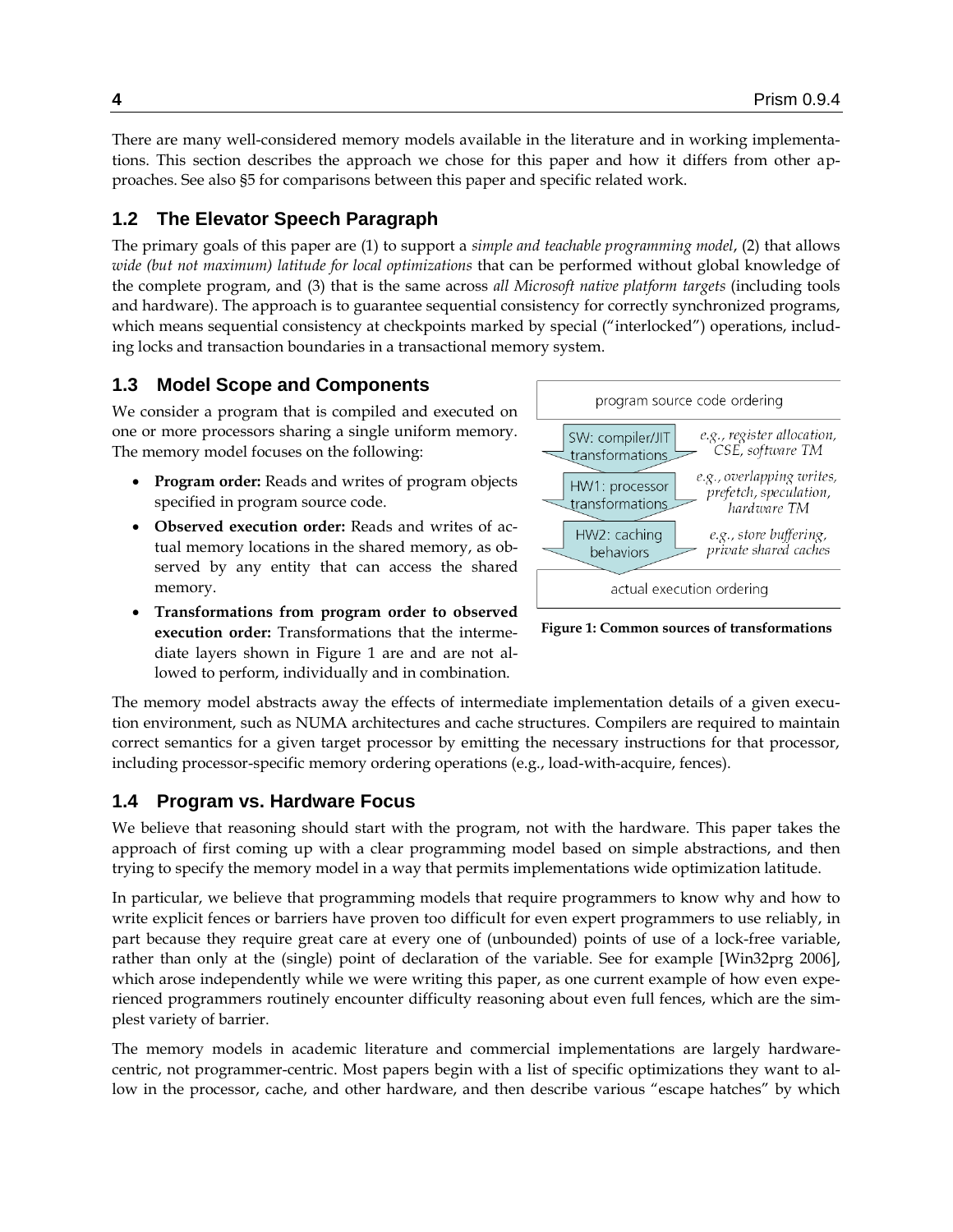There are many well-considered memory models available in the literature and in working implementations. This section describes the approach we chose for this paper and how it differs from other approaches. See also §5 for comparisons between this paper and specific related work.

## 1.2 The Elevator Speech Paragraph

The primary goals of this paper are (1) to support a *simple and teachable programming model*, (2) that allows *wide (but not maximum) latitude for local optimizations* that can be performed without global knowledge of the complete program, and (3) that is the same across *all Microsoft native platform targets* (including tools and hardware). The approach is to guarantee sequential consistency for correctly synchronized programs, which means sequential consistency at checkpoints marked by special ("interlocked") operations, including locks and transaction boundaries in a transactional memory system.

## 1.3 Model Scope and Components

We consider a program that is compiled and executed on one or more processors sharing a single uniform memory. The memory model focuses on the following:

- **Program order:** Reads and writes of program objects specified in program source code.
- **Observed execution order:** Reads and writes of actual memory locations in the shared memory, as observed by any entity that can access the shared memory.
- **Transformations from program order to observed execution order:** Transformations that the intermediate layers shown in Figure 1 are and are not allowed to perform, individually and in combination.

**Figure 1: Common sources of transformations**

The memory model abstracts away the effects of intermediate implementation details of a given execution environment, such as NUMA architectures and cache structures. Compilers are required to maintain correct semantics for a given target processor by emitting the necessary instructions for that processor, including processor-specific memory ordering operations (e.g., load-with-acquire, fences).

## 1.4 Program vs. Hardware Focus

We believe that reasoning should start with the program, not with the hardware. This paper takes the approach of first coming up with a clear programming model based on simple abstractions, and then trying to specify the memory model in a way that permits implementations wide optimization latitude.

In particular, we believe that programming models that require programmers to know why and how to write explicit fences or barriers have proven too difficult for even expert programmers to use reliably, in part because they require great care at every one of (unbounded) points of use of a lock-free variable, rather than only at the (single) point of declaration of the variable. See for example [Win32prg 2006], which arose independently while we were writing this paper, as one current example of how even experienced programmers routinely encounter difficulty reasoning about even full fences, which are the simplest variety of barrier.

The memory models in academic literature and commercial implementations are largely hardware-centric, not programmer-centric. Most papers begin with a list of specific optimizations they want to allow in the processor, cache, and other hardware, and then describe various "escape hatches" by which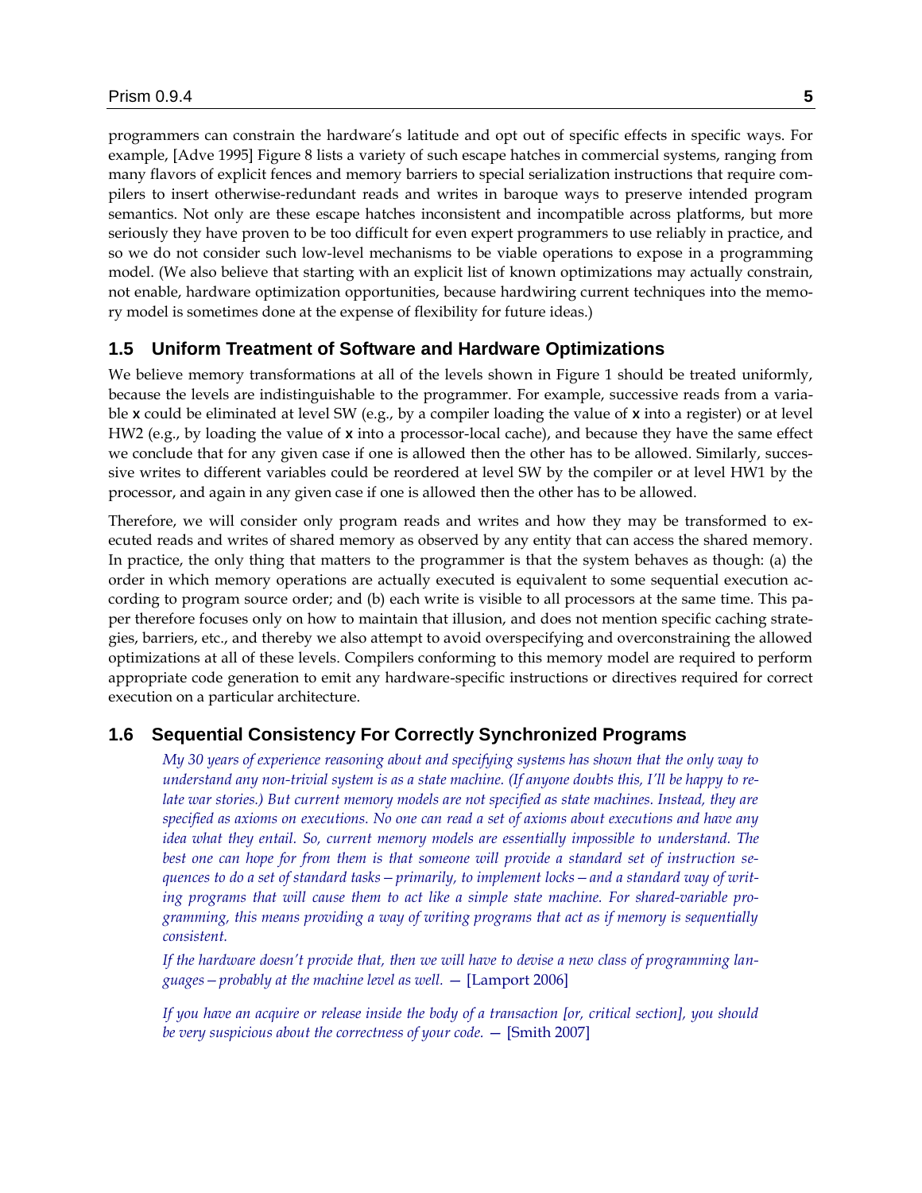programmers can constrain the hardware's latitude and opt out of specific effects in specific ways. For example, [Adve 1995] Figure 8 lists a variety of such escape hatches in commercial systems, ranging from many flavors of explicit fences and memory barriers to special serialization instructions that require compilers to insert otherwise-redundant reads and writes in baroque ways to preserve intended program semantics. Not only are these escape hatches inconsistent and incompatible across platforms, but more seriously they have proven to be too difficult for even expert programmers to use reliably in practice, and so we do not consider such low-level mechanisms to be viable operations to expose in a programming model. (We also believe that starting with an explicit list of known optimizations may actually constrain, not enable, hardware optimization opportunities, because hardwiring current techniques into the memory model is sometimes done at the expense of flexibility for future ideas.)

## 1.5 Uniform Treatment of Software and Hardware Optimizations

We believe memory transformations at all of the levels shown in Figure 1 should be treated uniformly, because the levels are indistinguishable to the programmer. For example, successive reads from a variable **x** could be eliminated at level SW (e.g., by a compiler loading the value of **x** into a register) or at level HW2 (e.g., by loading the value of **x** into a processor-local cache), and because they have the same effect we conclude that for any given case if one is allowed then the other has to be allowed. Similarly, successive writes to different variables could be reordered at level SW by the compiler or at level HW1 by the processor, and again in any given case if one is allowed then the other has to be allowed.

Therefore, we will consider only program reads and writes and how they may be transformed to executed reads and writes of shared memory as observed by any entity that can access the shared memory. In practice, the only thing that matters to the programmer is that the system behaves as though: (a) the order in which memory operations are actually executed is equivalent to some sequential execution according to program source order; and (b) each write is visible to all processors at the same time. This paper therefore focuses only on how to maintain that illusion, and does not mention specific caching strategies, barriers, etc., and thereby we also attempt to avoid overspecifying and overconstraining the allowed optimizations at all of these levels. Compilers conforming to this memory model are required to perform appropriate code generation to emit any hardware-specific instructions or directives required for correct execution on a particular architecture.

## 1.6 Sequential Consistency For Correctly Synchronized Programs

> *My 30 years of experience reasoning about and specifying systems has shown that the only way to understand any non-trivial system is as a state machine. (If anyone doubts this, I'll be happy to relate war stories.) But current memory models are not specified as state machines. Instead, they are specified as axioms on executions. No one can read a set of axioms about executions and have any idea what they entail. So, current memory models are essentially impossible to understand. The best one can hope for from them is that someone will provide a standard set of instruction sequences to do a set of standard tasks—primarily, to implement locks—and a standard way of writing programs that will cause them to act like a simple state machine. For shared-variable programming, this means providing a way of writing programs that act as if memory is sequentially consistent.*
>
> *If the hardware doesn't provide that, then we will have to devise a new class of programming languages—probably at the machine level as well.* — [Lamport 2006]

> *If you have an acquire or release inside the body of a transaction [or, critical section], you should be very suspicious about the correctness of your code.* — [Smith 2007]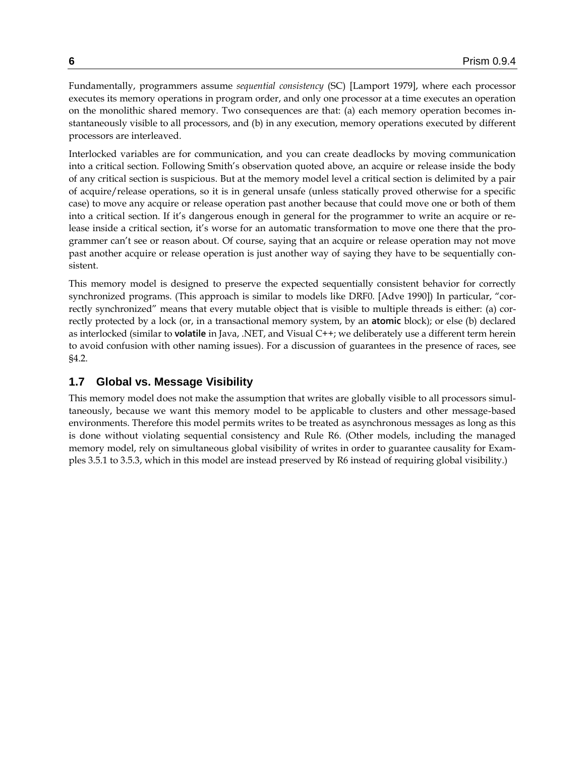Fundamentally, programmers assume *sequential consistency* (SC) [Lamport 1979], where each processor executes its memory operations in program order, and only one processor at a time executes an operation on the monolithic shared memory. Two consequences are that: (a) each memory operation becomes instantaneously visible to all processors, and (b) in any execution, memory operations executed by different processors are interleaved.

Interlocked variables are for communication, and you can create deadlocks by moving communication into a critical section. Following Smith's observation quoted above, an acquire or release inside the body of any critical section is suspicious. But at the memory model level a critical section is delimited by a pair of acquire/release operations, so it is in general unsafe (unless statically proved otherwise for a specific case) to move any acquire or release operation past another because that could move one or both of them into a critical section. If it's dangerous enough in general for the programmer to write an acquire or release inside a critical section, it's worse for an automatic transformation to move one there that the programmer can't see or reason about. Of course, saying that an acquire or release operation may not move past another acquire or release operation is just another way of saying they have to be sequentially consistent.

This memory model is designed to preserve the expected sequentially consistent behavior for correctly synchronized programs. (This approach is similar to models like DRF0. [Adve 1990]) In particular, "correctly synchronized" means that every mutable object that is visible to multiple threads is either: (a) correctly protected by a lock (or, in a transactional memory system, by an **atomic** block); or else (b) declared as interlocked (similar to **volatile** in Java, .NET, and Visual C++; we deliberately use a different term herein to avoid confusion with other naming issues). For a discussion of guarantees in the presence of races, see §4.2.

## 1.7 Global vs. Message Visibility

This memory model does not make the assumption that writes are globally visible to all processors simultaneously, because we want this memory model to be applicable to clusters and other message-based environments. Therefore this model permits writes to be treated as asynchronous messages as long as this is done without violating sequential consistency and Rule R6. (Other models, including the managed memory model, rely on simultaneous global visibility of writes in order to guarantee causality for Examples 3.5.1 to 3.5.3, which in this model are instead preserved by R6 instead of requiring global visibility.)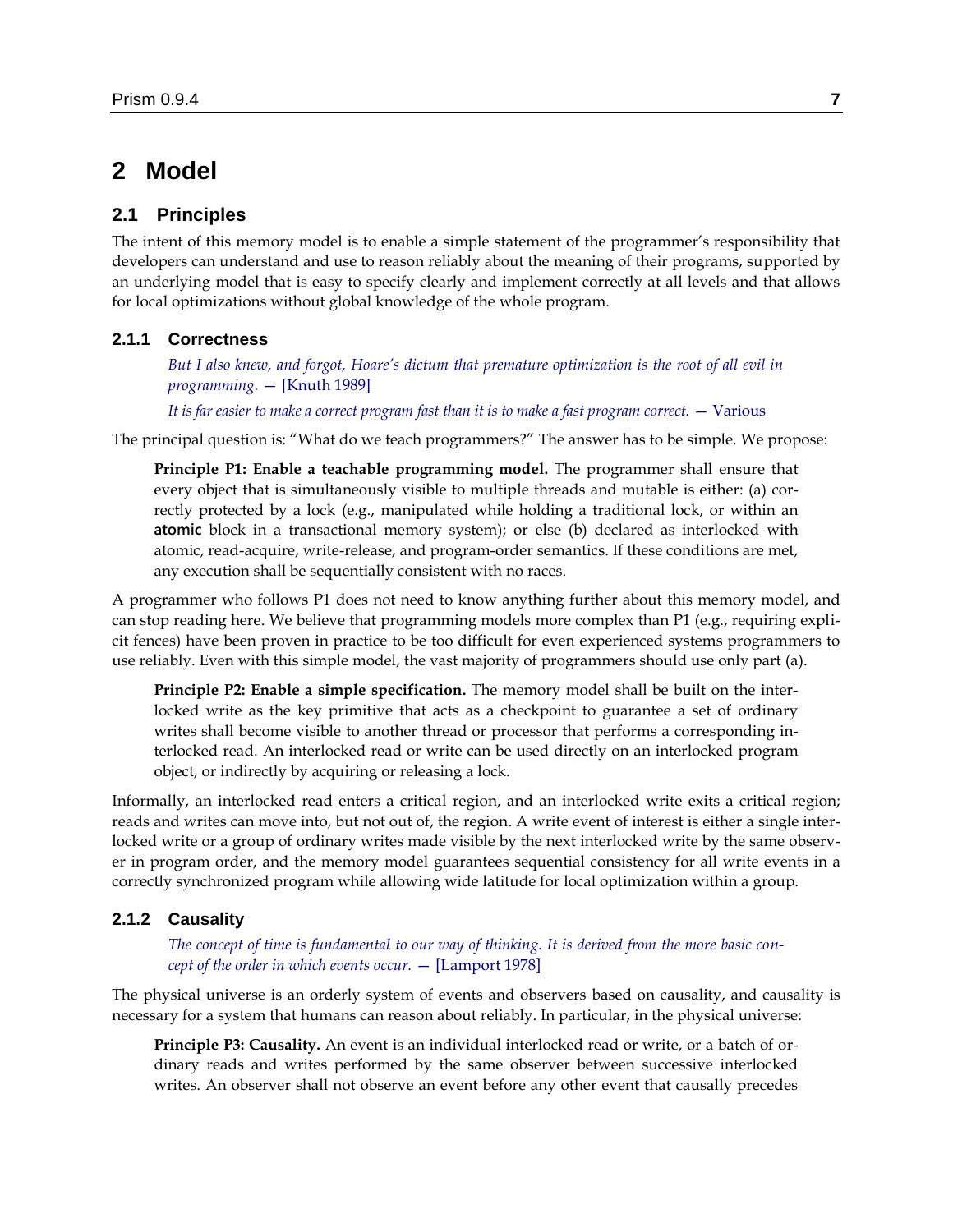# 2 Model

## 2.1 Principles

The intent of this memory model is to enable a simple statement of the programmer's responsibility that developers can understand and use to reason reliably about the meaning of their programs, supported by an underlying model that is easy to specify clearly and implement correctly at all levels and that allows for local optimizations without global knowledge of the whole program.

### 2.1.1 Correctness

> *But I also knew, and forgot, Hoare's dictum that premature optimization is the root of all evil in programming.* — [Knuth 1989]
>
> *It is far easier to make a correct program fast than it is to make a fast program correct.* — Various

The principal question is: "What do we teach programmers?" The answer has to be simple. We propose:

> **Principle P1: Enable a teachable programming model.** The programmer shall ensure that every object that is simultaneously visible to multiple threads and mutable is either: (a) correctly protected by a lock (e.g., manipulated while holding a traditional lock, or within an **atomic** block in a transactional memory system); or else (b) declared as interlocked with atomic, read-acquire, write-release, and program-order semantics. If these conditions are met, any execution shall be sequentially consistent with no races.

A programmer who follows P1 does not need to know anything further about this memory model, and can stop reading here. We believe that programming models more complex than P1 (e.g., requiring explicit fences) have been proven in practice to be too difficult for even experienced systems programmers to use reliably. Even with this simple model, the vast majority of programmers should use only part (a).

> **Principle P2: Enable a simple specification.** The memory model shall be built on the interlocked write as the key primitive that acts as a checkpoint to guarantee a set of ordinary writes shall become visible to another thread or processor that performs a corresponding interlocked read. An interlocked read or write can be used directly on an interlocked program object, or indirectly by acquiring or releasing a lock.

Informally, an interlocked read enters a critical region, and an interlocked write exits a critical region; reads and writes can move into, but not out of, the region. A write event of interest is either a single interlocked write or a group of ordinary writes made visible by the next interlocked write by the same observer in program order, and the memory model guarantees sequential consistency for all write events in a correctly synchronized program while allowing wide latitude for local optimization within a group.

### 2.1.2 Causality

> *The concept of time is fundamental to our way of thinking. It is derived from the more basic concept of the order in which events occur.* — [Lamport 1978]

The physical universe is an orderly system of events and observers based on causality, and causality is necessary for a system that humans can reason about reliably. In particular, in the physical universe:

> **Principle P3: Causality.** An event is an individual interlocked read or write, or a batch of ordinary reads and writes performed by the same observer between successive interlocked writes. An observer shall not observe an event before any other event that causally precedes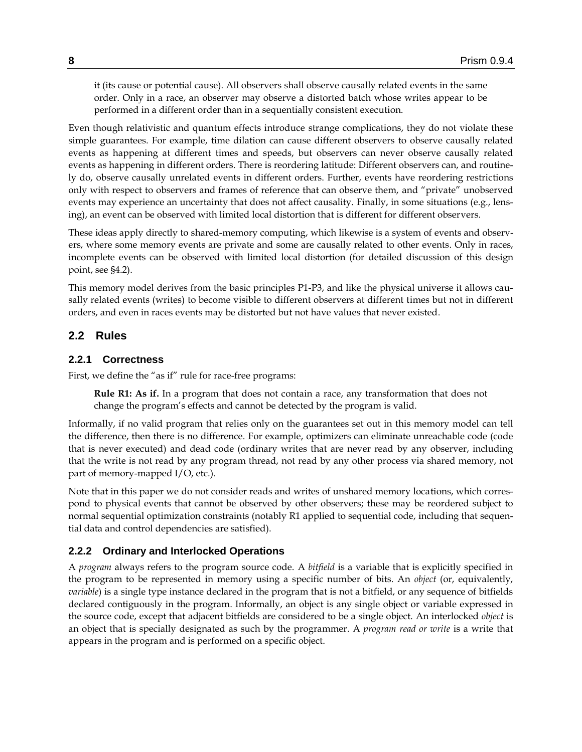it (its cause or potential cause). All observers shall observe causally related events in the same order. Only in a race, an observer may observe a distorted batch whose writes appear to be performed in a different order than in a sequentially consistent execution.

Even though relativistic and quantum effects introduce strange complications, they do not violate these simple guarantees. For example, time dilation can cause different observers to observe causally related events as happening at different times and speeds, but observers can never observe causally related events as happening in different orders. There is reordering latitude: Different observers can, and routinely do, observe causally unrelated events in different orders. Further, events have reordering restrictions only with respect to observers and frames of reference that can observe them, and "private" unobserved events may experience an uncertainty that does not affect causality. Finally, in some situations (e.g., lensing), an event can be observed with limited local distortion that is different for different observers.

These ideas apply directly to shared-memory computing, which likewise is a system of events and observers, where some memory events are private and some are causally related to other events. Only in races, incomplete events can be observed with limited local distortion (for detailed discussion of this design point, see §4.2).

This memory model derives from the basic principles P1-P3, and like the physical universe it allows causally related events (writes) to become visible to different observers at different times but not in different orders, and even in races events may be distorted but not have values that never existed.

## 2.2 Rules

### 2.2.1 Correctness

First, we define the "as if" rule for race-free programs:

> **Rule R1: As if.** In a program that does not contain a race, any transformation that does not change the program's effects and cannot be detected by the program is valid.

Informally, if no valid program that relies only on the guarantees set out in this memory model can tell the difference, then there is no difference. For example, optimizers can eliminate unreachable code (code that is never executed) and dead code (ordinary writes that are never read by any observer, including that the write is not read by any program thread, not read by any other process via shared memory, not part of memory-mapped I/O, etc.).

Note that in this paper we do not consider reads and writes of unshared memory locations, which correspond to physical events that cannot be observed by other observers; these may be reordered subject to normal sequential optimization constraints (notably R1 applied to sequential code, including that sequential data and control dependencies are satisfied).

### 2.2.2 Ordinary and Interlocked Operations

A *program* always refers to the program source code. A *bitfield* is a variable that is explicitly specified in the program to be represented in memory using a specific number of bits. An *object* (or, equivalently, *variable*) is a single type instance declared in the program that is not a bitfield, or any sequence of bitfields declared contiguously in the program. Informally, an object is any single object or variable expressed in the source code, except that adjacent bitfields are considered to be a single object. An interlocked *object* is an object that is specially designated as such by the programmer. A *program read or write* is a write that appears in the program and is performed on a specific object.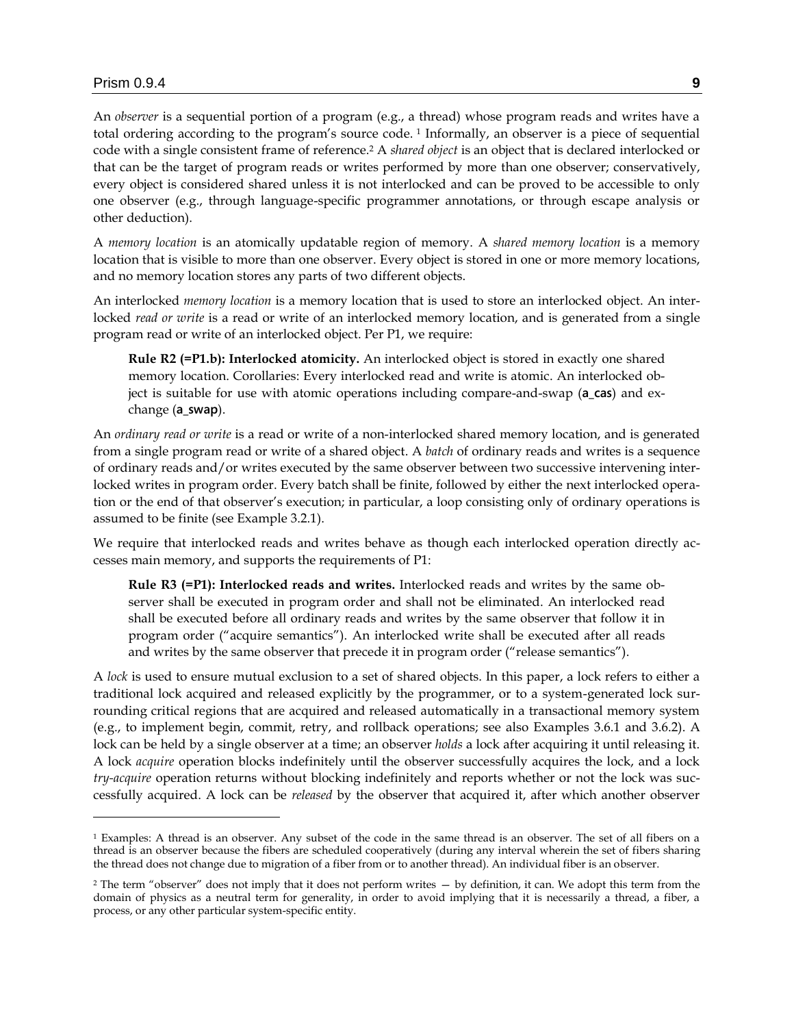An *observer* is a sequential portion of a program (e.g., a thread) whose program reads and writes have a total ordering according to the program's source code. [1] Informally, an observer is a piece of sequential code with a single consistent frame of reference.[2] A *shared object* is an object that is declared interlocked or that can be the target of program reads or writes performed by more than one observer; conservatively, every object is considered shared unless it is not interlocked and can be proved to be accessible to only one observer (e.g., through language-specific programmer annotations, or through escape analysis or other deduction).

A *memory location* is an atomically updatable region of memory. A *shared memory location* is a memory location that is visible to more than one observer. Every object is stored in one or more memory locations, and no memory location stores any parts of two different objects.

An interlocked *memory location* is a memory location that is used to store an interlocked object. An interlocked *read or write* is a read or write of an interlocked memory location, and is generated from a single program read or write of an interlocked object. Per P1, we require:

> **Rule R2 (=P1.b): Interlocked atomicity.** An interlocked object is stored in exactly one shared memory location. Corollaries: Every interlocked read and write is atomic. An interlocked object is suitable for use with atomic operations including compare-and-swap (**a_cas**) and exchange (**a_swap**).

An *ordinary read or write* is a read or write of a non-interlocked shared memory location, and is generated from a single program read or write of a shared object. A *batch* of ordinary reads and writes is a sequence of ordinary reads and/or writes executed by the same observer between two successive intervening interlocked writes in program order. Every batch shall be finite, followed by either the next interlocked operation or the end of that observer's execution; in particular, a loop consisting only of ordinary operations is assumed to be finite (see Example 3.2.1).

We require that interlocked reads and writes behave as though each interlocked operation directly accesses main memory, and supports the requirements of P1:

> **Rule R3 (=P1): Interlocked reads and writes.** Interlocked reads and writes by the same observer shall be executed in program order and shall not be eliminated. An interlocked read shall be executed before all ordinary reads and writes by the same observer that follow it in program order ("acquire semantics"). An interlocked write shall be executed after all reads and writes by the same observer that precede it in program order ("release semantics").

A *lock* is used to ensure mutual exclusion to a set of shared objects. In this paper, a lock refers to either a traditional lock acquired and released explicitly by the programmer, or to a system-generated lock surrounding critical regions that are acquired and released automatically in a transactional memory system (e.g., to implement begin, commit, retry, and rollback operations; see also Examples 3.6.1 and 3.6.2). A lock can be held by a single observer at a time; an observer *holds* a lock after acquiring it until releasing it. A lock *acquire* operation blocks indefinitely until the observer successfully acquires the lock, and a lock *try-acquire* operation returns without blocking indefinitely and reports whether or not the lock was successfully acquired. A lock can be *released* by the observer that acquired it, after which another observer

---

[1] Examples: A thread is an observer. Any subset of the code in the same thread is an observer. The set of all fibers on a thread is an observer because the fibers are scheduled cooperatively (during any interval wherein the set of fibers sharing the thread does not change due to migration of a fiber from or to another thread). An individual fiber is an observer.

[2] The term "observer" does not imply that it does not perform writes — by definition, it can. We adopt this term from the domain of physics as a neutral term for generality, in order to avoid implying that it is necessarily a thread, a fiber, a process, or any other particular system-specific entity.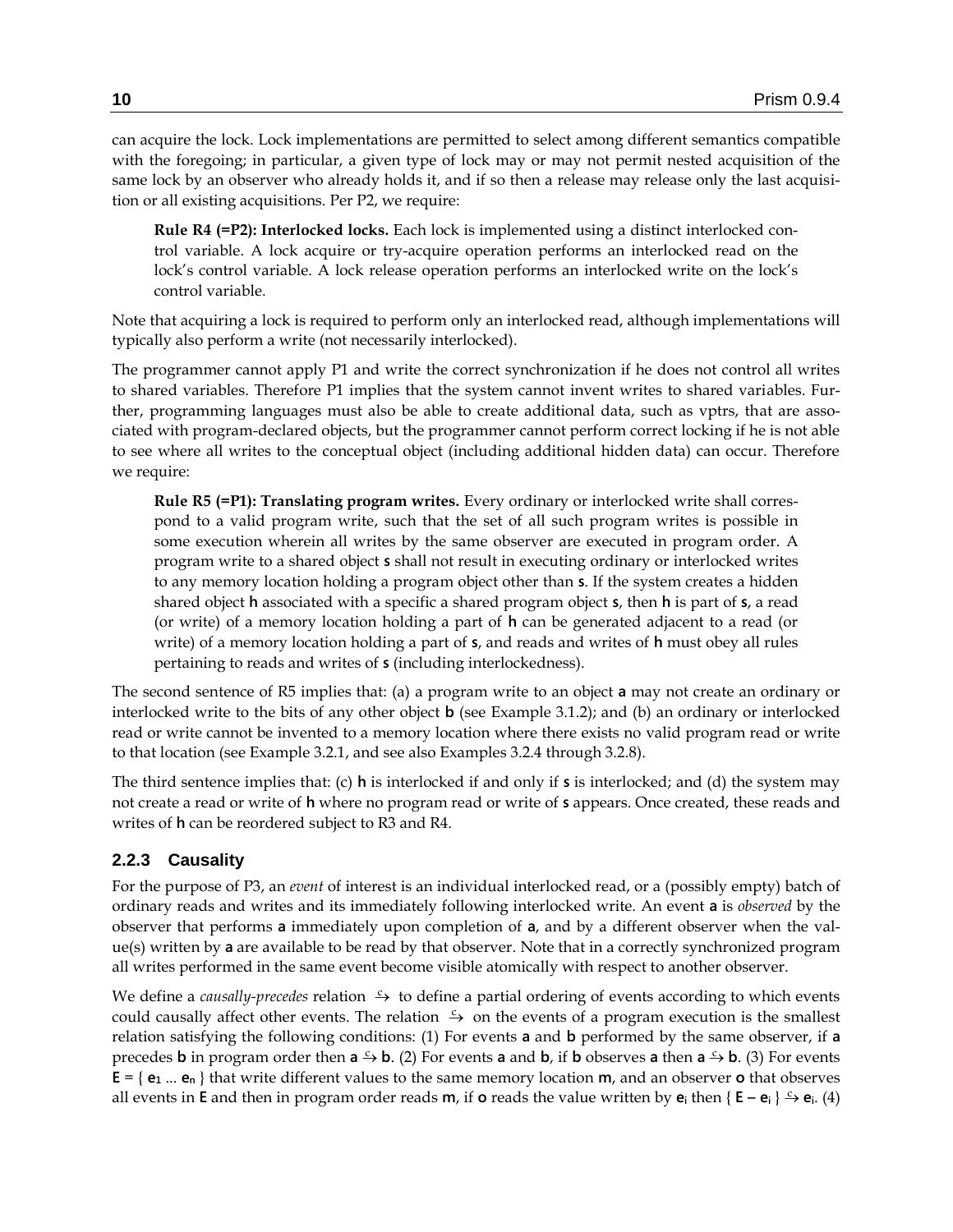can acquire the lock. Lock implementations are permitted to select among different semantics compatible with the foregoing; in particular, a given type of lock may or may not permit nested acquisition of the same lock by an observer who already holds it, and if so then a release may release only the last acquisition or all existing acquisitions. Per P2, we require:

> **Rule R4 (=P2): Interlocked locks.** Each lock is implemented using a distinct interlocked control variable. A lock acquire or try-acquire operation performs an interlocked read on the lock's control variable. A lock release operation performs an interlocked write on the lock's control variable.

Note that acquiring a lock is required to perform only an interlocked read, although implementations will typically also perform a write (not necessarily interlocked).

The programmer cannot apply P1 and write the correct synchronization if he does not control all writes to shared variables. Therefore P1 implies that the system cannot invent writes to shared variables. Further, programming languages must also be able to create additional data, such as vptrs, that are associated with program-declared objects, but the programmer cannot perform correct locking if he is not able to see where all writes to the conceptual object (including additional hidden data) can occur. Therefore we require:

> **Rule R5 (=P1): Translating program writes.** Every ordinary or interlocked write shall correspond to a valid program write, such that the set of all such program writes is possible in some execution wherein all writes by the same observer are executed in program order. A program write to a shared object **s** shall not result in executing ordinary or interlocked writes to any memory location holding a program object other than **s**. If the system creates a hidden shared object **h** associated with a specific a shared program object **s**, then **h** is part of **s**, a read (or write) of a memory location holding a part of **h** can be generated adjacent to a read (or write) of a memory location holding a part of **s**, and reads and writes of **h** must obey all rules pertaining to reads and writes of **s** (including interlockedness).

The second sentence of R5 implies that: (a) a program write to an object **a** may not create an ordinary or interlocked write to the bits of any other object **b** (see Example 3.1.2); and (b) an ordinary or interlocked read or write cannot be invented to a memory location where there exists no valid program read or write to that location (see Example 3.2.1, and see also Examples 3.2.4 through 3.2.8).

The third sentence implies that: (c) **h** is interlocked if and only if **s** is interlocked; and (d) the system may not create a read or write of **h** where no program read or write of **s** appears. Once created, these reads and writes of **h** can be reordered subject to R3 and R4.

### 2.2.3 Causality

For the purpose of P3, an *event* of interest is an individual interlocked read, or a (possibly empty) batch of ordinary reads and writes and its immediately following interlocked write. An event **a** is *observed* by the observer that performs **a** immediately upon completion of **a**, and by a different observer when the value(s) written by **a** are available to be read by that observer. Note that in a correctly synchronized program all writes performed in the same event become visible atomically with respect to another observer.

We define a *causally-precedes* relation $\xrightarrow{c}$ to define a partial ordering of events according to which events could causally affect other events. The relation $\xrightarrow{c}$ on the events of a program execution is the smallest relation satisfying the following conditions: (1) For events **a** and **b** performed by the same observer, if **a** precedes **b** in program order then **a** $\xrightarrow{c}$ **b**. (2) For events **a** and **b**, if **b** observes **a** then **a** $\xrightarrow{c}$ **b**. (3) For events **E** = { $\mathbf{e}_1$ ... $\mathbf{e}_n$ } that write different values to the same memory location **m**, and an observer **o** that observes all events in **E** and then in program order reads **m**, if **o** reads the value written by $\mathbf{e}_i$ then { **E** – $\mathbf{e}_i$ } $\xrightarrow{c}$ $\mathbf{e}_i$. (4)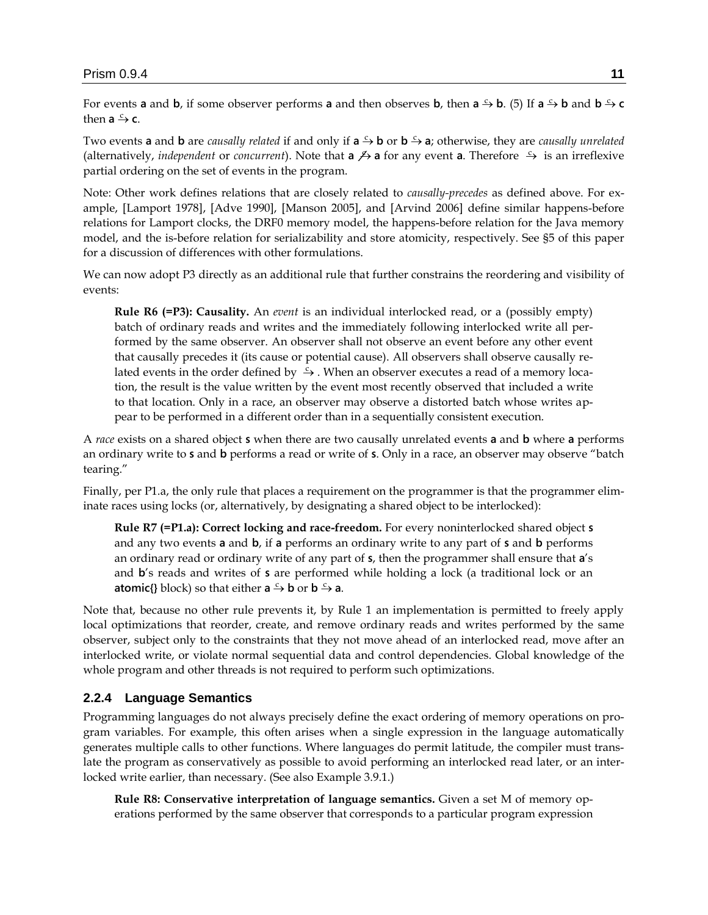For events **a** and **b**, if some observer performs **a** and then observes **b**, then $\mathbf{a} \xrightarrow{c} \mathbf{b}$. (5) If $\mathbf{a} \xrightarrow{c} \mathbf{b}$ and $\mathbf{b} \xrightarrow{c} \mathbf{c}$ then $\mathbf{a} \xrightarrow{c} \mathbf{c}$.

Two events **a** and **b** are *causally related* if and only if $\mathbf{a} \xrightarrow{c} \mathbf{b}$ or $\mathbf{b} \xrightarrow{c} \mathbf{a}$; otherwise, they are *causally unrelated* (alternatively, *independent* or *concurrent*). Note that $\mathbf{a} \not\xrightarrow{c} \mathbf{a}$ for any event **a**. Therefore $\xrightarrow{c}$ is an irreflexive partial ordering on the set of events in the program.

Note: Other work defines relations that are closely related to *causally-precedes* as defined above. For example, [Lamport 1978], [Adve 1990], [Manson 2005], and [Arvind 2006] define similar happens-before relations for Lamport clocks, the DRF0 memory model, the happens-before relation for the Java memory model, and the is-before relation for serializability and store atomicity, respectively. See §5 of this paper for a discussion of differences with other formulations.

We can now adopt P3 directly as an additional rule that further constrains the reordering and visibility of events:

> **Rule R6 (=P3): Causality.** An *event* is an individual interlocked read, or a (possibly empty) batch of ordinary reads and writes and the immediately following interlocked write all performed by the same observer. An observer shall not observe an event before any other event that causally precedes it (its cause or potential cause). All observers shall observe causally related events in the order defined by $\xrightarrow{c}$. When an observer executes a read of a memory location, the result is the value written by the event most recently observed that included a write to that location. Only in a race, an observer may observe a distorted batch whose writes appear to be performed in a different order than in a sequentially consistent execution.

A *race* exists on a shared object **s** when there are two causally unrelated events **a** and **b** where **a** performs an ordinary write to **s** and **b** performs a read or write of **s**. Only in a race, an observer may observe "batch tearing."

Finally, per P1.a, the only rule that places a requirement on the programmer is that the programmer eliminate races using locks (or, alternatively, by designating a shared object to be interlocked):

> **Rule R7 (=P1.a): Correct locking and race-freedom.** For every noninterlocked shared object **s** and any two events **a** and **b**, if **a** performs an ordinary write to any part of **s** and **b** performs an ordinary read or ordinary write of any part of **s**, then the programmer shall ensure that **a**'s and **b**'s reads and writes of **s** are performed while holding a lock (a traditional lock or an **atomic{}** block) so that either $\mathbf{a} \xrightarrow{c} \mathbf{b}$ or $\mathbf{b} \xrightarrow{c} \mathbf{a}$.

Note that, because no other rule prevents it, by Rule 1 an implementation is permitted to freely apply local optimizations that reorder, create, and remove ordinary reads and writes performed by the same observer, subject only to the constraints that they not move ahead of an interlocked read, move after an interlocked write, or violate normal sequential data and control dependencies. Global knowledge of the whole program and other threads is not required to perform such optimizations.

### 2.2.4 Language Semantics

Programming languages do not always precisely define the exact ordering of memory operations on program variables. For example, this often arises when a single expression in the language automatically generates multiple calls to other functions. Where languages do permit latitude, the compiler must translate the program as conservatively as possible to avoid performing an interlocked read later, or an interlocked write earlier, than necessary. (See also Example 3.9.1.)

> **Rule R8: Conservative interpretation of language semantics.** Given a set M of memory operations performed by the same observer that corresponds to a particular program expression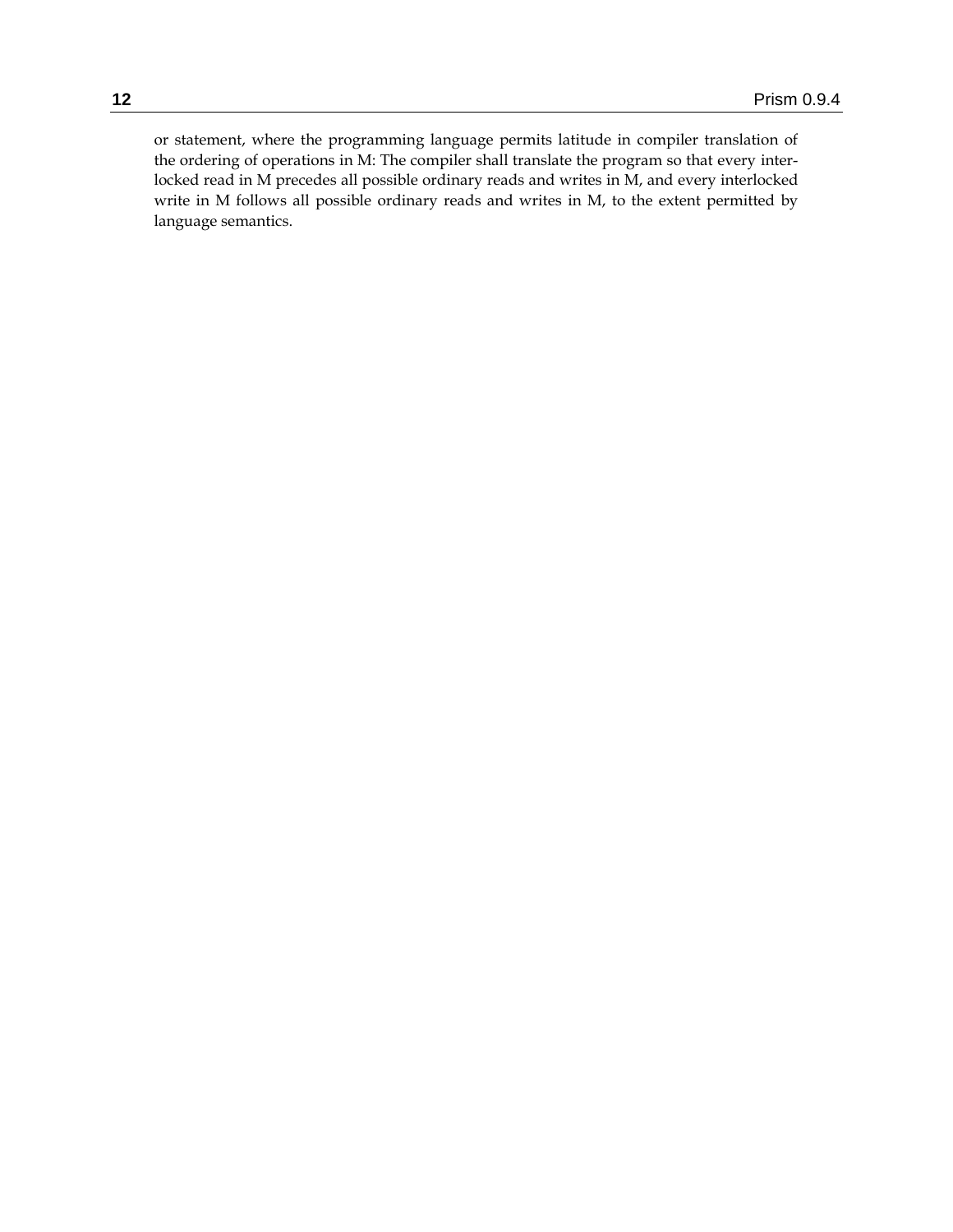or statement, where the programming language permits latitude in compiler translation of the ordering of operations in M: The compiler shall translate the program so that every interlocked read in M precedes all possible ordinary reads and writes in M, and every interlocked write in M follows all possible ordinary reads and writes in M, to the extent permitted by language semantics.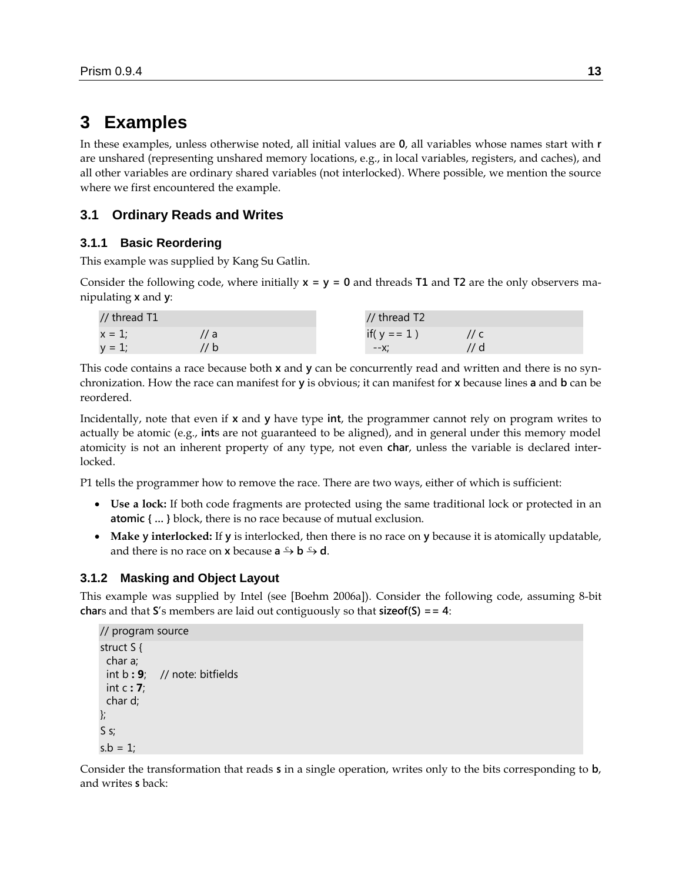# 3 Examples

In these examples, unless otherwise noted, all initial values are **0**, all variables whose names start with **r** are unshared (representing unshared memory locations, e.g., in local variables, registers, and caches), and all other variables are ordinary shared variables (not interlocked). Where possible, we mention the source where we first encountered the example.

## 3.1 Ordinary Reads and Writes

### 3.1.1 Basic Reordering

This example was supplied by Kang Su Gatlin.

Consider the following code, where initially **x = y = 0** and threads **T1** and **T2** are the only observers manipulating **x** and **y**:

```
// thread T1
x = 1;          // a
y = 1;          // b
```

```
// thread T2
if( y == 1 )    // c
  --x;          // d
```

This code contains a race because both **x** and **y** can be concurrently read and written and there is no synchronization. How the race can manifest for **y** is obvious; it can manifest for **x** because lines **a** and **b** can be reordered.

Incidentally, note that even if **x** and **y** have type **int**, the programmer cannot rely on program writes to actually be atomic (e.g., **int**s are not guaranteed to be aligned), and in general under this memory model atomicity is not an inherent property of any type, not even **char**, unless the variable is declared interlocked.

P1 tells the programmer how to remove the race. There are two ways, either of which is sufficient:

- **Use a lock:** If both code fragments are protected using the same traditional lock or protected in an **atomic { … }** block, there is no race because of mutual exclusion.
- **Make y interlocked:** If **y** is interlocked, then there is no race on **y** because it is atomically updatable, and there is no race on **x** because $\mathbf{a} \overset{c}{\hookrightarrow} \mathbf{b} \overset{c}{\hookrightarrow} \mathbf{d}$.

### 3.1.2 Masking and Object Layout

This example was supplied by Intel (see [Boehm 2006a]). Consider the following code, assuming 8-bit **char**s and that **S**'s members are laid out contiguously so that **sizeof(S) == 4**:

```
// program source
struct S {
  char a;
  int b : 9;    // note: bitfields
  int c : 7;
  char d;
};
S s;
s.b = 1;
```

Consider the transformation that reads **s** in a single operation, writes only to the bits corresponding to **b**, and writes **s** back: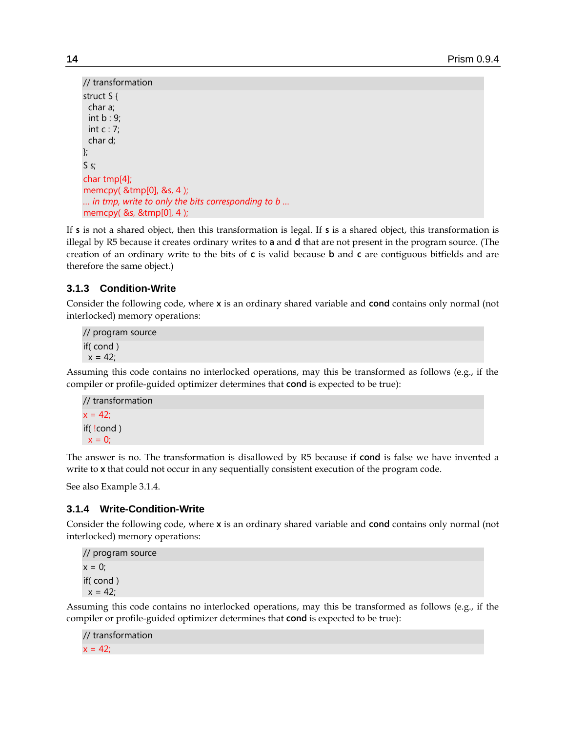```
// transformation
struct S {
  char a;
  int b : 9;
  int c : 7;
  char d;
};
S s;
char tmp[4];
memcpy( &tmp[0], &s, 4 );
… in tmp, write to only the bits corresponding to b …
memcpy( &s, &tmp[0], 4 );
```

If **s** is not a shared object, then this transformation is legal. If **s** is a shared object, this transformation is illegal by R5 because it creates ordinary writes to **a** and **d** that are not present in the program source. (The creation of an ordinary write to the bits of **c** is valid because **b** and **c** are contiguous bitfields and are therefore the same object.)

### 3.1.3 Condition-Write

Consider the following code, where **x** is an ordinary shared variable and **cond** contains only normal (not interlocked) memory operations:

```
// program source
if( cond )
  x = 42;
```

Assuming this code contains no interlocked operations, may this be transformed as follows (e.g., if the compiler or profile-guided optimizer determines that **cond** is expected to be true):

```
// transformation
x = 42;
if( !cond )
  x = 0;
```

The answer is no. The transformation is disallowed by R5 because if **cond** is false we have invented a write to **x** that could not occur in any sequentially consistent execution of the program code.

See also Example 3.1.4.

### 3.1.4 Write-Condition-Write

Consider the following code, where **x** is an ordinary shared variable and **cond** contains only normal (not interlocked) memory operations:

```
// program source
x = 0;
if( cond )
  x = 42;
```

Assuming this code contains no interlocked operations, may this be transformed as follows (e.g., if the compiler or profile-guided optimizer determines that **cond** is expected to be true):

```
// transformation
x = 42;
```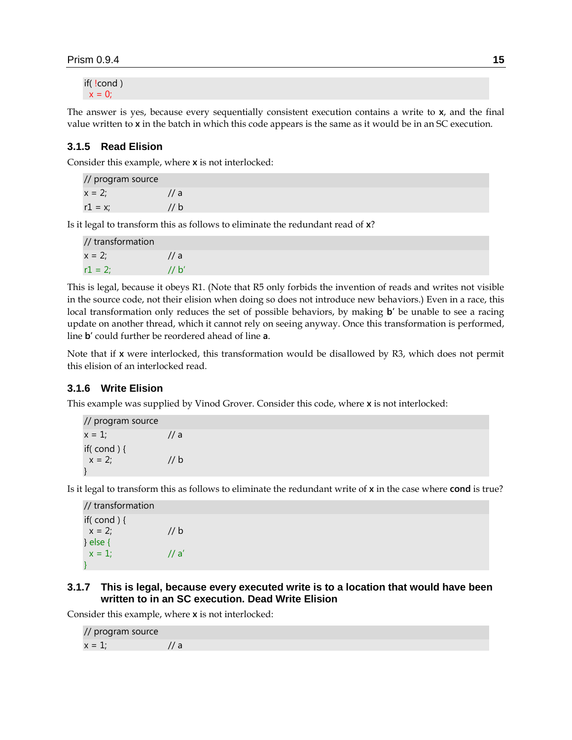```
if( !cond )
  x = 0;
```

The answer is yes, because every sequentially consistent execution contains a write to **x**, and the final value written to **x** in the batch in which this code appears is the same as it would be in an SC execution.

### 3.1.5 Read Elision

Consider this example, where **x** is not interlocked:

```
// program source
x = 2;          // a
r1 = x;         // b
```

Is it legal to transform this as follows to eliminate the redundant read of **x**?

```
// transformation
x = 2;          // a
r1 = 2;         // b'
```

This is legal, because it obeys R1. (Note that R5 only forbids the invention of reads and writes not visible in the source code, not their elision when doing so does not introduce new behaviors.) Even in a race, this local transformation only reduces the set of possible behaviors, by making **b**' be unable to see a racing update on another thread, which it cannot rely on seeing anyway. Once this transformation is performed, line **b**' could further be reordered ahead of line **a**.

Note that if **x** were interlocked, this transformation would be disallowed by R3, which does not permit this elision of an interlocked read.

### 3.1.6 Write Elision

This example was supplied by Vinod Grover. Consider this code, where **x** is not interlocked:

```
// program source
x = 1;          // a
if( cond ) {
  x = 2;        // b
}
```

Is it legal to transform this as follows to eliminate the redundant write of **x** in the case where **cond** is true?

```
// transformation
if( cond ) {
  x = 2;        // b
} else {
  x = 1;        // a'
}
```

### 3.1.7 This is legal, because every executed write is to a location that would have been written to in an SC execution. Dead Write Elision

Consider this example, where **x** is not interlocked:

```
// program source
x = 1;          // a
```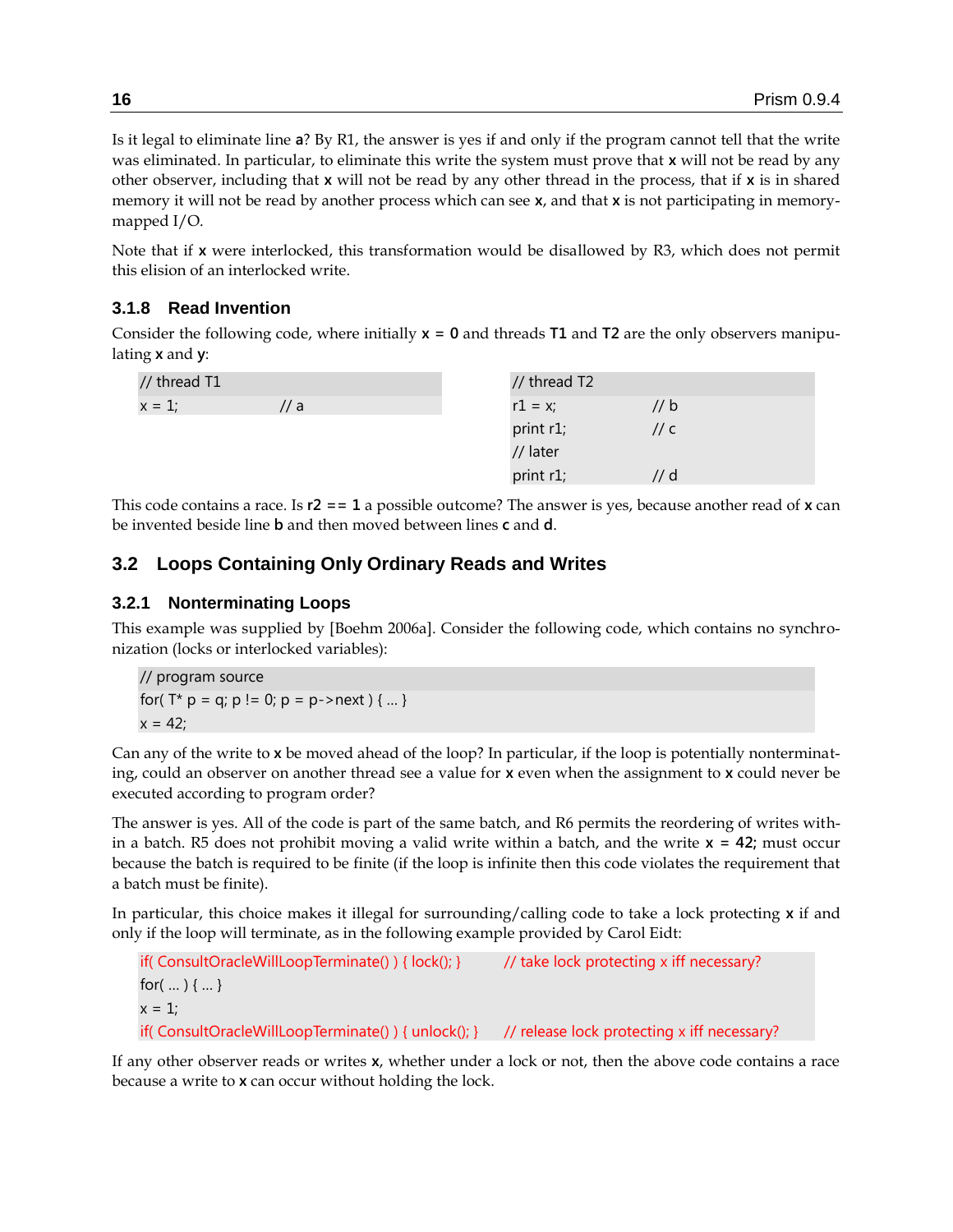Is it legal to eliminate line **a**? By R1, the answer is yes if and only if the program cannot tell that the write was eliminated. In particular, to eliminate this write the system must prove that **x** will not be read by any other observer, including that **x** will not be read by any other thread in the process, that if **x** is in shared memory it will not be read by another process which can see **x**, and that **x** is not participating in memory-mapped I/O.

Note that if **x** were interlocked, this transformation would be disallowed by R3, which does not permit this elision of an interlocked write.

### 3.1.8 Read Invention

Consider the following code, where initially **x = 0** and threads **T1** and **T2** are the only observers manipulating **x** and **y**:

```
// thread T1
x = 1;              // a
```

```
// thread T2
r1 = x;             // b
print r1;           // c
// later
print r1;           // d
```

This code contains a race. Is **r2 == 1** a possible outcome? The answer is yes, because another read of **x** can be invented beside line **b** and then moved between lines **c** and **d**.

## 3.2 Loops Containing Only Ordinary Reads and Writes

### 3.2.1 Nonterminating Loops

This example was supplied by [Boehm 2006a]. Consider the following code, which contains no synchronization (locks or interlocked variables):

```
// program source
for( T* p = q; p != 0; p = p->next ) { ... }
x = 42;
```

Can any of the write to **x** be moved ahead of the loop? In particular, if the loop is potentially nonterminating, could an observer on another thread see a value for **x** even when the assignment to **x** could never be executed according to program order?

The answer is yes. All of the code is part of the same batch, and R6 permits the reordering of writes within a batch. R5 does not prohibit moving a valid write within a batch, and the write **x = 42;** must occur because the batch is required to be finite (if the loop is infinite then this code violates the requirement that a batch must be finite).

In particular, this choice makes it illegal for surrounding/calling code to take a lock protecting **x** if and only if the loop will terminate, as in the following example provided by Carol Eidt:

```
if( ConsultOracleWillLoopTerminate() ) { lock(); }      // take lock protecting x iff necessary?
for( ... ) { ... }
x = 1;
if( ConsultOracleWillLoopTerminate() ) { unlock(); }    // release lock protecting x iff necessary?
```

If any other observer reads or writes **x**, whether under a lock or not, then the above code contains a race because a write to **x** can occur without holding the lock.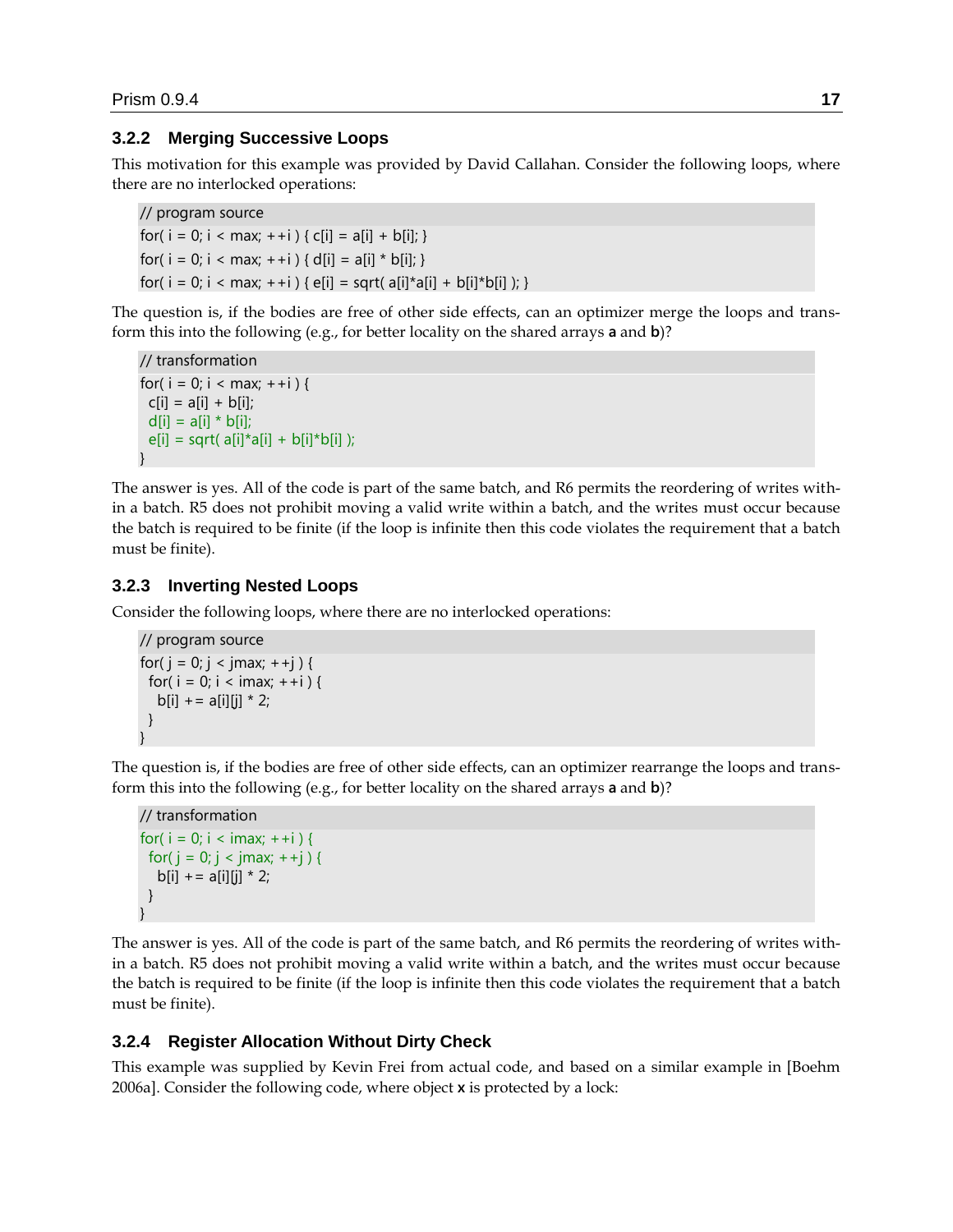### 3.2.2 Merging Successive Loops

This motivation for this example was provided by David Callahan. Consider the following loops, where there are no interlocked operations:

```
// program source
for( i = 0; i < max; ++i ) { c[i] = a[i] + b[i]; }
for( i = 0; i < max; ++i ) { d[i] = a[i] * b[i]; }
for( i = 0; i < max; ++i ) { e[i] = sqrt( a[i]*a[i] + b[i]*b[i] ); }
```

The question is, if the bodies are free of other side effects, can an optimizer merge the loops and transform this into the following (e.g., for better locality on the shared arrays **a** and **b**)?

```
// transformation
for( i = 0; i < max; ++i ) {
  c[i] = a[i] + b[i];
  d[i] = a[i] * b[i];
  e[i] = sqrt( a[i]*a[i] + b[i]*b[i] );
}
```

The answer is yes. All of the code is part of the same batch, and R6 permits the reordering of writes within a batch. R5 does not prohibit moving a valid write within a batch, and the writes must occur because the batch is required to be finite (if the loop is infinite then this code violates the requirement that a batch must be finite).

### 3.2.3 Inverting Nested Loops

Consider the following loops, where there are no interlocked operations:

```
// program source
for( j = 0; j < jmax; ++j ) {
  for( i = 0; i < imax; ++i ) {
    b[i] += a[i][j] * 2;
  }
}
```

The question is, if the bodies are free of other side effects, can an optimizer rearrange the loops and transform this into the following (e.g., for better locality on the shared arrays **a** and **b**)?

```
// transformation
for( i = 0; i < imax; ++i ) {
  for( j = 0; j < jmax; ++j ) {
    b[i] += a[i][j] * 2;
  }
}
```

The answer is yes. All of the code is part of the same batch, and R6 permits the reordering of writes within a batch. R5 does not prohibit moving a valid write within a batch, and the writes must occur because the batch is required to be finite (if the loop is infinite then this code violates the requirement that a batch must be finite).

### 3.2.4 Register Allocation Without Dirty Check

This example was supplied by Kevin Frei from actual code, and based on a similar example in [Boehm 2006a]. Consider the following code, where object **x** is protected by a lock: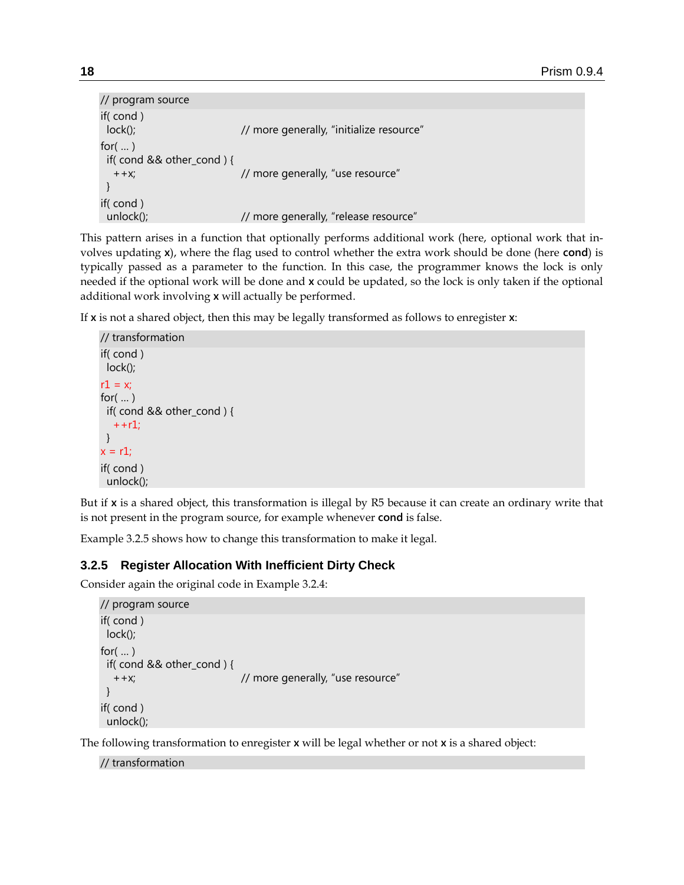```
// program source
if( cond )
  lock();                    // more generally, "initialize resource"
for( ... )
  if( cond && other_cond ) {
    ++x;                     // more generally, "use resource"
  }
if( cond )
  unlock();                  // more generally, "release resource"
```

This pattern arises in a function that optionally performs additional work (here, optional work that involves updating **x**), where the flag used to control whether the extra work should be done (here **cond**) is typically passed as a parameter to the function. In this case, the programmer knows the lock is only needed if the optional work will be done and **x** could be updated, so the lock is only taken if the optional additional work involving **x** will actually be performed.

If **x** is not a shared object, then this may be legally transformed as follows to enregister **x**:

```
// transformation
if( cond )
  lock();
r1 = x;
for( ... )
  if( cond && other_cond ) {
    ++r1;
  }
x = r1;
if( cond )
  unlock();
```

But if **x** is a shared object, this transformation is illegal by R5 because it can create an ordinary write that is not present in the program source, for example whenever **cond** is false.

Example 3.2.5 shows how to change this transformation to make it legal.

### 3.2.5 Register Allocation With Inefficient Dirty Check

Consider again the original code in Example 3.2.4:

```
// program source
if( cond )
  lock();
for( ... )
  if( cond && other_cond ) {
    ++x;                     // more generally, "use resource"
  }
if( cond )
  unlock();
```

The following transformation to enregister **x** will be legal whether or not **x** is a shared object:

```
// transformation
```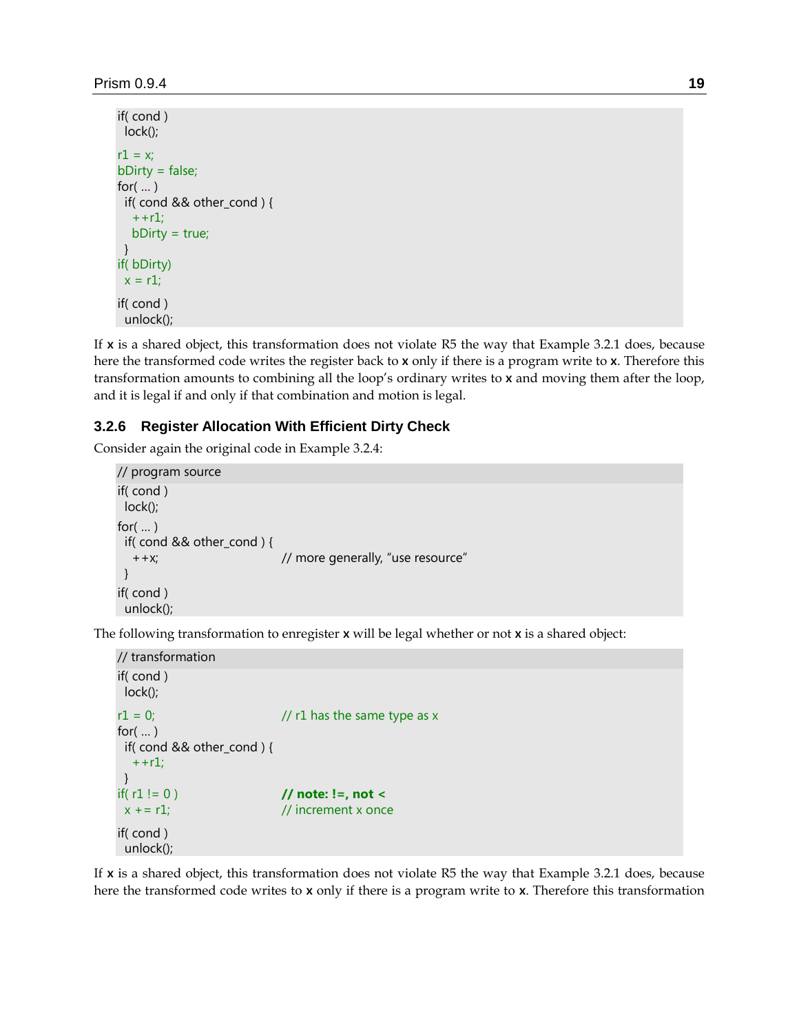```
if( cond )
  lock();
r1 = x;
bDirty = false;
for( ... )
  if( cond && other_cond ) {
    ++r1;
    bDirty = true;
  }
if( bDirty)
  x = r1;
if( cond )
  unlock();
```

If **x** is a shared object, this transformation does not violate R5 the way that Example 3.2.1 does, because here the transformed code writes the register back to **x** only if there is a program write to **x**. Therefore this transformation amounts to combining all the loop's ordinary writes to **x** and moving them after the loop, and it is legal if and only if that combination and motion is legal.

### 3.2.6 Register Allocation With Efficient Dirty Check

Consider again the original code in Example 3.2.4:

```
// program source
if( cond )
  lock();
for( ... )
  if( cond && other_cond ) {
    ++x;                        // more generally, "use resource"
  }
if( cond )
  unlock();
```

The following transformation to enregister **x** will be legal whether or not **x** is a shared object:

```
// transformation
if( cond )
  lock();
r1 = 0;                         // r1 has the same type as x
for( ... )
  if( cond && other_cond ) {
    ++r1;
  }
if( r1 != 0 )                   // note: !=, not <
  x += r1;                      // increment x once
if( cond )
  unlock();
```

If **x** is a shared object, this transformation does not violate R5 the way that Example 3.2.1 does, because here the transformed code writes to **x** only if there is a program write to **x**. Therefore this transformation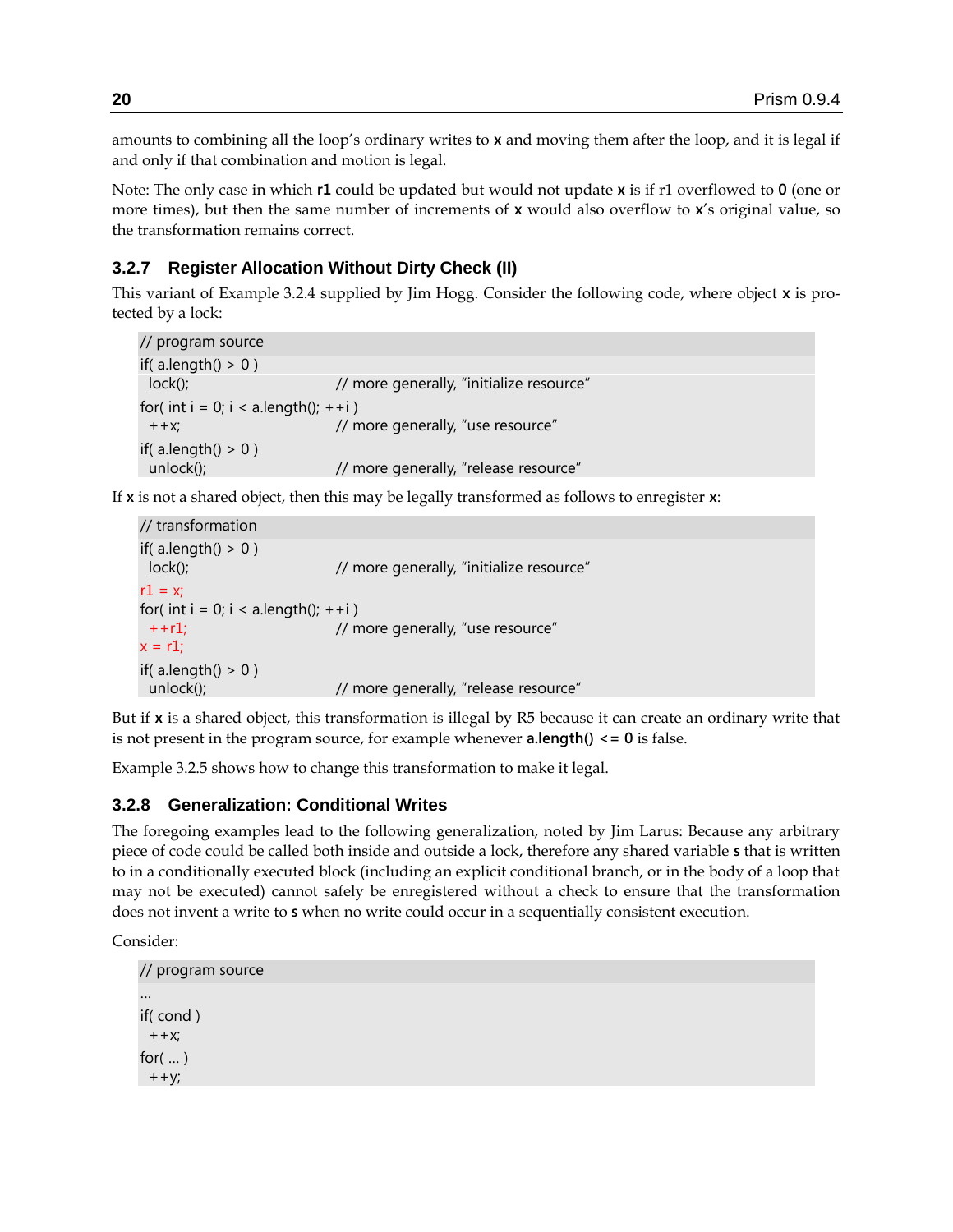amounts to combining all the loop's ordinary writes to **x** and moving them after the loop, and it is legal if and only if that combination and motion is legal.

Note: The only case in which **r1** could be updated but would not update **x** is if r1 overflowed to **0** (one or more times), but then the same number of increments of **x** would also overflow to **x**'s original value, so the transformation remains correct.

### 3.2.7 Register Allocation Without Dirty Check (II)

This variant of Example 3.2.4 supplied by Jim Hogg. Consider the following code, where object **x** is protected by a lock:

```
// program source
if( a.length() > 0 )
  lock();                      // more generally, "initialize resource"
for( int i = 0; i < a.length(); ++i )
  ++x;                         // more generally, "use resource"
if( a.length() > 0 )
  unlock();                    // more generally, "release resource"
```

If **x** is not a shared object, then this may be legally transformed as follows to enregister **x**:

```
// transformation
if( a.length() > 0 )
  lock();                      // more generally, "initialize resource"
r1 = x;
for( int i = 0; i < a.length(); ++i )
  ++r1;                        // more generally, "use resource"
x = r1;
if( a.length() > 0 )
  unlock();                    // more generally, "release resource"
```

But if **x** is a shared object, this transformation is illegal by R5 because it can create an ordinary write that is not present in the program source, for example whenever **a.length() <= 0** is false.

Example 3.2.5 shows how to change this transformation to make it legal.

### 3.2.8 Generalization: Conditional Writes

The foregoing examples lead to the following generalization, noted by Jim Larus: Because any arbitrary piece of code could be called both inside and outside a lock, therefore any shared variable **s** that is written to in a conditionally executed block (including an explicit conditional branch, or in the body of a loop that may not be executed) cannot safely be enregistered without a check to ensure that the transformation does not invent a write to **s** when no write could occur in a sequentially consistent execution.

Consider:

```
// program source
...
if( cond )
  ++x;
for( ... )
  ++y;
```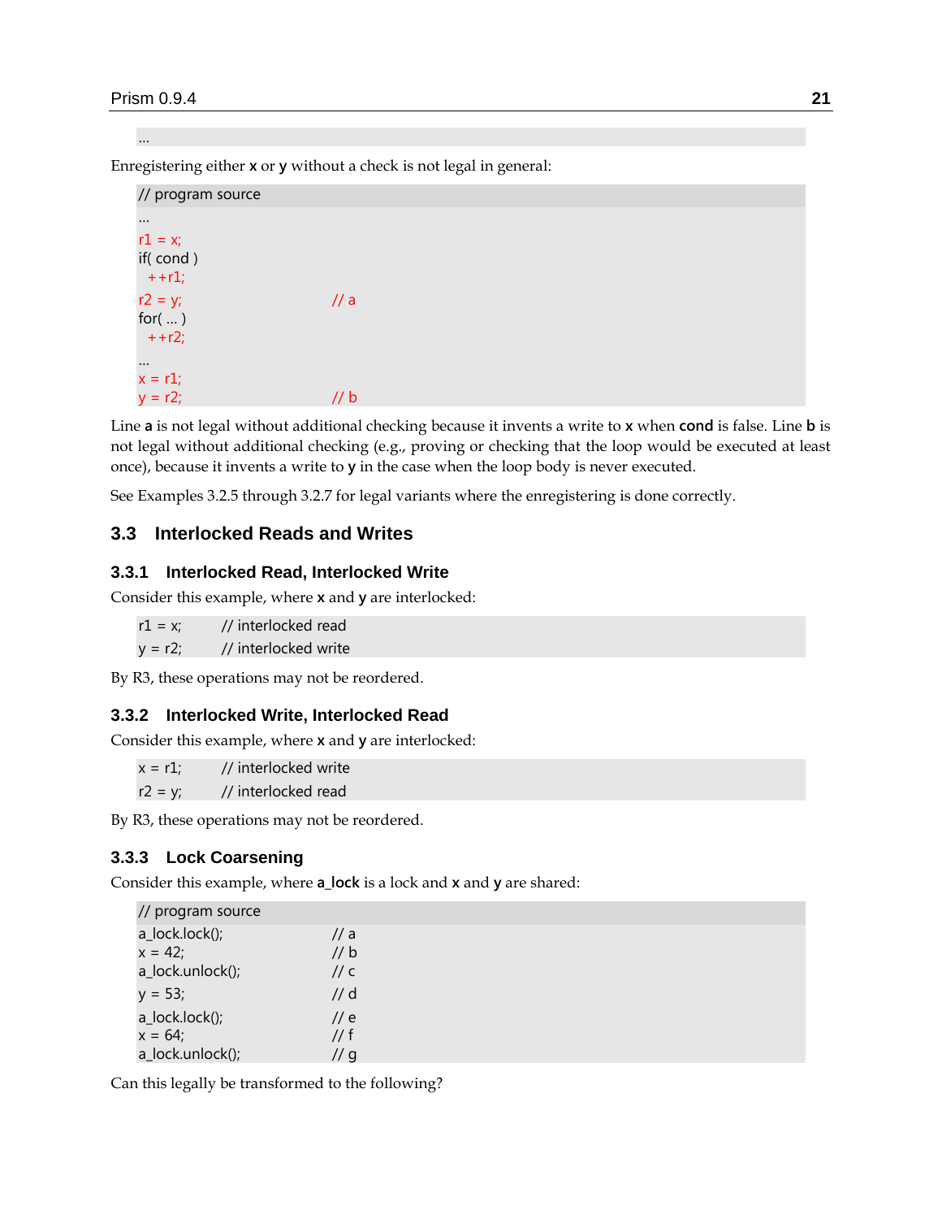```
...
```

Enregistering either **x** or **y** without a check is not legal in general:

```
// program source
...
r1 = x;
if( cond )
  ++r1;
r2 = y;                    // a
for( ... )
  ++r2;
...
x = r1;
y = r2;                    // b
```

Line **a** is not legal without additional checking because it invents a write to **x** when **cond** is false. Line **b** is not legal without additional checking (e.g., proving or checking that the loop would be executed at least once), because it invents a write to **y** in the case when the loop body is never executed.

See Examples 3.2.5 through 3.2.7 for legal variants where the enregistering is done correctly.

## 3.3 Interlocked Reads and Writes

### 3.3.1 Interlocked Read, Interlocked Write

Consider this example, where **x** and **y** are interlocked:

```
r1 = x;     // interlocked read
y = r2;     // interlocked write
```

By R3, these operations may not be reordered.

### 3.3.2 Interlocked Write, Interlocked Read

Consider this example, where **x** and **y** are interlocked:

```
x = r1;     // interlocked write
r2 = y;     // interlocked read
```

By R3, these operations may not be reordered.

### 3.3.3 Lock Coarsening

Consider this example, where **a_lock** is a lock and **x** and **y** are shared:

```
// program source
a_lock.lock();             // a
x = 42;                    // b
a_lock.unlock();           // c
y = 53;                    // d
a_lock.lock();             // e
x = 64;                    // f
a_lock.unlock();           // g
```

Can this legally be transformed to the following?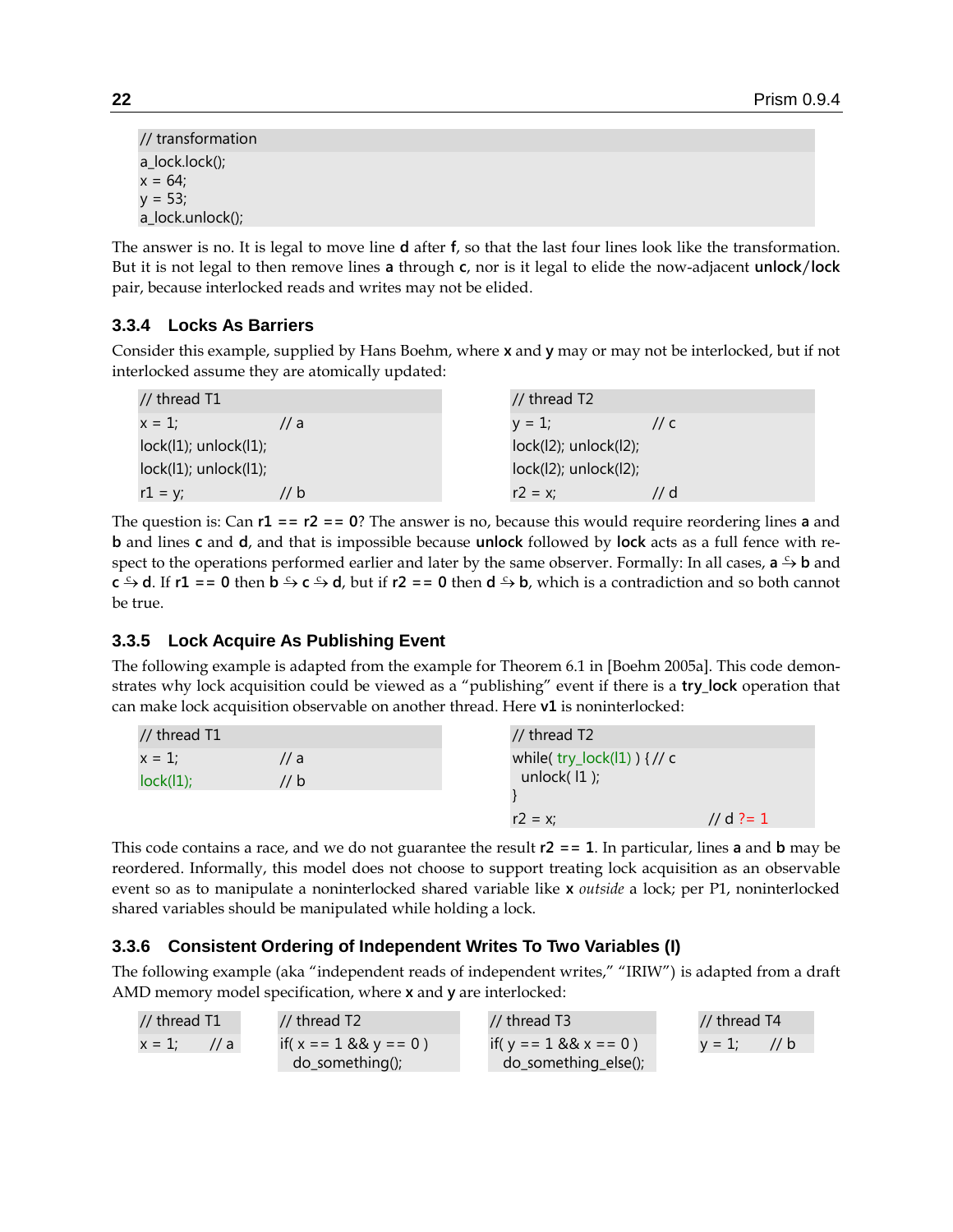```
// transformation
a_lock.lock();
x = 64;
y = 53;
a_lock.unlock();
```

The answer is no. It is legal to move line **d** after **f**, so that the last four lines look like the transformation. But it is not legal to then remove lines **a** through **c**, nor is it legal to elide the now-adjacent **unlock**/**lock** pair, because interlocked reads and writes may not be elided.

### 3.3.4 Locks As Barriers

Consider this example, supplied by Hans Boehm, where **x** and **y** may or may not be interlocked, but if not interlocked assume they are atomically updated:

```
// thread T1
x = 1;                    // a
lock(l1); unlock(l1);
lock(l1); unlock(l1);
r1 = y;                   // b
```

```
// thread T2
y = 1;                    // c
lock(l2); unlock(l2);
lock(l2); unlock(l2);
r2 = x;                   // d
```

The question is: Can **r1 == r2 == 0**? The answer is no, because this would require reordering lines **a** and **b** and lines **c** and **d**, and that is impossible because **unlock** followed by **lock** acts as a full fence with respect to the operations performed earlier and later by the same observer. Formally: In all cases, **a** $\overset{c}{\rightarrow}$ **b** and **c** $\overset{c}{\rightarrow}$ **d**. If **r1 == 0** then **b** $\overset{c}{\rightarrow}$ **c** $\overset{c}{\rightarrow}$ **d**, but if **r2 == 0** then **d** $\overset{c}{\rightarrow}$ **b**, which is a contradiction and so both cannot be true.

### 3.3.5 Lock Acquire As Publishing Event

The following example is adapted from the example for Theorem 6.1 in [Boehm 2005a]. This code demonstrates why lock acquisition could be viewed as a "publishing" event if there is a **try_lock** operation that can make lock acquisition observable on another thread. Here **v1** is noninterlocked:

```
// thread T1
x = 1;                    // a
lock(l1);                 // b
```

```
// thread T2
while( try_lock(l1) ) { // c
  unlock( l1 );
}
r2 = x;                   // d ?= 1
```

This code contains a race, and we do not guarantee the result **r2 == 1**. In particular, lines **a** and **b** may be reordered. Informally, this model does not choose to support treating lock acquisition as an observable event so as to manipulate a noninterlocked shared variable like **x** *outside* a lock; per P1, noninterlocked shared variables should be manipulated while holding a lock.

### 3.3.6 Consistent Ordering of Independent Writes To Two Variables (I)

The following example (aka "independent reads of independent writes," "IRIW") is adapted from a draft AMD memory model specification, where **x** and **y** are interlocked:

```
// thread T1
x = 1;      // a
```

```
// thread T2
if( x == 1 && y == 0 )
  do_something();
```

```
// thread T3
if( y == 1 && x == 0 )
  do_something_else();
```

```
// thread T4
y = 1;      // b
```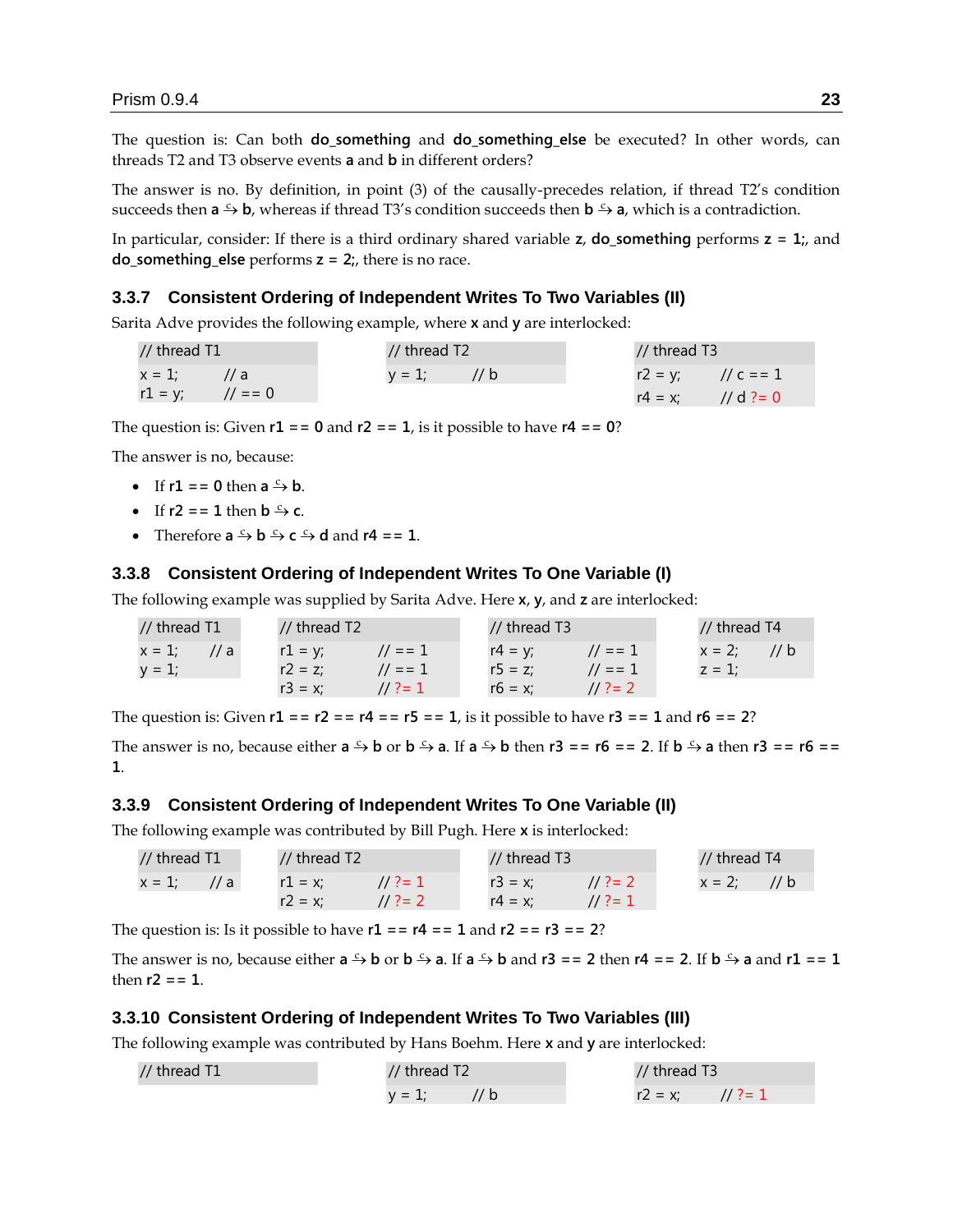The question is: Can both **do_something** and **do_something_else** be executed? In other words, can threads T2 and T3 observe events **a** and **b** in different orders?

The answer is no. By definition, in point (3) of the causally-precedes relation, if thread T2's condition succeeds then **a** $\overset{c}{\hookrightarrow}$ **b**, whereas if thread T3's condition succeeds then **b** $\overset{c}{\hookrightarrow}$ **a**, which is a contradiction.

In particular, consider: If there is a third ordinary shared variable **z**, **do_something** performs **z = 1;**, and **do_something_else** performs **z = 2;**, there is no race.

### 3.3.7 Consistent Ordering of Independent Writes To Two Variables (II)

Sarita Adve provides the following example, where **x** and **y** are interlocked:

```
// thread T1
x = 1;      // a
r1 = y;     // == 0
```

```
// thread T2
y = 1;      // b
```

```
// thread T3
r2 = y;     // c == 1
r4 = x;     // d ?= 0
```

The question is: Given **r1 == 0** and **r2 == 1**, is it possible to have **r4 == 0**?

The answer is no, because:

- If **r1 == 0** then **a** $\overset{c}{\hookrightarrow}$ **b**.
- If **r2 == 1** then **b** $\overset{c}{\hookrightarrow}$ **c**.
- Therefore **a** $\overset{c}{\hookrightarrow}$ **b** $\overset{c}{\hookrightarrow}$ **c** $\overset{c}{\hookrightarrow}$ **d** and **r4 == 1**.

### 3.3.8 Consistent Ordering of Independent Writes To One Variable (I)

The following example was supplied by Sarita Adve. Here **x**, **y**, and **z** are interlocked:

```
// thread T1
x = 1;      // a
y = 1;
```

```
// thread T2
r1 = y;     // == 1
r2 = z;     // == 1
r3 = x;     // ?= 1
```

```
// thread T3
r4 = y;     // == 1
r5 = z;     // == 1
r6 = x;     // ?= 2
```

```
// thread T4
x = 2;      // b
z = 1;
```

The question is: Given **r1 == r2 == r4 == r5 == 1**, is it possible to have **r3 == 1** and **r6 == 2**?

The answer is no, because either **a** $\overset{c}{\hookrightarrow}$ **b** or **b** $\overset{c}{\hookrightarrow}$ **a**. If **a** $\overset{c}{\hookrightarrow}$ **b** then **r3 == r6 == 2**. If **b** $\overset{c}{\hookrightarrow}$ **a** then **r3 == r6 == 1**.

### 3.3.9 Consistent Ordering of Independent Writes To One Variable (II)

The following example was contributed by Bill Pugh. Here **x** is interlocked:

```
// thread T1
x = 1;      // a
```

```
// thread T2
r1 = x;     // ?= 1
r2 = x;     // ?= 2
```

```
// thread T3
r3 = x;     // ?= 2
r4 = x;     // ?= 1
```

```
// thread T4
x = 2;      // b
```

The question is: Is it possible to have **r1 == r4 == 1** and **r2 == r3 == 2**?

The answer is no, because either **a** $\overset{c}{\hookrightarrow}$ **b** or **b** $\overset{c}{\hookrightarrow}$ **a**. If **a** $\overset{c}{\hookrightarrow}$ **b** and **r3 == 2** then **r4 == 2**. If **b** $\overset{c}{\hookrightarrow}$ **a** and **r1 == 1** then **r2 == 1**.

### 3.3.10 Consistent Ordering of Independent Writes To Two Variables (III)

The following example was contributed by Hans Boehm. Here **x** and **y** are interlocked:

```
// thread T1
```

```
// thread T2
y = 1;      // b
```

```
// thread T3
r2 = x;     // ?= 1
```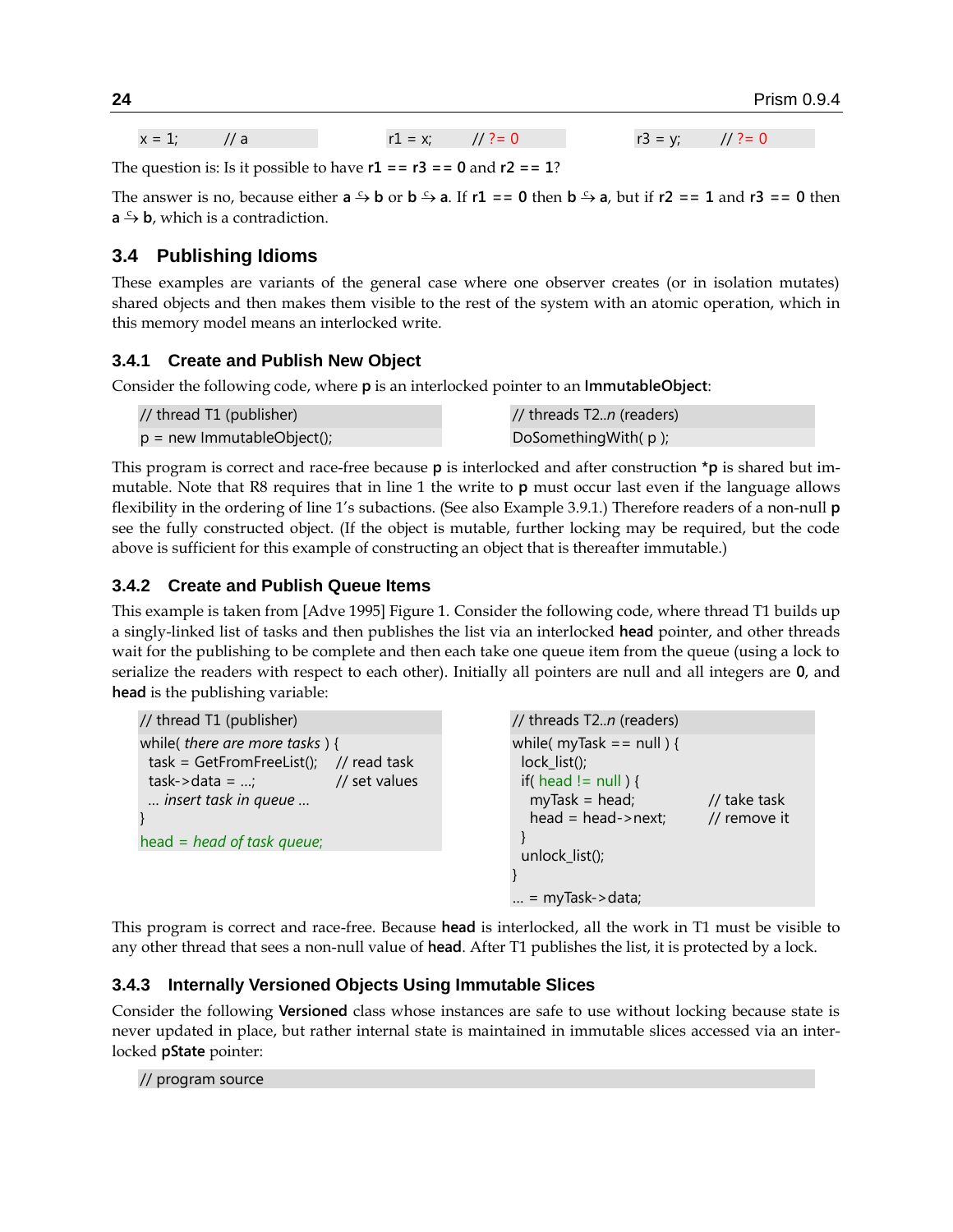```
x = 1;        // a
```

```
r1 = x;       // ?= 0
```

```
r3 = y;       // ?= 0
```

The question is: Is it possible to have **r1 == r3 == 0** and **r2 == 1**?

The answer is no, because either **a** $\xrightarrow{c}$ **b** or **b** $\xrightarrow{c}$ **a**. If **r1 == 0** then **b** $\xrightarrow{c}$ **a**, but if **r2 == 1** and **r3 == 0** then **a** $\xrightarrow{c}$ **b**, which is a contradiction.

## 3.4 Publishing Idioms

These examples are variants of the general case where one observer creates (or in isolation mutates) shared objects and then makes them visible to the rest of the system with an atomic operation, which in this memory model means an interlocked write.

### 3.4.1 Create and Publish New Object

Consider the following code, where **p** is an interlocked pointer to an **ImmutableObject**:

```
// thread T1 (publisher)
p = new ImmutableObject();
```

```
// threads T2..n (readers)
DoSomethingWith( p );
```

This program is correct and race-free because **p** is interlocked and after construction ***p** is shared but immutable. Note that R8 requires that in line 1 the write to **p** must occur last even if the language allows flexibility in the ordering of line 1's subactions. (See also Example 3.9.1.) Therefore readers of a non-null **p** see the fully constructed object. (If the object is mutable, further locking may be required, but the code above is sufficient for this example of constructing an object that is thereafter immutable.)

### 3.4.2 Create and Publish Queue Items

This example is taken from [Adve 1995] Figure 1. Consider the following code, where thread T1 builds up a singly-linked list of tasks and then publishes the list via an interlocked **head** pointer, and other threads wait for the publishing to be complete and then each take one queue item from the queue (using a lock to serialize the readers with respect to each other). Initially all pointers are null and all integers are **0**, and **head** is the publishing variable:

```
// thread T1 (publisher)
while( there are more tasks ) {
  task = GetFromFreeList();   // read task
  task->data = ...;           // set values
  ... insert task in queue ...
}
head = head of task queue;
```

```
// threads T2..n (readers)
while( myTask == null ) {
  lock_list();
  if( head != null ) {
    myTask = head;            // take task
    head = head->next;        // remove it
  }
  unlock_list();
}
... = myTask->data;
```

This program is correct and race-free. Because **head** is interlocked, all the work in T1 must be visible to any other thread that sees a non-null value of **head**. After T1 publishes the list, it is protected by a lock.

### 3.4.3 Internally Versioned Objects Using Immutable Slices

Consider the following **Versioned** class whose instances are safe to use without locking because state is never updated in place, but rather internal state is maintained in immutable slices accessed via an interlocked **pState** pointer:

```
// program source
```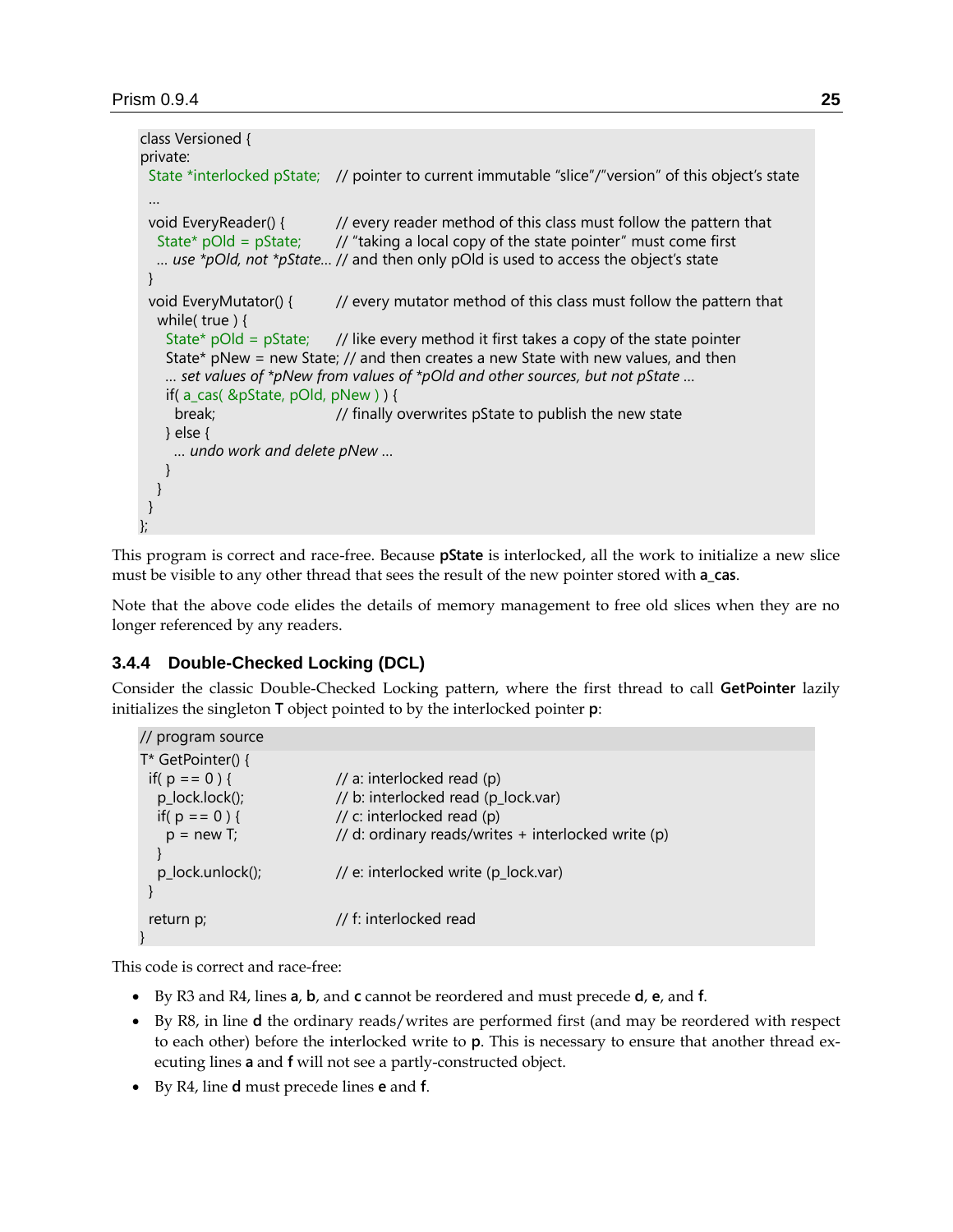```
class Versioned {
private:
  State *interlocked pState;   // pointer to current immutable "slice"/"version" of this object's state
  ...
  void EveryReader() {         // every reader method of this class must follow the pattern that
    State* pOld = pState;      // "taking a local copy of the state pointer" must come first
    ... use *pOld, not *pState... // and then only pOld is used to access the object's state
  }
  void EveryMutator() {        // every mutator method of this class must follow the pattern that
    while( true ) {
      State* pOld = pState;    // like every method it first takes a copy of the state pointer
      State* pNew = new State; // and then creates a new State with new values, and then
      ... set values of *pNew from values of *pOld and other sources, but not pState ...
      if( a_cas( &pState, pOld, pNew ) ) {
        break;                 // finally overwrites pState to publish the new state
      } else {
        ... undo work and delete pNew ...
      }
    }
  }
};
```

This program is correct and race-free. Because **pState** is interlocked, all the work to initialize a new slice must be visible to any other thread that sees the result of the new pointer stored with **a_cas**.

Note that the above code elides the details of memory management to free old slices when they are no longer referenced by any readers.

### 3.4.4 Double-Checked Locking (DCL)

Consider the classic Double-Checked Locking pattern, where the first thread to call **GetPointer** lazily initializes the singleton **T** object pointed to by the interlocked pointer **p**:

```
// program source
T* GetPointer() {
  if( p == 0 ) {               // a: interlocked read (p)
    p_lock.lock();             // b: interlocked read (p_lock.var)
    if( p == 0 ) {             // c: interlocked read (p)
      p = new T;               // d: ordinary reads/writes + interlocked write (p)
    }
    p_lock.unlock();           // e: interlocked write (p_lock.var)
  }
  return p;                    // f: interlocked read
}
```

This code is correct and race-free:

- By R3 and R4, lines **a**, **b**, and **c** cannot be reordered and must precede **d**, **e**, and **f**.
- By R8, in line **d** the ordinary reads/writes are performed first (and may be reordered with respect to each other) before the interlocked write to **p**. This is necessary to ensure that another thread executing lines **a** and **f** will not see a partly-constructed object.
- By R4, line **d** must precede lines **e** and **f**.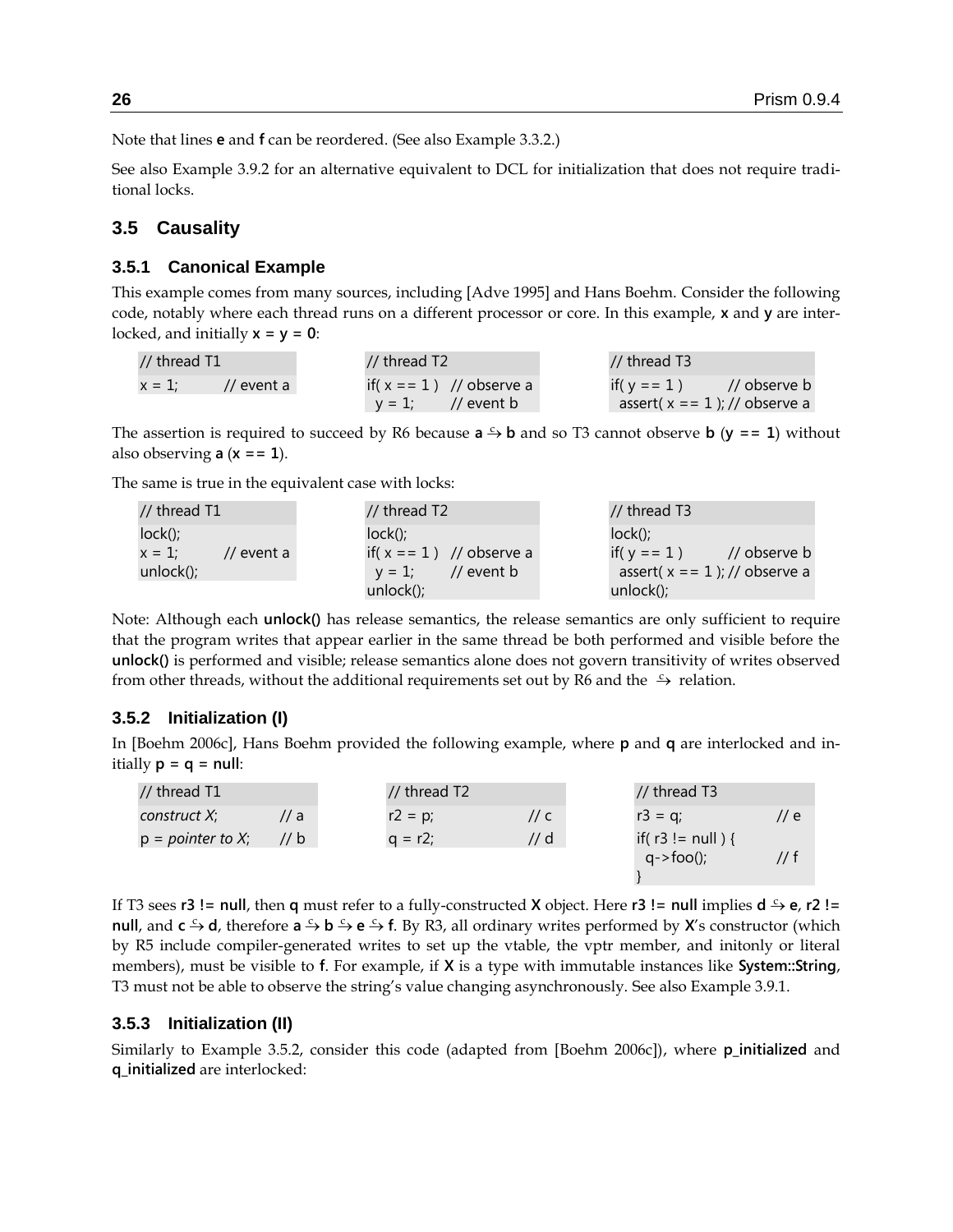Note that lines **e** and **f** can be reordered. (See also Example 3.3.2.)

See also Example 3.9.2 for an alternative equivalent to DCL for initialization that does not require traditional locks.

## 3.5 Causality

### 3.5.1 Canonical Example

This example comes from many sources, including [Adve 1995] and Hans Boehm. Consider the following code, notably where each thread runs on a different processor or core. In this example, **x** and **y** are interlocked, and initially **x = y = 0**:

```
// thread T1
x = 1;        // event a
```

```
// thread T2
if( x == 1 )  // observe a
  y = 1;      // event b
```

```
// thread T3
if( y == 1 )          // observe b
  assert( x == 1 ); // observe a
```

The assertion is required to succeed by R6 because **a** $\stackrel{c}{\hookrightarrow}$ **b** and so T3 cannot observe **b** (**y == 1**) without also observing **a** (**x == 1**).

The same is true in the equivalent case with locks:

```
// thread T1
lock();
x = 1;        // event a
unlock();
```

```
// thread T2
lock();
if( x == 1 )  // observe a
  y = 1;      // event b
unlock();
```

```
// thread T3
lock();
if( y == 1 )          // observe b
  assert( x == 1 ); // observe a
unlock();
```

Note: Although each **unlock()** has release semantics, the release semantics are only sufficient to require that the program writes that appear earlier in the same thread be both performed and visible before the **unlock()** is performed and visible; release semantics alone does not govern transitivity of writes observed from other threads, without the additional requirements set out by R6 and the $\stackrel{c}{\hookrightarrow}$ relation.

### 3.5.2 Initialization (I)

In [Boehm 2006c], Hans Boehm provided the following example, where **p** and **q** are interlocked and initially **p = q = null**:

```
// thread T1
construct X;        // a
p = pointer to X;   // b
```

```
// thread T2
r2 = p;             // c
q = r2;             // d
```

```
// thread T3
r3 = q;             // e
if( r3 != null ) {
  q->foo();         // f
}
```

If T3 sees **r3 != null**, then **q** must refer to a fully-constructed **X** object. Here **r3 != null** implies **d** $\stackrel{c}{\hookrightarrow}$ **e**, **r2 != null**, and **c** $\stackrel{c}{\hookrightarrow}$ **d**, therefore **a** $\stackrel{c}{\hookrightarrow}$ **b** $\stackrel{c}{\hookrightarrow}$ **e** $\stackrel{c}{\hookrightarrow}$ **f**. By R3, all ordinary writes performed by **X**'s constructor (which by R5 include compiler-generated writes to set up the vtable, the vptr member, and initonly or literal members), must be visible to **f**. For example, if **X** is a type with immutable instances like **System::String**, T3 must not be able to observe the string's value changing asynchronously. See also Example 3.9.1.

### 3.5.3 Initialization (II)

Similarly to Example 3.5.2, consider this code (adapted from [Boehm 2006c]), where **p_initialized** and **q_initialized** are interlocked: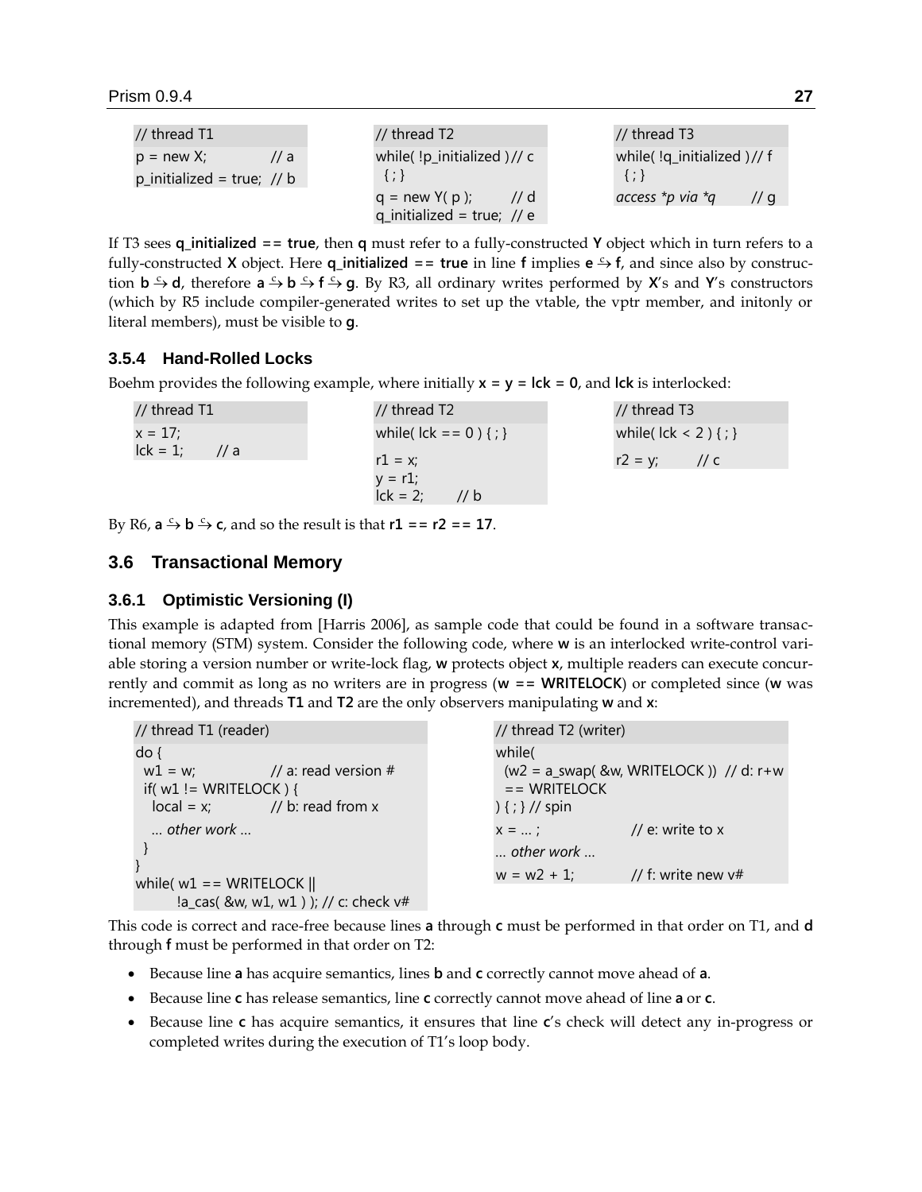```
// thread T1
p = new X;            // a
p_initialized = true; // b
```

```
// thread T2
while( !p_initialized ) // c
  { ; }
q = new Y( p );         // d
q_initialized = true;   // e
```

```
// thread T3
while( !q_initialized ) // f
  { ; }
access *p via *q        // g
```

If T3 sees **q_initialized == true**, then **q** must refer to a fully-constructed **Y** object which in turn refers to a fully-constructed **X** object. Here **q_initialized == true** in line **f** implies **e** $\xrightarrow{c}$ **f**, and since also by construction **b** $\xrightarrow{c}$ **d**, therefore **a** $\xrightarrow{c}$ **b** $\xrightarrow{c}$ **f** $\xrightarrow{c}$ **g**. By R3, all ordinary writes performed by **X**'s and **Y**'s constructors (which by R5 include compiler-generated writes to set up the vtable, the vptr member, and initonly or literal members), must be visible to **g**.

### 3.5.4 Hand-Rolled Locks

Boehm provides the following example, where initially **x = y = lck = 0**, and **lck** is interlocked:

```
// thread T1
x = 17;
lck = 1;    // a
```

```
// thread T2
while( lck == 0 ) { ; }
r1 = x;
y = r1;
lck = 2;    // b
```

```
// thread T3
while( lck < 2 ) { ; }
r2 = y;     // c
```

By R6, **a** $\xrightarrow{c}$ **b** $\xrightarrow{c}$ **c**, and so the result is that **r1 == r2 == 17**.

## 3.6 Transactional Memory

### 3.6.1 Optimistic Versioning (I)

This example is adapted from [Harris 2006], as sample code that could be found in a software transactional memory (STM) system. Consider the following code, where **w** is an interlocked write-control variable storing a version number or write-lock flag, **w** protects object **x**, multiple readers can execute concurrently and commit as long as no writers are in progress (**w == WRITELOCK**) or completed since (**w** was incremented), and threads **T1** and **T2** are the only observers manipulating **w** and **x**:

```
// thread T1 (reader)
do {
  w1 = w;                  // a: read version #
  if( w1 != WRITELOCK ) {
    local = x;             // b: read from x
    ... other work ...
  }
}
while( w1 == WRITELOCK ||
       !a_cas( &w, w1, w1 ) ); // c: check v#
```

```
// thread T2 (writer)
while(
  (w2 = a_swap( &w, WRITELOCK ))  // d: r+w
  == WRITELOCK
) { ; } // spin
x = ... ;                  // e: write to x
... other work ...
w = w2 + 1;                // f: write new v#
```

This code is correct and race-free because lines **a** through **c** must be performed in that order on T1, and **d** through **f** must be performed in that order on T2:

- Because line **a** has acquire semantics, lines **b** and **c** correctly cannot move ahead of **a**.
- Because line **c** has release semantics, line **c** correctly cannot move ahead of line **a** or **c**.
- Because line **c** has acquire semantics, it ensures that line **c**'s check will detect any in-progress or completed writes during the execution of T1's loop body.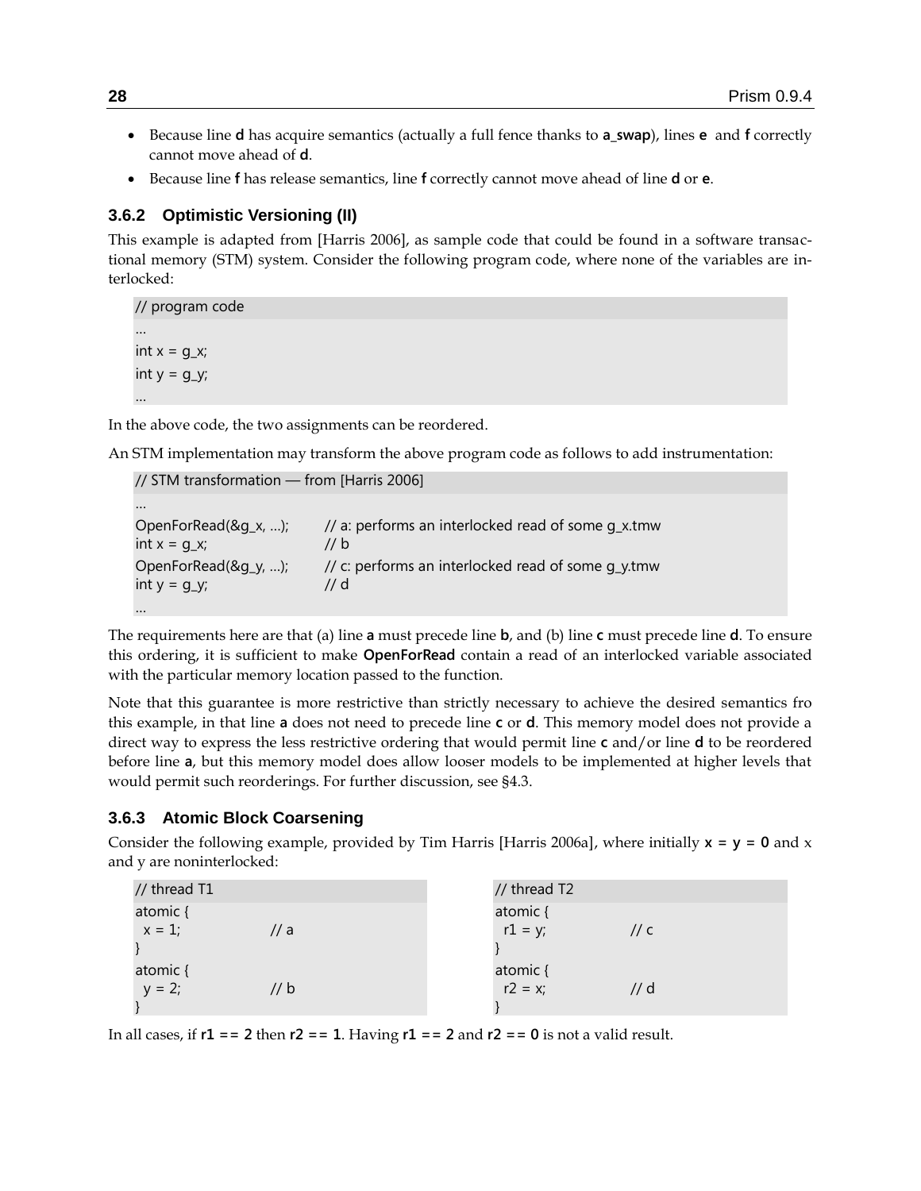- Because line **d** has acquire semantics (actually a full fence thanks to **a_swap**), lines **e** and **f** correctly cannot move ahead of **d**.
- Because line **f** has release semantics, line **f** correctly cannot move ahead of line **d** or **e**.

### 3.6.2 Optimistic Versioning (II)

This example is adapted from [Harris 2006], as sample code that could be found in a software transactional memory (STM) system. Consider the following program code, where none of the variables are interlocked:

```
// program code
…
int x = g_x;
int y = g_y;
…
```

In the above code, the two assignments can be reordered.

An STM implementation may transform the above program code as follows to add instrumentation:

```
// STM transformation — from [Harris 2006]
…
OpenForRead(&g_x, …);      // a: performs an interlocked read of some g_x.tmw
int x = g_x;               // b
OpenForRead(&g_y, …);      // c: performs an interlocked read of some g_y.tmw
int y = g_y;               // d
…
```

The requirements here are that (a) line **a** must precede line **b**, and (b) line **c** must precede line **d**. To ensure this ordering, it is sufficient to make **OpenForRead** contain a read of an interlocked variable associated with the particular memory location passed to the function.

Note that this guarantee is more restrictive than strictly necessary to achieve the desired semantics fro this example, in that line **a** does not need to precede line **c** or **d**. This memory model does not provide a direct way to express the less restrictive ordering that would permit line **c** and/or line **d** to be reordered before line **a**, but this memory model does allow looser models to be implemented at higher levels that would permit such reorderings. For further discussion, see §4.3.

### 3.6.3 Atomic Block Coarsening

Consider the following example, provided by Tim Harris [Harris 2006a], where initially **x = y = 0** and x and y are noninterlocked:

```
// thread T1
atomic {
  x = 1;          // a
}
atomic {
  y = 2;          // b
}
```

```
// thread T2
atomic {
  r1 = y;         // c
}
atomic {
  r2 = x;         // d
}
```

In all cases, if **r1 == 2** then **r2 == 1**. Having **r1 == 2** and **r2 == 0** is not a valid result.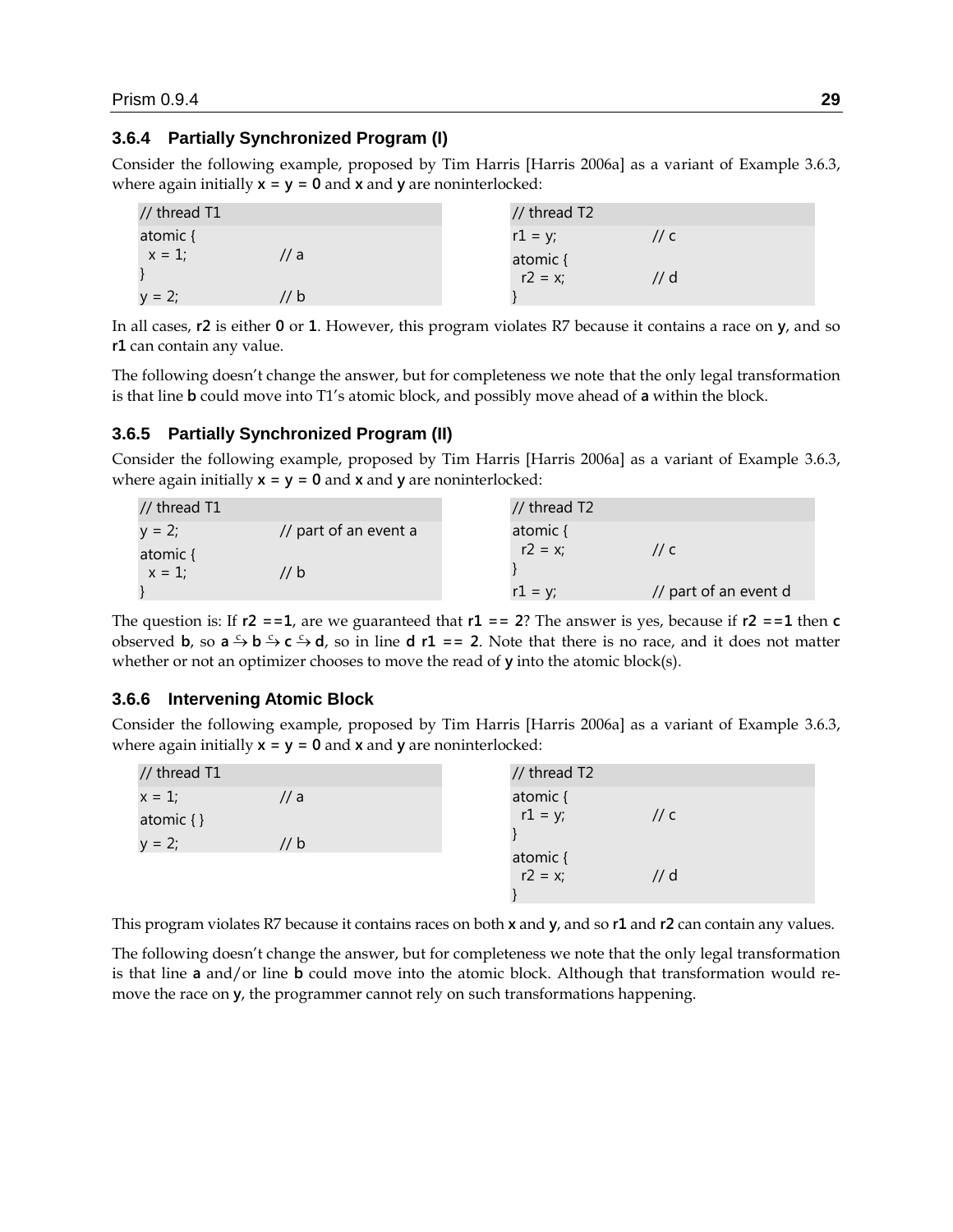### 3.6.4 Partially Synchronized Program (I)

Consider the following example, proposed by Tim Harris [Harris 2006a] as a variant of Example 3.6.3, where again initially **x = y = 0** and **x** and **y** are noninterlocked:

```
// thread T1
atomic {
  x = 1;          // a
}
y = 2;            // b
```

```
// thread T2
r1 = y;           // c
atomic {
  r2 = x;         // d
}
```

In all cases, **r2** is either **0** or **1**. However, this program violates R7 because it contains a race on **y**, and so **r1** can contain any value.

The following doesn't change the answer, but for completeness we note that the only legal transformation is that line **b** could move into T1's atomic block, and possibly move ahead of **a** within the block.

### 3.6.5 Partially Synchronized Program (II)

Consider the following example, proposed by Tim Harris [Harris 2006a] as a variant of Example 3.6.3, where again initially **x = y = 0** and **x** and **y** are noninterlocked:

```
// thread T1
y = 2;            // part of an event a
atomic {
  x = 1;          // b
}
```

```
// thread T2
atomic {
  r2 = x;         // c
}
r1 = y;           // part of an event d
```

The question is: If **r2 ==1**, are we guaranteed that **r1 == 2**? The answer is yes, because if **r2 ==1** then **c** observed **b**, so $\mathbf{a} \xrightarrow{c} \mathbf{b} \xrightarrow{c} \mathbf{c} \xrightarrow{c} \mathbf{d}$, so in line **d** **r1 == 2**. Note that there is no race, and it does not matter whether or not an optimizer chooses to move the read of **y** into the atomic block(s).

### 3.6.6 Intervening Atomic Block

Consider the following example, proposed by Tim Harris [Harris 2006a] as a variant of Example 3.6.3, where again initially **x = y = 0** and **x** and **y** are noninterlocked:

```
// thread T1
x = 1;            // a
atomic { }
y = 2;            // b
```

```
// thread T2
atomic {
  r1 = y;         // c
}
atomic {
  r2 = x;         // d
}
```

This program violates R7 because it contains races on both **x** and **y**, and so **r1** and **r2** can contain any values.

The following doesn't change the answer, but for completeness we note that the only legal transformation is that line **a** and/or line **b** could move into the atomic block. Although that transformation would remove the race on **y**, the programmer cannot rely on such transformations happening.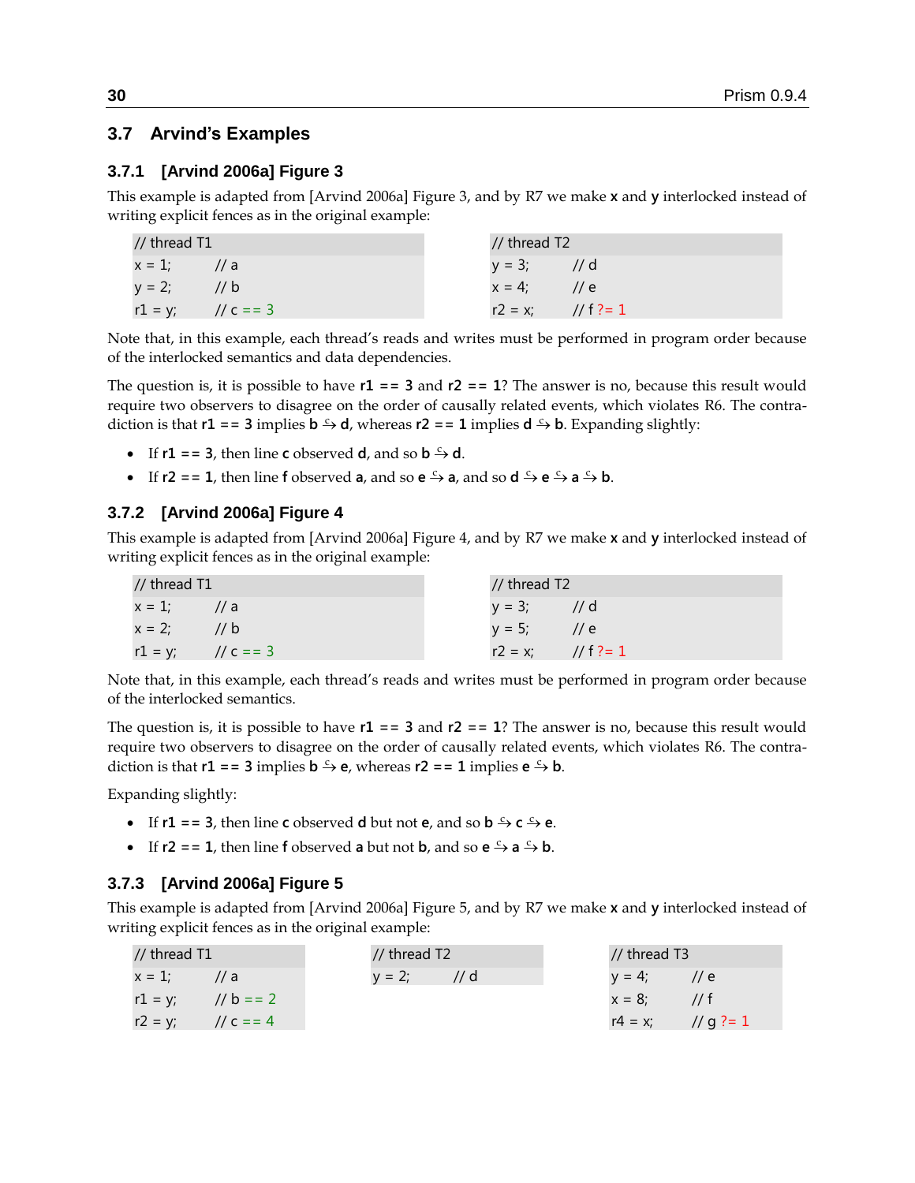## 3.7 Arvind's Examples

### 3.7.1 [Arvind 2006a] Figure 3

This example is adapted from [Arvind 2006a] Figure 3, and by R7 we make **x** and **y** interlocked instead of writing explicit fences as in the original example:

```
// thread T1
x = 1;      // a
y = 2;      // b
r1 = y;     // c == 3
```

```
// thread T2
y = 3;      // d
x = 4;      // e
r2 = x;     // f ?= 1
```

Note that, in this example, each thread's reads and writes must be performed in program order because of the interlocked semantics and data dependencies.

The question is, it is possible to have **r1 == 3** and **r2 == 1**? The answer is no, because this result would require two observers to disagree on the order of causally related events, which violates R6. The contradiction is that **r1 == 3** implies **b** $\overset{c}{\rightarrow}$ **d**, whereas **r2 == 1** implies **d** $\overset{c}{\rightarrow}$ **b**. Expanding slightly:

- If **r1 == 3**, then line **c** observed **d**, and so **b** $\overset{c}{\rightarrow}$ **d**.
- If **r2 == 1**, then line **f** observed **a**, and so **e** $\overset{c}{\rightarrow}$ **a**, and so **d** $\overset{c}{\rightarrow}$ **e** $\overset{c}{\rightarrow}$ **a** $\overset{c}{\rightarrow}$ **b**.

### 3.7.2 [Arvind 2006a] Figure 4

This example is adapted from [Arvind 2006a] Figure 4, and by R7 we make **x** and **y** interlocked instead of writing explicit fences as in the original example:

```
// thread T1
x = 1;      // a
x = 2;      // b
r1 = y;     // c == 3
```

```
// thread T2
y = 3;      // d
y = 5;      // e
r2 = x;     // f ?= 1
```

Note that, in this example, each thread's reads and writes must be performed in program order because of the interlocked semantics.

The question is, it is possible to have **r1 == 3** and **r2 == 1**? The answer is no, because this result would require two observers to disagree on the order of causally related events, which violates R6. The contradiction is that **r1 == 3** implies **b** $\overset{c}{\rightarrow}$ **e**, whereas **r2 == 1** implies **e** $\overset{c}{\rightarrow}$ **b**.

Expanding slightly:

- If **r1 == 3**, then line **c** observed **d** but not **e**, and so **b** $\overset{c}{\rightarrow}$ **c** $\overset{c}{\rightarrow}$ **e**.
- If **r2 == 1**, then line **f** observed **a** but not **b**, and so **e** $\overset{c}{\rightarrow}$ **a** $\overset{c}{\rightarrow}$ **b**.

### 3.7.3 [Arvind 2006a] Figure 5

This example is adapted from [Arvind 2006a] Figure 5, and by R7 we make **x** and **y** interlocked instead of writing explicit fences as in the original example:

```
// thread T1
x = 1;      // a
r1 = y;     // b == 2
r2 = y;     // c == 4
```

```
// thread T2
y = 2;      // d
```

```
// thread T3
y = 4;      // e
x = 8;      // f
r4 = x;     // g ?= 1
```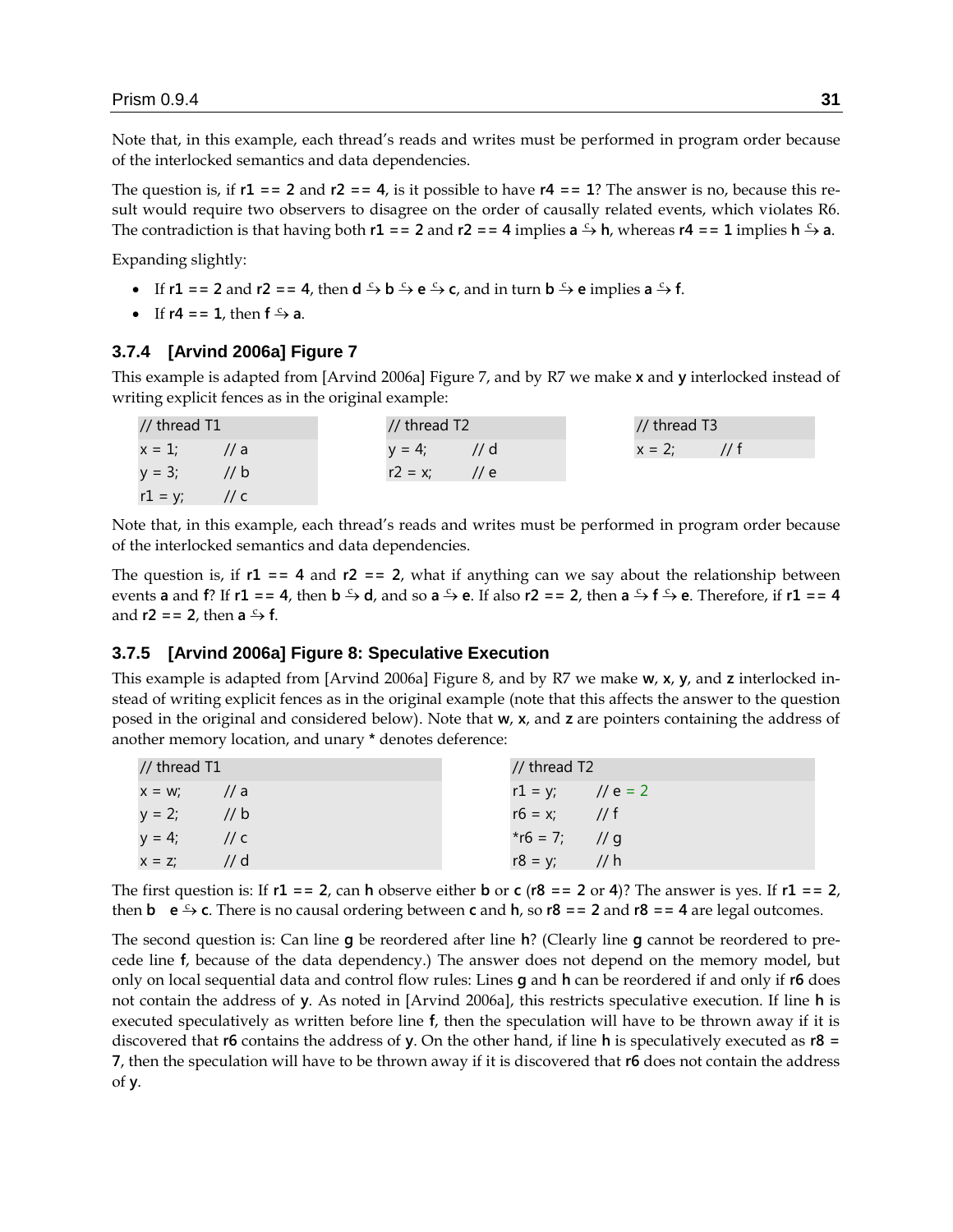Note that, in this example, each thread's reads and writes must be performed in program order because of the interlocked semantics and data dependencies.

The question is, if **r1 == 2** and **r2 == 4**, is it possible to have **r4 == 1**? The answer is no, because this result would require two observers to disagree on the order of causally related events, which violates R6. The contradiction is that having both **r1 == 2** and **r2 == 4** implies **a** $\xrightarrow{c}$ **h**, whereas **r4 == 1** implies **h** $\xrightarrow{c}$ **a**.

Expanding slightly:

- If **r1 == 2** and **r2 == 4**, then **d** $\xrightarrow{c}$ **b** $\xrightarrow{c}$ **e** $\xrightarrow{c}$ **c**, and in turn **b** $\xrightarrow{c}$ **e** implies **a** $\xrightarrow{c}$ **f**.
- If **r4 == 1**, then **f** $\xrightarrow{c}$ **a**.

### 3.7.4 [Arvind 2006a] Figure 7

This example is adapted from [Arvind 2006a] Figure 7, and by R7 we make **x** and **y** interlocked instead of writing explicit fences as in the original example:

```
// thread T1
x = 1;     // a
y = 3;     // b
r1 = y;    // c
```

```
// thread T2
y = 4;     // d
r2 = x;    // e
```

```
// thread T3
x = 2;     // f
```

Note that, in this example, each thread's reads and writes must be performed in program order because of the interlocked semantics and data dependencies.

The question is, if **r1 == 4** and **r2 == 2**, what if anything can we say about the relationship between events **a** and **f**? If **r1 == 4**, then **b** $\xrightarrow{c}$ **d**, and so **a** $\xrightarrow{c}$ **e**. If also **r2 == 2**, then **a** $\xrightarrow{c}$ **f** $\xrightarrow{c}$ **e**. Therefore, if **r1 == 4** and **r2 == 2**, then **a** $\xrightarrow{c}$ **f**.

### 3.7.5 [Arvind 2006a] Figure 8: Speculative Execution

This example is adapted from [Arvind 2006a] Figure 8, and by R7 we make **w**, **x**, **y**, and **z** interlocked instead of writing explicit fences as in the original example (note that this affects the answer to the question posed in the original and considered below). Note that **w**, **x**, and **z** are pointers containing the address of another memory location, and unary * denotes deference:

```
// thread T1
x = w;     // a
y = 2;     // b
y = 4;     // c
x = z;     // d
```

```
// thread T2
r1 = y;    // e = 2
r6 = x;    // f
*r6 = 7;   // g
r8 = y;    // h
```

The first question is: If **r1 == 2**, can **h** observe either **b** or **c** (**r8 == 2** or **4**)? The answer is yes. If **r1 == 2**, then **b** **e** $\xrightarrow{c}$ **c**. There is no causal ordering between **c** and **h**, so **r8 == 2** and **r8 == 4** are legal outcomes.

The second question is: Can line **g** be reordered after line **h**? (Clearly line **g** cannot be reordered to precede line **f**, because of the data dependency.) The answer does not depend on the memory model, but only on local sequential data and control flow rules: Lines **g** and **h** can be reordered if and only if **r6** does not contain the address of **y**. As noted in [Arvind 2006a], this restricts speculative execution. If line **h** is executed speculatively as written before line **f**, then the speculation will have to be thrown away if it is discovered that **r6** contains the address of **y**. On the other hand, if line **h** is speculatively executed as **r8 = 7**, then the speculation will have to be thrown away if it is discovered that **r6** does not contain the address of **y**.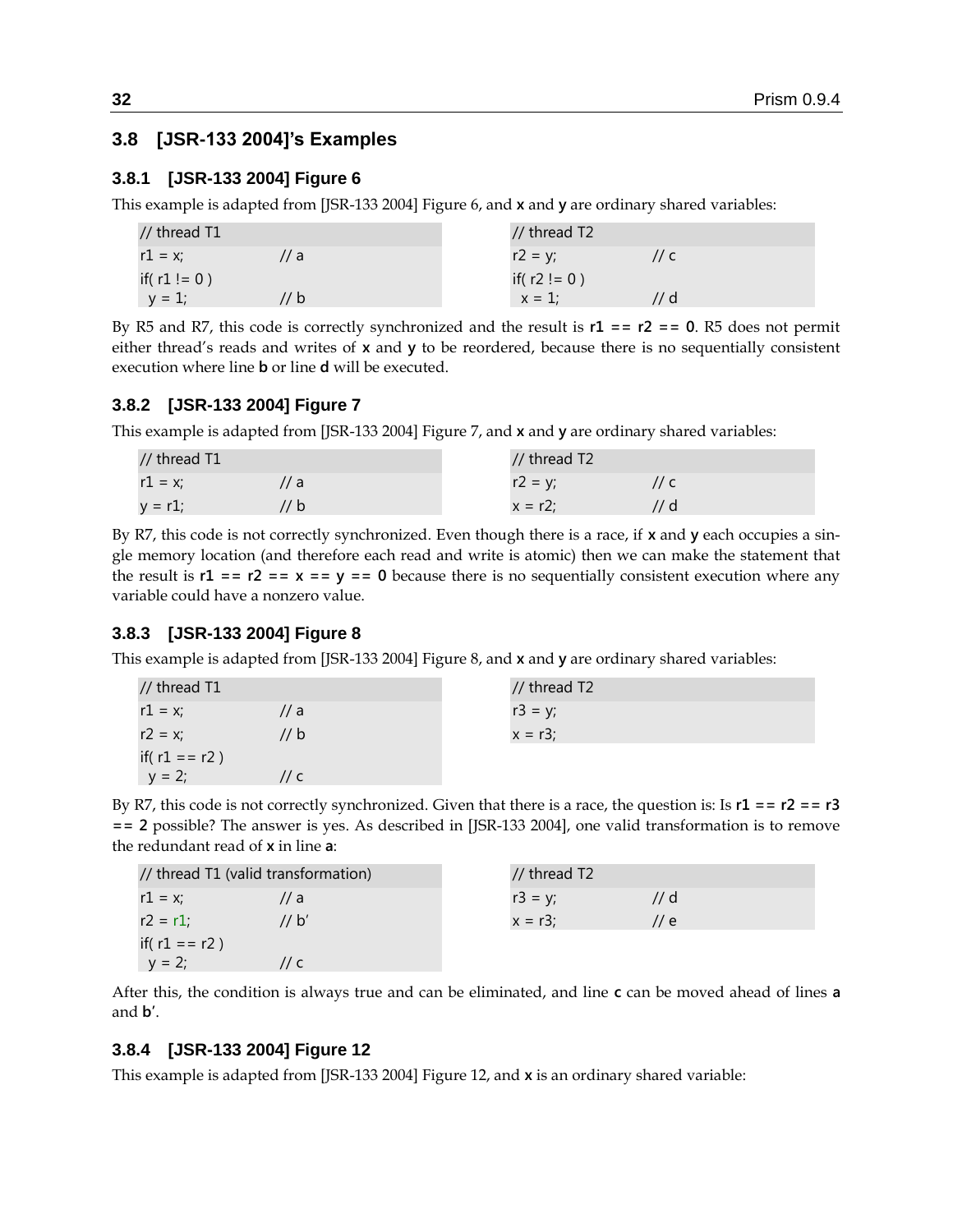## 3.8 [JSR-133 2004]'s Examples

### 3.8.1 [JSR-133 2004] Figure 6

This example is adapted from [JSR-133 2004] Figure 6, and **x** and **y** are ordinary shared variables:

```
// thread T1
r1 = x;            // a
if( r1 != 0 )
  y = 1;           // b
```

```
// thread T2
r2 = y;            // c
if( r2 != 0 )
  x = 1;           // d
```

By R5 and R7, this code is correctly synchronized and the result is `r1 == r2 == 0`. R5 does not permit either thread's reads and writes of **x** and **y** to be reordered, because there is no sequentially consistent execution where line **b** or line **d** will be executed.

### 3.8.2 [JSR-133 2004] Figure 7

This example is adapted from [JSR-133 2004] Figure 7, and **x** and **y** are ordinary shared variables:

```
// thread T1
r1 = x;            // a
y = r1;            // b
```

```
// thread T2
r2 = y;            // c
x = r2;            // d
```

By R7, this code is not correctly synchronized. Even though there is a race, if **x** and **y** each occupies a single memory location (and therefore each read and write is atomic) then we can make the statement that the result is `r1 == r2 == x == y == 0` because there is no sequentially consistent execution where any variable could have a nonzero value.

### 3.8.3 [JSR-133 2004] Figure 8

This example is adapted from [JSR-133 2004] Figure 8, and **x** and **y** are ordinary shared variables:

```
// thread T1
r1 = x;            // a
r2 = x;            // b
if( r1 == r2 )
  y = 2;           // c
```

```
// thread T2
r3 = y;
x = r3;
```

By R7, this code is not correctly synchronized. Given that there is a race, the question is: Is `r1 == r2 == r3 == 2` possible? The answer is yes. As described in [JSR-133 2004], one valid transformation is to remove the redundant read of **x** in line **a**:

```
// thread T1 (valid transformation)
r1 = x;            // a
r2 = r1;           // b'
if( r1 == r2 )
  y = 2;           // c
```

```
// thread T2
r3 = y;            // d
x = r3;            // e
```

After this, the condition is always true and can be eliminated, and line **c** can be moved ahead of lines **a** and **b'**.

### 3.8.4 [JSR-133 2004] Figure 12

This example is adapted from [JSR-133 2004] Figure 12, and **x** is an ordinary shared variable: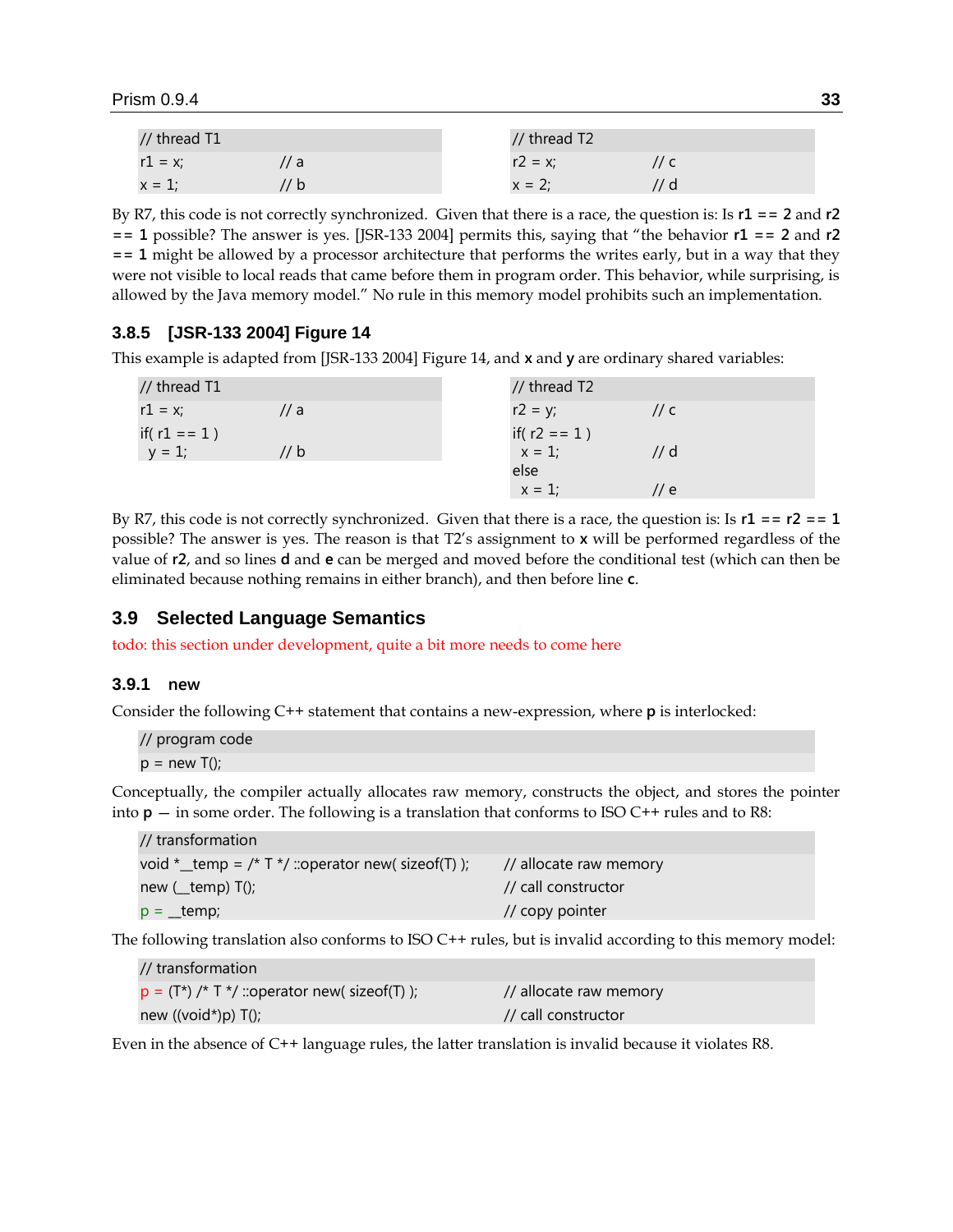```
// thread T1
r1 = x;        // a
x = 1;         // b
```

```
// thread T2
r2 = x;        // c
x = 2;         // d
```

By R7, this code is not correctly synchronized. Given that there is a race, the question is: Is **r1 == 2** and **r2 == 1** possible? The answer is yes. [JSR-133 2004] permits this, saying that "the behavior **r1 == 2** and **r2 == 1** might be allowed by a processor architecture that performs the writes early, but in a way that they were not visible to local reads that came before them in program order. This behavior, while surprising, is allowed by the Java memory model." No rule in this memory model prohibits such an implementation.

### 3.8.5 [JSR-133 2004] Figure 14

This example is adapted from [JSR-133 2004] Figure 14, and **x** and **y** are ordinary shared variables:

```
// thread T1
r1 = x;        // a
if( r1 == 1 )
  y = 1;       // b
```

```
// thread T2
r2 = y;        // c
if( r2 == 1 )
  x = 1;       // d
else
  x = 1;       // e
```

By R7, this code is not correctly synchronized. Given that there is a race, the question is: Is **r1 == r2 == 1** possible? The answer is yes. The reason is that T2's assignment to **x** will be performed regardless of the value of **r2**, and so lines **d** and **e** can be merged and moved before the conditional test (which can then be eliminated because nothing remains in either branch), and then before line **c**.

## 3.9 Selected Language Semantics

todo: this section under development, quite a bit more needs to come here

### 3.9.1 new

Consider the following C++ statement that contains a new-expression, where **p** is interlocked:

```
// program code
p = new T();
```

Conceptually, the compiler actually allocates raw memory, constructs the object, and stores the pointer into **p** — in some order. The following is a translation that conforms to ISO C++ rules and to R8:

```
// transformation
void *__temp = /* T */ ::operator new( sizeof(T) );    // allocate raw memory
new (__temp) T();                                       // call constructor
p = __temp;                                             // copy pointer
```

The following translation also conforms to ISO C++ rules, but is invalid according to this memory model:

```
// transformation
p = (T*) /* T */ ::operator new( sizeof(T) );          // allocate raw memory
new ((void*)p) T();                                     // call constructor
```

Even in the absence of C++ language rules, the latter translation is invalid because it violates R8.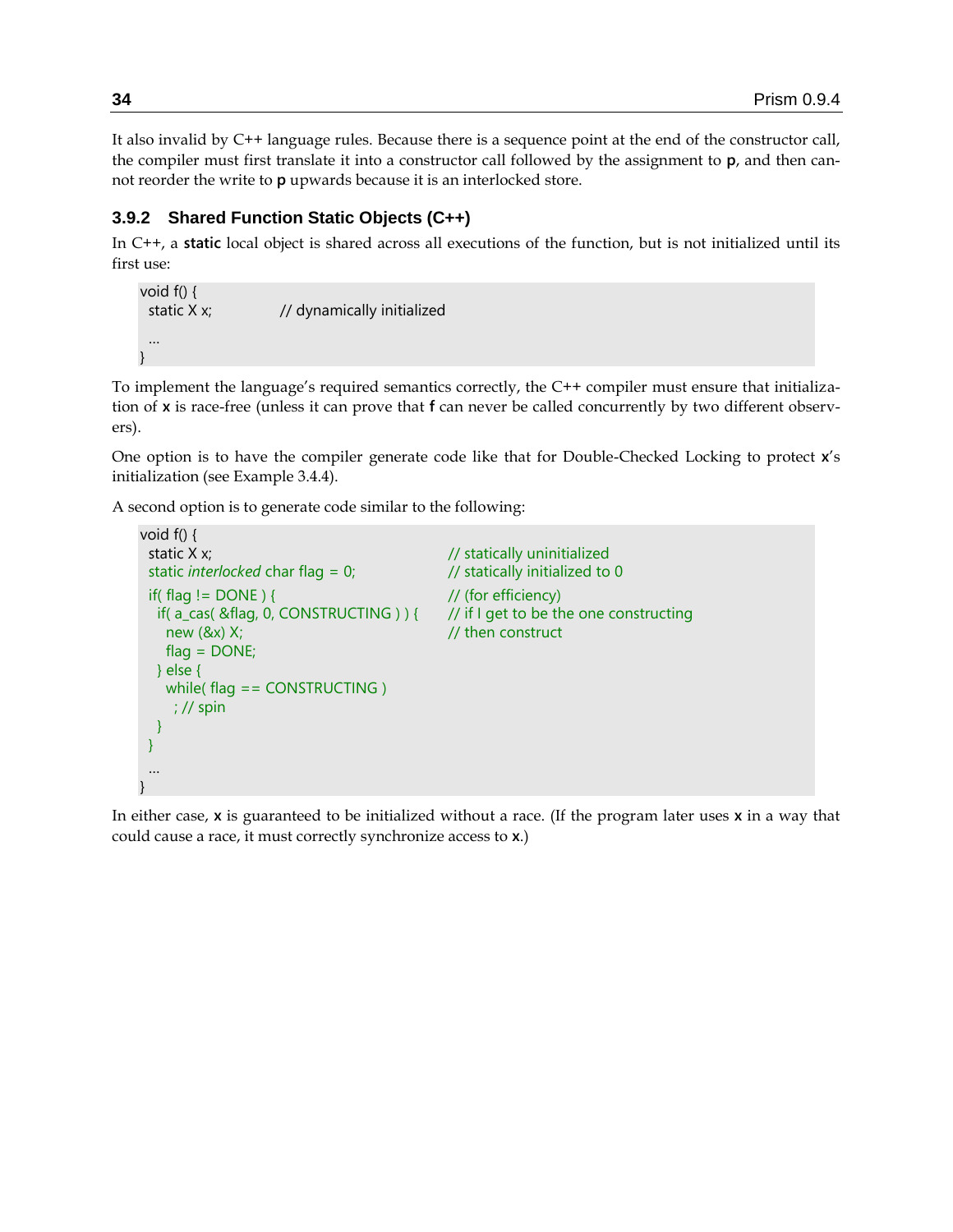It also invalid by C++ language rules. Because there is a sequence point at the end of the constructor call, the compiler must first translate it into a constructor call followed by the assignment to **p**, and then cannot reorder the write to **p** upwards because it is an interlocked store.

### 3.9.2 Shared Function Static Objects (C++)

In C++, a **static** local object is shared across all executions of the function, but is not initialized until its first use:

```
void f() {
  static X x;            // dynamically initialized
  …
}
```

To implement the language's required semantics correctly, the C++ compiler must ensure that initialization of **x** is race-free (unless it can prove that **f** can never be called concurrently by two different observers).

One option is to have the compiler generate code like that for Double-Checked Locking to protect **x**'s initialization (see Example 3.4.4).

A second option is to generate code similar to the following:

```
void f() {
  static X x;                                   // statically uninitialized
  static interlocked char flag = 0;             // statically initialized to 0
  if( flag != DONE ) {                          // (for efficiency)
    if( a_cas( &flag, 0, CONSTRUCTING ) ) {     // if I get to be the one constructing
      new (&x) X;                               // then construct
      flag = DONE;
    } else {
      while( flag == CONSTRUCTING )
        ; // spin
    }
  }
  …
}
```

In either case, **x** is guaranteed to be initialized without a race. (If the program later uses **x** in a way that could cause a race, it must correctly synchronize access to **x**.)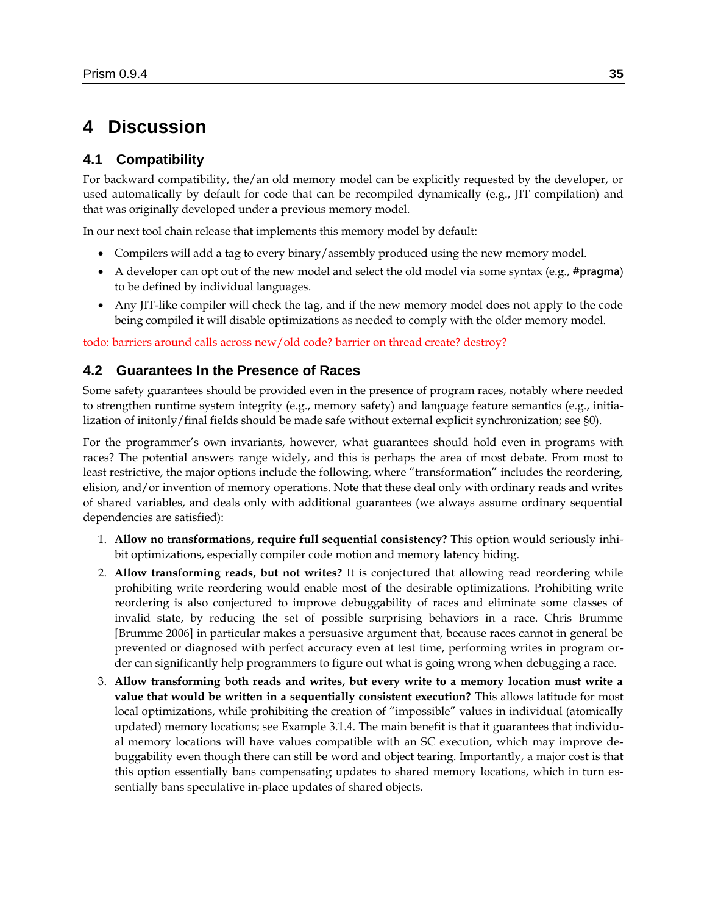# 4 Discussion

## 4.1 Compatibility

For backward compatibility, the/an old memory model can be explicitly requested by the developer, or used automatically by default for code that can be recompiled dynamically (e.g., JIT compilation) and that was originally developed under a previous memory model.

In our next tool chain release that implements this memory model by default:

- Compilers will add a tag to every binary/assembly produced using the new memory model.
- A developer can opt out of the new model and select the old model via some syntax (e.g., **#pragma**) to be defined by individual languages.
- Any JIT-like compiler will check the tag, and if the new memory model does not apply to the code being compiled it will disable optimizations as needed to comply with the older memory model.

todo: barriers around calls across new/old code? barrier on thread create? destroy?

## 4.2 Guarantees In the Presence of Races

Some safety guarantees should be provided even in the presence of program races, notably where needed to strengthen runtime system integrity (e.g., memory safety) and language feature semantics (e.g., initialization of initonly/final fields should be made safe without external explicit synchronization; see §0).

For the programmer's own invariants, however, what guarantees should hold even in programs with races? The potential answers range widely, and this is perhaps the area of most debate. From most to least restrictive, the major options include the following, where "transformation" includes the reordering, elision, and/or invention of memory operations. Note that these deal only with ordinary reads and writes of shared variables, and deals only with additional guarantees (we always assume ordinary sequential dependencies are satisfied):

1. **Allow no transformations, require full sequential consistency?** This option would seriously inhibit optimizations, especially compiler code motion and memory latency hiding.
2. **Allow transforming reads, but not writes?** It is conjectured that allowing read reordering while prohibiting write reordering would enable most of the desirable optimizations. Prohibiting write reordering is also conjectured to improve debuggability of races and eliminate some classes of invalid state, by reducing the set of possible surprising behaviors in a race. Chris Brumme [Brumme 2006] in particular makes a persuasive argument that, because races cannot in general be prevented or diagnosed with perfect accuracy even at test time, performing writes in program order can significantly help programmers to figure out what is going wrong when debugging a race.
3. **Allow transforming both reads and writes, but every write to a memory location must write a value that would be written in a sequentially consistent execution?** This allows latitude for most local optimizations, while prohibiting the creation of "impossible" values in individual (atomically updated) memory locations; see Example 3.1.4. The main benefit is that it guarantees that individual memory locations will have values compatible with an SC execution, which may improve debuggability even though there can still be word and object tearing. Importantly, a major cost is that this option essentially bans compensating updates to shared memory locations, which in turn essentially bans speculative in-place updates of shared objects.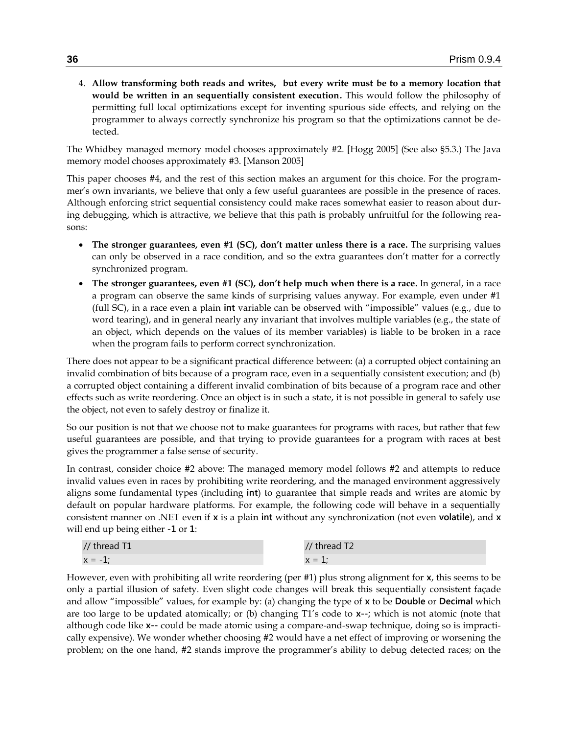4. **Allow transforming both reads and writes, but every write must be to a memory location that would be written in an sequentially consistent execution.** This would follow the philosophy of permitting full local optimizations except for inventing spurious side effects, and relying on the programmer to always correctly synchronize his program so that the optimizations cannot be detected.

The Whidbey managed memory model chooses approximately #2. [Hogg 2005] (See also §5.3.) The Java memory model chooses approximately #3. [Manson 2005]

This paper chooses #4, and the rest of this section makes an argument for this choice. For the programmer's own invariants, we believe that only a few useful guarantees are possible in the presence of races. Although enforcing strict sequential consistency could make races somewhat easier to reason about during debugging, which is attractive, we believe that this path is probably unfruitful for the following reasons:

- **The stronger guarantees, even #1 (SC), don't matter unless there is a race.** The surprising values can only be observed in a race condition, and so the extra guarantees don't matter for a correctly synchronized program.
- **The stronger guarantees, even #1 (SC), don't help much when there is a race.** In general, in a race a program can observe the same kinds of surprising values anyway. For example, even under #1 (full SC), in a race even a plain **int** variable can be observed with "impossible" values (e.g., due to word tearing), and in general nearly any invariant that involves multiple variables (e.g., the state of an object, which depends on the values of its member variables) is liable to be broken in a race when the program fails to perform correct synchronization.

There does not appear to be a significant practical difference between: (a) a corrupted object containing an invalid combination of bits because of a program race, even in a sequentially consistent execution; and (b) a corrupted object containing a different invalid combination of bits because of a program race and other effects such as write reordering. Once an object is in such a state, it is not possible in general to safely use the object, not even to safely destroy or finalize it.

So our position is not that we choose not to make guarantees for programs with races, but rather that few useful guarantees are possible, and that trying to provide guarantees for a program with races at best gives the programmer a false sense of security.

In contrast, consider choice #2 above: The managed memory model follows #2 and attempts to reduce invalid values even in races by prohibiting write reordering, and the managed environment aggressively aligns some fundamental types (including **int**) to guarantee that simple reads and writes are atomic by default on popular hardware platforms. For example, the following code will behave in a sequentially consistent manner on .NET even if **x** is a plain **int** without any synchronization (not even **volatile**), and **x** will end up being either **-1** or **1**:

| // thread T1 | // thread T2 |
|---|---|
| x = -1; | x = 1; |

However, even with prohibiting all write reordering (per #1) plus strong alignment for **x**, this seems to be only a partial illusion of safety. Even slight code changes will break this sequentially consistent façade and allow "impossible" values, for example by: (a) changing the type of **x** to be **Double** or **Decimal** which are too large to be updated atomically; or (b) changing T1's code to **x--;** which is not atomic (note that although code like **x--** could be made atomic using a compare-and-swap technique, doing so is impractically expensive). We wonder whether choosing #2 would have a net effect of improving or worsening the problem; on the one hand, #2 stands improve the programmer's ability to debug detected races; on the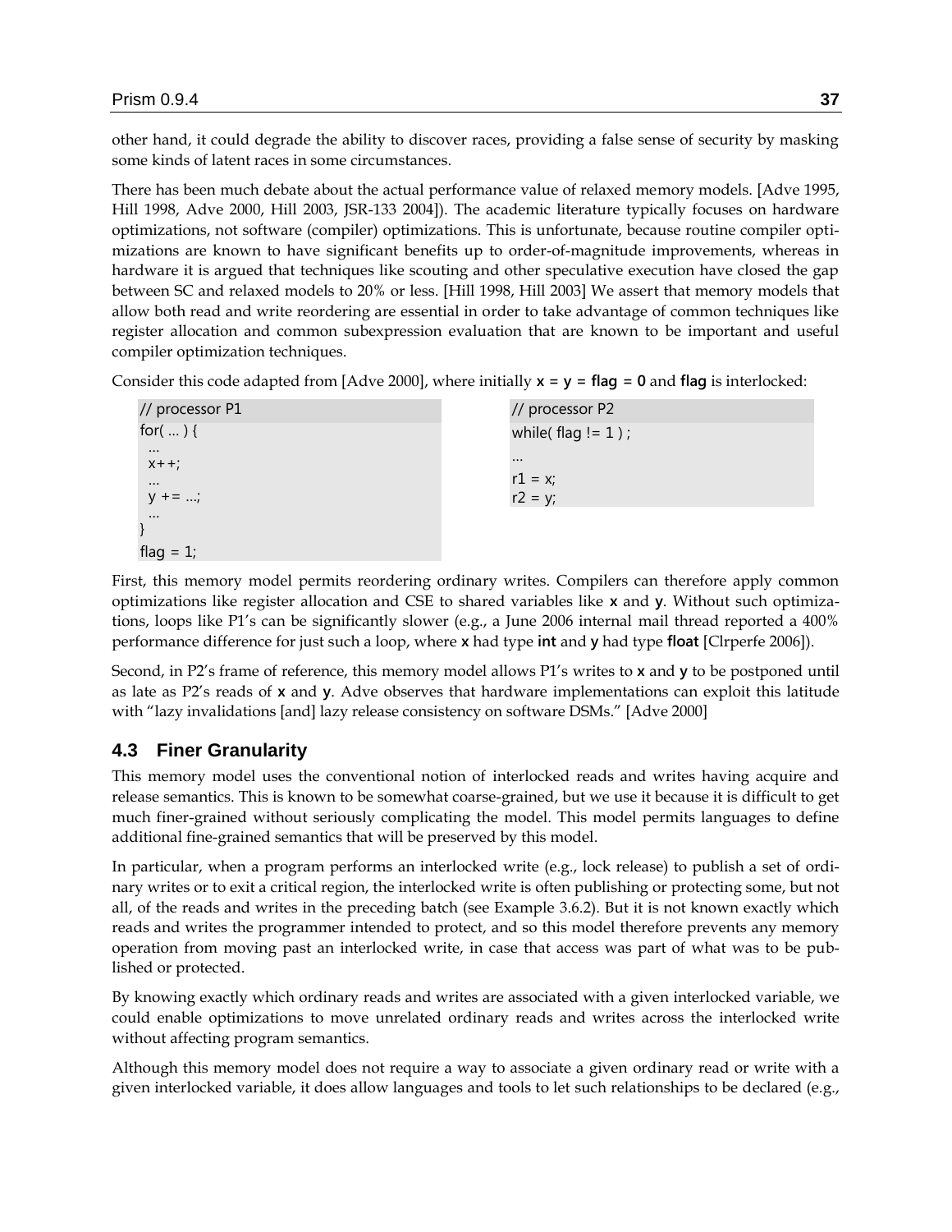other hand, it could degrade the ability to discover races, providing a false sense of security by masking some kinds of latent races in some circumstances.

There has been much debate about the actual performance value of relaxed memory models. [Adve 1995, Hill 1998, Adve 2000, Hill 2003, JSR-133 2004]). The academic literature typically focuses on hardware optimizations, not software (compiler) optimizations. This is unfortunate, because routine compiler optimizations are known to have significant benefits up to order-of-magnitude improvements, whereas in hardware it is argued that techniques like scouting and other speculative execution have closed the gap between SC and relaxed models to 20% or less. [Hill 1998, Hill 2003] We assert that memory models that allow both read and write reordering are essential in order to take advantage of common techniques like register allocation and common subexpression evaluation that are known to be important and useful compiler optimization techniques.

Consider this code adapted from [Adve 2000], where initially **x = y = flag = 0** and **flag** is interlocked:

```
// processor P1
for( … ) {
  …
  x++;
  …
  y += …;
  …
}
flag = 1;
```

```
// processor P2
while( flag != 1 ) ;
…
r1 = x;
r2 = y;
```

First, this memory model permits reordering ordinary writes. Compilers can therefore apply common optimizations like register allocation and CSE to shared variables like **x** and **y**. Without such optimizations, loops like P1's can be significantly slower (e.g., a June 2006 internal mail thread reported a 400% performance difference for just such a loop, where **x** had type **int** and **y** had type **float** [Clrperfe 2006]).

Second, in P2's frame of reference, this memory model allows P1's writes to **x** and **y** to be postponed until as late as P2's reads of **x** and **y**. Adve observes that hardware implementations can exploit this latitude with "lazy invalidations [and] lazy release consistency on software DSMs." [Adve 2000]

## 4.3 Finer Granularity

This memory model uses the conventional notion of interlocked reads and writes having acquire and release semantics. This is known to be somewhat coarse-grained, but we use it because it is difficult to get much finer-grained without seriously complicating the model. This model permits languages to define additional fine-grained semantics that will be preserved by this model.

In particular, when a program performs an interlocked write (e.g., lock release) to publish a set of ordinary writes or to exit a critical region, the interlocked write is often publishing or protecting some, but not all, of the reads and writes in the preceding batch (see Example 3.6.2). But it is not known exactly which reads and writes the programmer intended to protect, and so this model therefore prevents any memory operation from moving past an interlocked write, in case that access was part of what was to be published or protected.

By knowing exactly which ordinary reads and writes are associated with a given interlocked variable, we could enable optimizations to move unrelated ordinary reads and writes across the interlocked write without affecting program semantics.

Although this memory model does not require a way to associate a given ordinary read or write with a given interlocked variable, it does allow languages and tools to let such relationships to be declared (e.g.,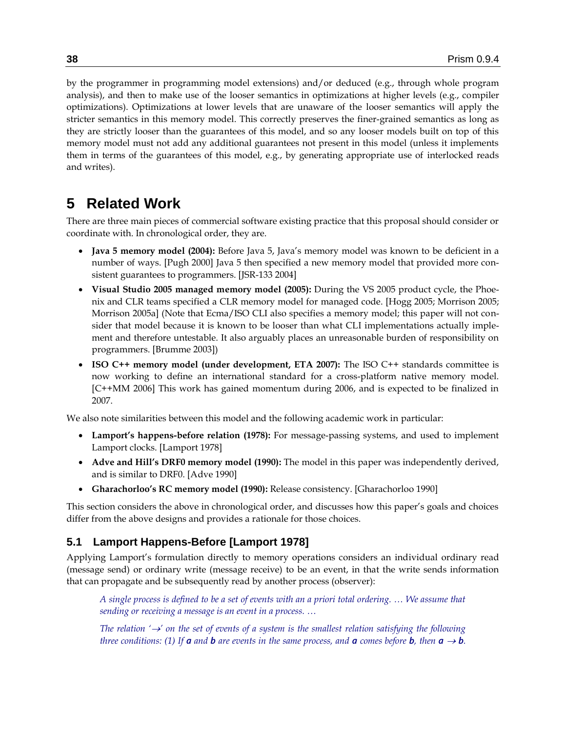by the programmer in programming model extensions) and/or deduced (e.g., through whole program analysis), and then to make use of the looser semantics in optimizations at higher levels (e.g., compiler optimizations). Optimizations at lower levels that are unaware of the looser semantics will apply the stricter semantics in this memory model. This correctly preserves the finer-grained semantics as long as they are strictly looser than the guarantees of this model, and so any looser models built on top of this memory model must not add any additional guarantees not present in this model (unless it implements them in terms of the guarantees of this model, e.g., by generating appropriate use of interlocked reads and writes).

# 5 Related Work

There are three main pieces of commercial software existing practice that this proposal should consider or coordinate with. In chronological order, they are.

- **Java 5 memory model (2004):** Before Java 5, Java's memory model was known to be deficient in a number of ways. [Pugh 2000] Java 5 then specified a new memory model that provided more consistent guarantees to programmers. [JSR-133 2004]
- **Visual Studio 2005 managed memory model (2005):** During the VS 2005 product cycle, the Phoenix and CLR teams specified a CLR memory model for managed code. [Hogg 2005; Morrison 2005; Morrison 2005a] (Note that Ecma/ISO CLI also specifies a memory model; this paper will not consider that model because it is known to be looser than what CLI implementations actually implement and therefore untestable. It also arguably places an unreasonable burden of responsibility on programmers. [Brumme 2003])
- **ISO C++ memory model (under development, ETA 2007):** The ISO C++ standards committee is now working to define an international standard for a cross-platform native memory model. [C++MM 2006] This work has gained momentum during 2006, and is expected to be finalized in 2007.

We also note similarities between this model and the following academic work in particular:

- **Lamport's happens-before relation (1978):** For message-passing systems, and used to implement Lamport clocks. [Lamport 1978]
- **Adve and Hill's DRF0 memory model (1990):** The model in this paper was independently derived, and is similar to DRF0. [Adve 1990]
- **Gharachorloo's RC memory model (1990):** Release consistency. [Gharachorloo 1990]

This section considers the above in chronological order, and discusses how this paper's goals and choices differ from the above designs and provides a rationale for those choices.

## 5.1 Lamport Happens-Before [Lamport 1978]

Applying Lamport's formulation directly to memory operations considers an individual ordinary read (message send) or ordinary write (message receive) to be an event, in that the write sends information that can propagate and be subsequently read by another process (observer):

> *A single process is defined to be a set of events with an a priori total ordering. … We assume that sending or receiving a message is an event in a process. …*
>
> *The relation '$\rightarrow$' on the set of events of a system is the smallest relation satisfying the following three conditions: (1) If **a** and **b** are events in the same process, and **a** comes before **b**, then **a** $\rightarrow$ **b**.*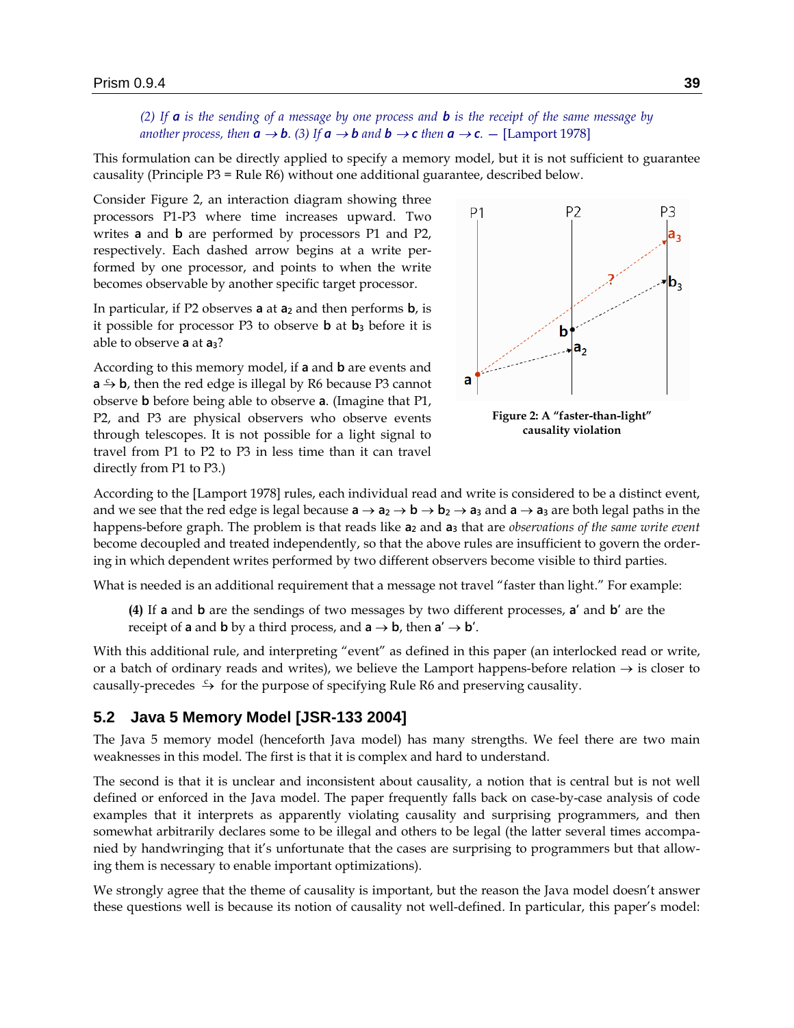*(2) If **a** is the sending of a message by one process and **b** is the receipt of the same message by another process, then **a** $\rightarrow$ **b**. (3) If **a** $\rightarrow$ **b** and **b** $\rightarrow$ **c** then **a** $\rightarrow$ **c**. — [Lamport 1978]*

This formulation can be directly applied to specify a memory model, but it is not sufficient to guarantee causality (Principle P3 = Rule R6) without one additional guarantee, described below.

Consider Figure 2, an interaction diagram showing three processors P1-P3 where time increases upward. Two writes **a** and **b** are performed by processors P1 and P2, respectively. Each dashed arrow begins at a write performed by one processor, and points to when the write becomes observable by another specific target processor.

In particular, if P2 observes **a** at $\mathbf{a_2}$ and then performs **b**, is it possible for processor P3 to observe **b** at $\mathbf{b_3}$ before it is able to observe **a** at $\mathbf{a_3}$?

According to this memory model, if **a** and **b** are events and **a** $\overset{c}{\rightarrow}$ **b**, then the red edge is illegal by R6 because P3 cannot observe **b** before being able to observe **a**. (Imagine that P1, P2, and P3 are physical observers who observe events through telescopes. It is not possible for a light signal to travel from P1 to P2 to P3 in less time than it can travel directly from P1 to P3.)

**Figure 2: A "faster-than-light" causality violation**

According to the [Lamport 1978] rules, each individual read and write is considered to be a distinct event, and we see that the red edge is legal because **a** $\rightarrow$ $\mathbf{a_2}$ $\rightarrow$ **b** $\rightarrow$ $\mathbf{b_2}$ $\rightarrow$ $\mathbf{a_3}$ and **a** $\rightarrow$ $\mathbf{a_3}$ are both legal paths in the happens-before graph. The problem is that reads like $\mathbf{a_2}$ and $\mathbf{a_3}$ that are *observations of the same write event* become decoupled and treated independently, so that the above rules are insufficient to govern the ordering in which dependent writes performed by two different observers become visible to third parties.

What is needed is an additional requirement that a message not travel "faster than light." For example:

> **(4)** If **a** and **b** are the sendings of two messages by two different processes, **a**′ and **b**′ are the receipt of **a** and **b** by a third process, and **a** $\rightarrow$ **b**, then **a**′ $\rightarrow$ **b**′.

With this additional rule, and interpreting "event" as defined in this paper (an interlocked read or write, or a batch of ordinary reads and writes), we believe the Lamport happens-before relation $\rightarrow$ is closer to causally-precedes $\overset{c}{\rightarrow}$ for the purpose of specifying Rule R6 and preserving causality.

## 5.2 Java 5 Memory Model [JSR-133 2004]

The Java 5 memory model (henceforth Java model) has many strengths. We feel there are two main weaknesses in this model. The first is that it is complex and hard to understand.

The second is that it is unclear and inconsistent about causality, a notion that is central but is not well defined or enforced in the Java model. The paper frequently falls back on case-by-case analysis of code examples that it interprets as apparently violating causality and surprising programmers, and then somewhat arbitrarily declares some to be illegal and others to be legal (the latter several times accompanied by handwringing that it's unfortunate that the cases are surprising to programmers but that allowing them is necessary to enable important optimizations).

We strongly agree that the theme of causality is important, but the reason the Java model doesn't answer these questions well is because its notion of causality not well-defined. In particular, this paper's model: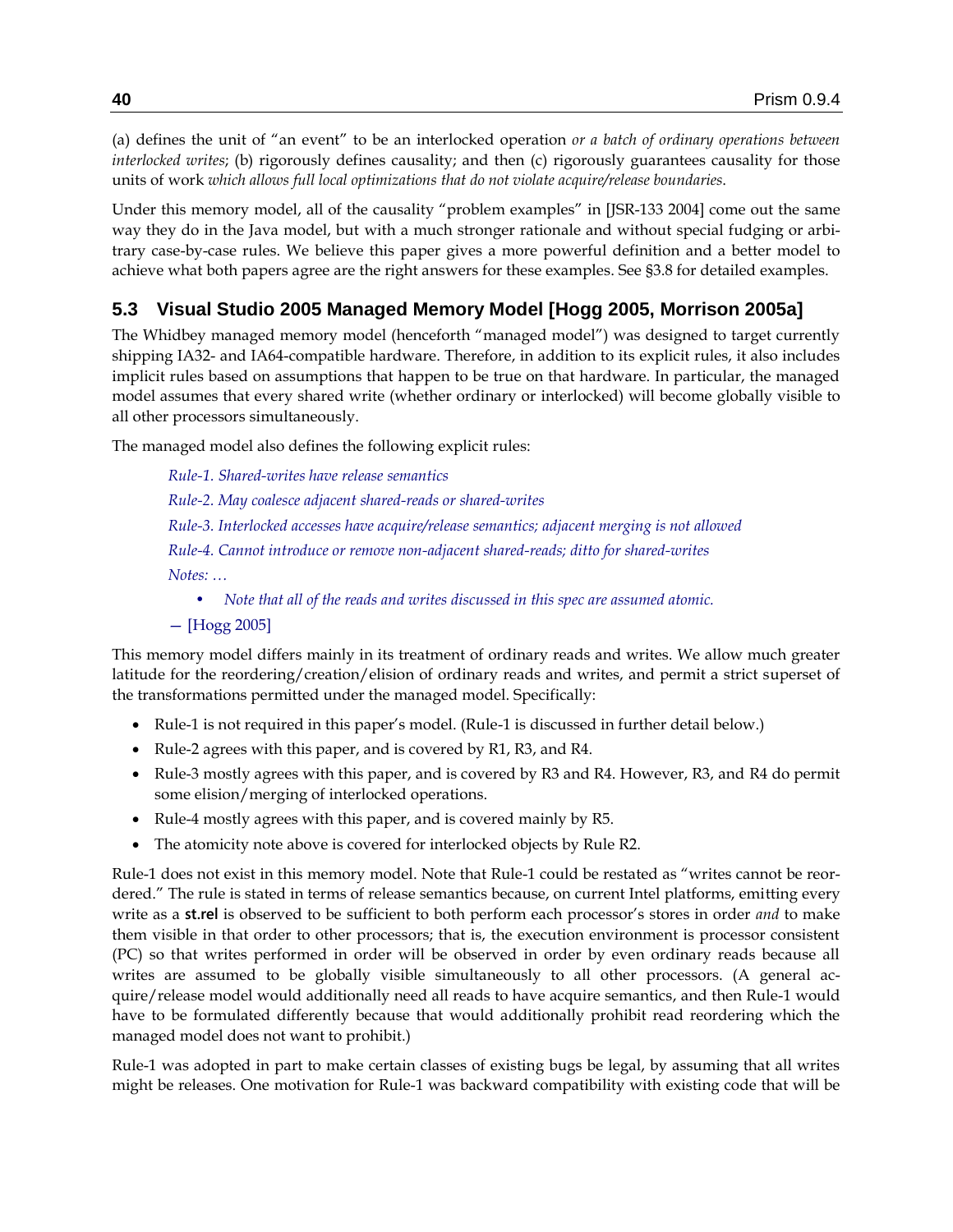(a) defines the unit of "an event" to be an interlocked operation *or a batch of ordinary operations between interlocked writes*; (b) rigorously defines causality; and then (c) rigorously guarantees causality for those units of work *which allows full local optimizations that do not violate acquire/release boundaries*.

Under this memory model, all of the causality "problem examples" in [JSR-133 2004] come out the same way they do in the Java model, but with a much stronger rationale and without special fudging or arbitrary case-by-case rules. We believe this paper gives a more powerful definition and a better model to achieve what both papers agree are the right answers for these examples. See §3.8 for detailed examples.

## 5.3 Visual Studio 2005 Managed Memory Model [Hogg 2005, Morrison 2005a]

The Whidbey managed memory model (henceforth "managed model") was designed to target currently shipping IA32- and IA64-compatible hardware. Therefore, in addition to its explicit rules, it also includes implicit rules based on assumptions that happen to be true on that hardware. In particular, the managed model assumes that every shared write (whether ordinary or interlocked) will become globally visible to all other processors simultaneously.

The managed model also defines the following explicit rules:

> *Rule-1. Shared-writes have release semantics*
>
> *Rule-2. May coalesce adjacent shared-reads or shared-writes*
>
> *Rule-3. Interlocked accesses have acquire/release semantics; adjacent merging is not allowed*
>
> *Rule-4. Cannot introduce or remove non-adjacent shared-reads; ditto for shared-writes*
>
> *Notes: …*
>
> - *Note that all of the reads and writes discussed in this spec are assumed atomic.*
>
> — [Hogg 2005]

This memory model differs mainly in its treatment of ordinary reads and writes. We allow much greater latitude for the reordering/creation/elision of ordinary reads and writes, and permit a strict superset of the transformations permitted under the managed model. Specifically:

- Rule-1 is not required in this paper's model. (Rule-1 is discussed in further detail below.)
- Rule-2 agrees with this paper, and is covered by R1, R3, and R4.
- Rule-3 mostly agrees with this paper, and is covered by R3 and R4. However, R3, and R4 do permit some elision/merging of interlocked operations.
- Rule-4 mostly agrees with this paper, and is covered mainly by R5.
- The atomicity note above is covered for interlocked objects by Rule R2.

Rule-1 does not exist in this memory model. Note that Rule-1 could be restated as "writes cannot be reordered." The rule is stated in terms of release semantics because, on current Intel platforms, emitting every write as a **st.rel** is observed to be sufficient to both perform each processor's stores in order *and* to make them visible in that order to other processors; that is, the execution environment is processor consistent (PC) so that writes performed in order will be observed in order by even ordinary reads because all writes are assumed to be globally visible simultaneously to all other processors. (A general acquire/release model would additionally need all reads to have acquire semantics, and then Rule-1 would have to be formulated differently because that would additionally prohibit read reordering which the managed model does not want to prohibit.)

Rule-1 was adopted in part to make certain classes of existing bugs be legal, by assuming that all writes might be releases. One motivation for Rule-1 was backward compatibility with existing code that will be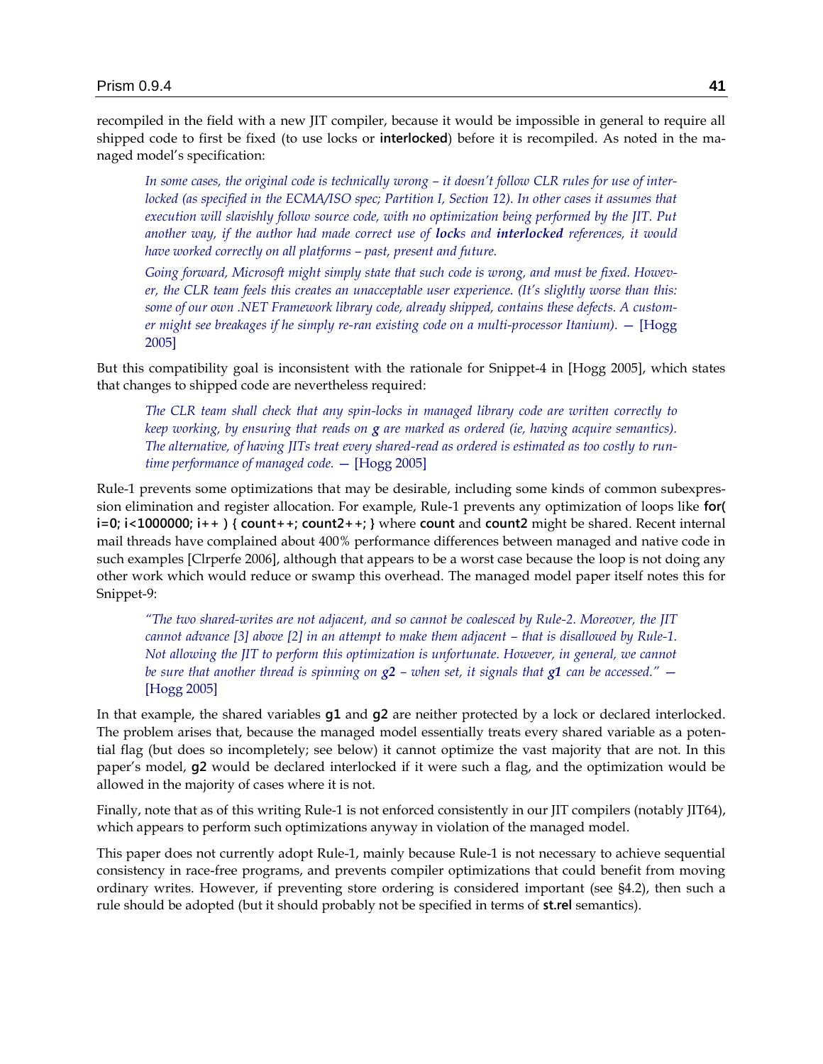recompiled in the field with a new JIT compiler, because it would be impossible in general to require all shipped code to first be fixed (to use locks or **interlocked**) before it is recompiled. As noted in the managed model's specification:

> *In some cases, the original code is technically wrong – it doesn't follow CLR rules for use of interlocked (as specified in the ECMA/ISO spec; Partition I, Section 12). In other cases it assumes that execution will slavishly follow source code, with no optimization being performed by the JIT. Put another way, if the author had made correct use of* ***lock****s and* ***interlocked*** *references, it would have worked correctly on all platforms – past, present and future.*
>
> *Going forward, Microsoft might simply state that such code is wrong, and must be fixed. However, the CLR team feels this creates an unacceptable user experience. (It's slightly worse than this: some of our own .NET Framework library code, already shipped, contains these defects. A customer might see breakages if he simply re-ran existing code on a multi-processor Itanium).* — [Hogg 2005]

But this compatibility goal is inconsistent with the rationale for Snippet-4 in [Hogg 2005], which states that changes to shipped code are nevertheless required:

> *The CLR team shall check that any spin-locks in managed library code are written correctly to keep working, by ensuring that reads on* ***g*** *are marked as ordered (ie, having acquire semantics). The alternative, of having JITs treat every shared-read as ordered is estimated as too costly to run-time performance of managed code.* — [Hogg 2005]

Rule-1 prevents some optimizations that may be desirable, including some kinds of common subexpression elimination and register allocation. For example, Rule-1 prevents any optimization of loops like **for( i=0; i<1000000; i++ ) { count++; count2++; }** where **count** and **count2** might be shared. Recent internal mail threads have complained about 400% performance differences between managed and native code in such examples [Clrperfe 2006], although that appears to be a worst case because the loop is not doing any other work which would reduce or swamp this overhead. The managed model paper itself notes this for Snippet-9:

> *"The two shared-writes are not adjacent, and so cannot be coalesced by Rule-2. Moreover, the JIT cannot advance [3] above [2] in an attempt to make them adjacent – that is disallowed by Rule-1. Not allowing the JIT to perform this optimization is unfortunate. However, in general, we cannot be sure that another thread is spinning on* ***g2*** *– when set, it signals that* ***g1*** *can be accessed."* — [Hogg 2005]

In that example, the shared variables **g1** and **g2** are neither protected by a lock or declared interlocked. The problem arises that, because the managed model essentially treats every shared variable as a potential flag (but does so incompletely; see below) it cannot optimize the vast majority that are not. In this paper's model, **g2** would be declared interlocked if it were such a flag, and the optimization would be allowed in the majority of cases where it is not.

Finally, note that as of this writing Rule-1 is not enforced consistently in our JIT compilers (notably JIT64), which appears to perform such optimizations anyway in violation of the managed model.

This paper does not currently adopt Rule-1, mainly because Rule-1 is not necessary to achieve sequential consistency in race-free programs, and prevents compiler optimizations that could benefit from moving ordinary writes. However, if preventing store ordering is considered important (see §4.2), then such a rule should be adopted (but it should probably not be specified in terms of **st.rel** semantics).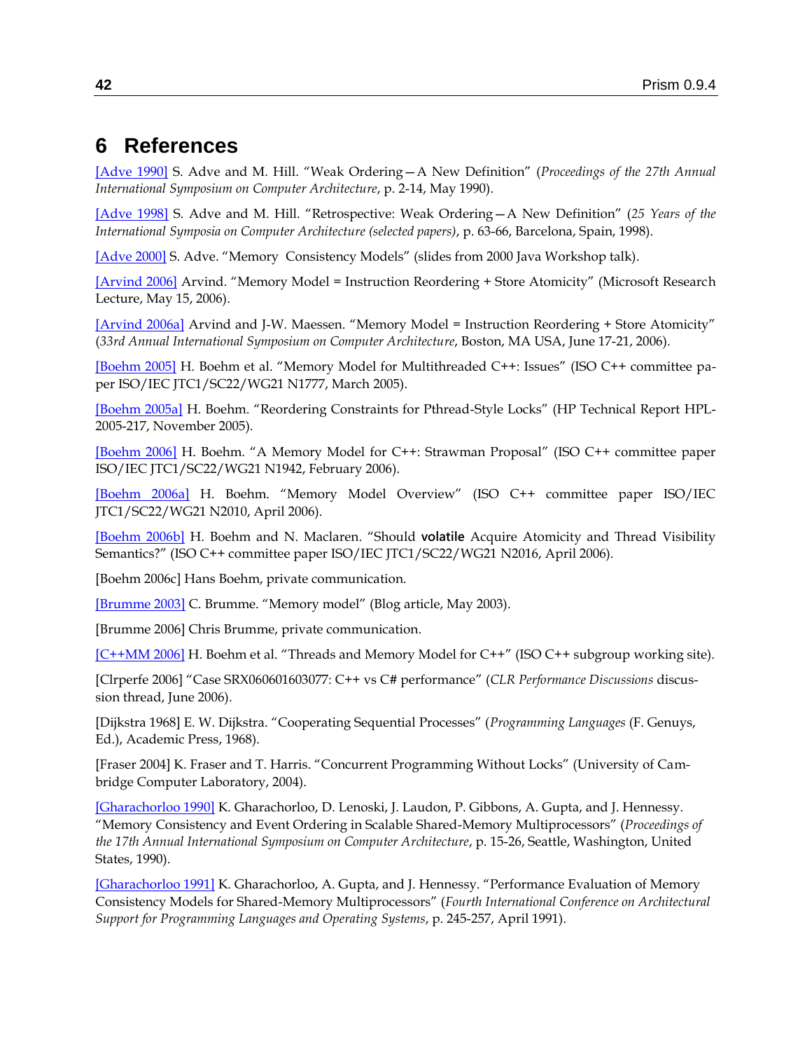# 6 References

[Adve 1990] S. Adve and M. Hill. "Weak Ordering—A New Definition" (*Proceedings of the 27th Annual International Symposium on Computer Architecture*, p. 2-14, May 1990).

[Adve 1998] S. Adve and M. Hill. "Retrospective: Weak Ordering—A New Definition" (*25 Years of the International Symposia on Computer Architecture (selected papers)*, p. 63-66, Barcelona, Spain, 1998).

[Adve 2000] S. Adve. "Memory Consistency Models" (slides from 2000 Java Workshop talk).

[Arvind 2006] Arvind. "Memory Model = Instruction Reordering + Store Atomicity" (Microsoft Research Lecture, May 15, 2006).

[Arvind 2006a] Arvind and J-W. Maessen. "Memory Model = Instruction Reordering + Store Atomicity" (*33rd Annual International Symposium on Computer Architecture*, Boston, MA USA, June 17-21, 2006).

[Boehm 2005] H. Boehm et al. "Memory Model for Multithreaded C++: Issues" (ISO C++ committee paper ISO/IEC JTC1/SC22/WG21 N1777, March 2005).

[Boehm 2005a] H. Boehm. "Reordering Constraints for Pthread-Style Locks" (HP Technical Report HPL-2005-217, November 2005).

[Boehm 2006] H. Boehm. "A Memory Model for C++: Strawman Proposal" (ISO C++ committee paper ISO/IEC JTC1/SC22/WG21 N1942, February 2006).

[Boehm 2006a] H. Boehm. "Memory Model Overview" (ISO C++ committee paper ISO/IEC JTC1/SC22/WG21 N2010, April 2006).

[Boehm 2006b] H. Boehm and N. Maclaren. "Should **volatile** Acquire Atomicity and Thread Visibility Semantics?" (ISO C++ committee paper ISO/IEC JTC1/SC22/WG21 N2016, April 2006).

[Boehm 2006c] Hans Boehm, private communication.

[Brumme 2003] C. Brumme. "Memory model" (Blog article, May 2003).

[Brumme 2006] Chris Brumme, private communication.

[C++MM 2006] H. Boehm et al. "Threads and Memory Model for C++" (ISO C++ subgroup working site).

[Clrperfe 2006] "Case SRX060601603077: C++ vs C# performance" (*CLR Performance Discussions* discussion thread, June 2006).

[Dijkstra 1968] E. W. Dijkstra. "Cooperating Sequential Processes" (*Programming Languages* (F. Genuys, Ed.), Academic Press, 1968).

[Fraser 2004] K. Fraser and T. Harris. "Concurrent Programming Without Locks" (University of Cambridge Computer Laboratory, 2004).

[Gharachorloo 1990] K. Gharachorloo, D. Lenoski, J. Laudon, P. Gibbons, A. Gupta, and J. Hennessy. "Memory Consistency and Event Ordering in Scalable Shared-Memory Multiprocessors" (*Proceedings of the 17th Annual International Symposium on Computer Architecture*, p. 15-26, Seattle, Washington, United States, 1990).

[Gharachorloo 1991] K. Gharachorloo, A. Gupta, and J. Hennessy. "Performance Evaluation of Memory Consistency Models for Shared-Memory Multiprocessors" (*Fourth International Conference on Architectural Support for Programming Languages and Operating Systems*, p. 245-257, April 1991).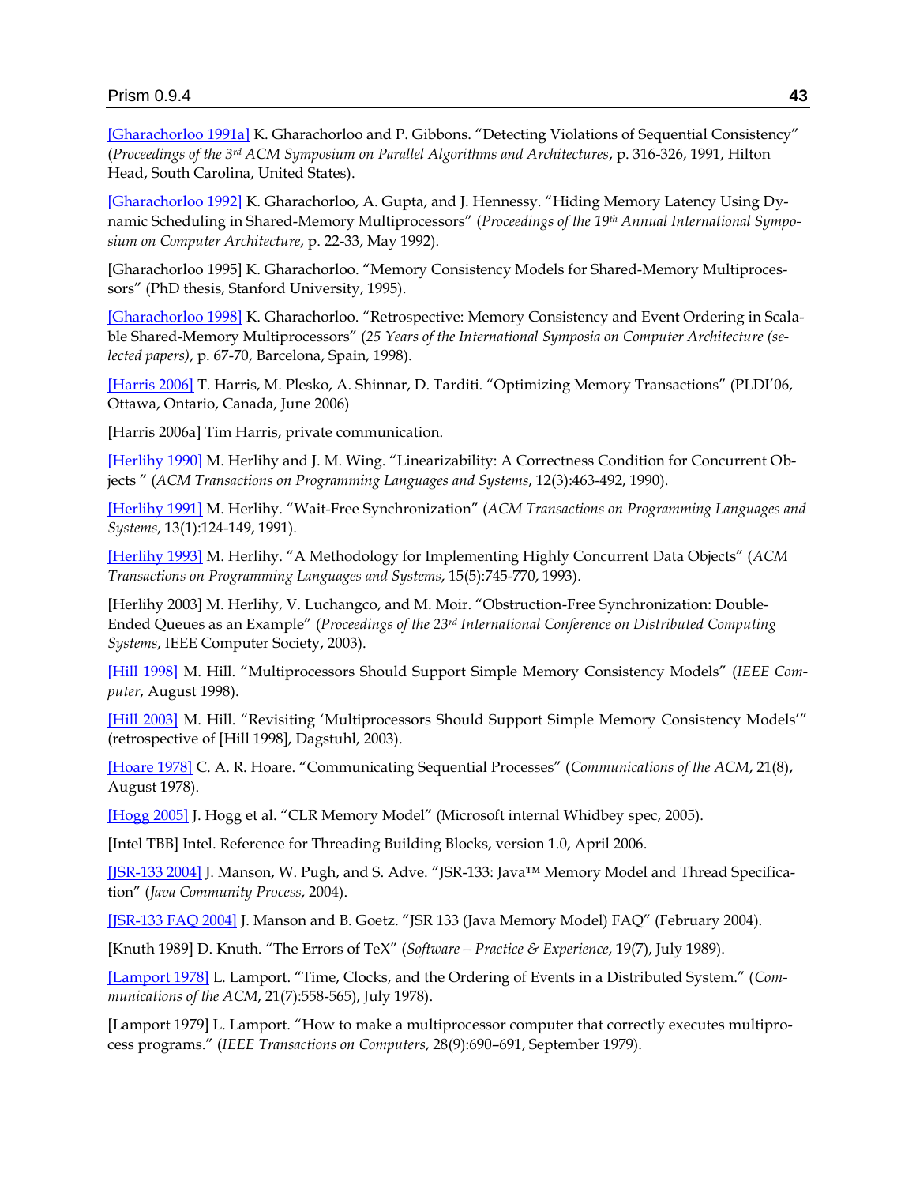[Gharachorloo 1991a] K. Gharachorloo and P. Gibbons. "Detecting Violations of Sequential Consistency" (*Proceedings of the 3rd ACM Symposium on Parallel Algorithms and Architectures*, p. 316-326, 1991, Hilton Head, South Carolina, United States).

[Gharachorloo 1992] K. Gharachorloo, A. Gupta, and J. Hennessy. "Hiding Memory Latency Using Dynamic Scheduling in Shared-Memory Multiprocessors" (*Proceedings of the 19th Annual International Symposium on Computer Architecture*, p. 22-33, May 1992).

[Gharachorloo 1995] K. Gharachorloo. "Memory Consistency Models for Shared-Memory Multiprocessors" (PhD thesis, Stanford University, 1995).

[Gharachorloo 1998] K. Gharachorloo. "Retrospective: Memory Consistency and Event Ordering in Scalable Shared-Memory Multiprocessors" (*25 Years of the International Symposia on Computer Architecture (selected papers)*, p. 67-70, Barcelona, Spain, 1998).

[Harris 2006] T. Harris, M. Plesko, A. Shinnar, D. Tarditi. "Optimizing Memory Transactions" (PLDI'06, Ottawa, Ontario, Canada, June 2006)

[Harris 2006a] Tim Harris, private communication.

[Herlihy 1990] M. Herlihy and J. M. Wing. "Linearizability: A Correctness Condition for Concurrent Objects " (*ACM Transactions on Programming Languages and Systems*, 12(3):463-492, 1990).

[Herlihy 1991] M. Herlihy. "Wait-Free Synchronization" (*ACM Transactions on Programming Languages and Systems*, 13(1):124-149, 1991).

[Herlihy 1993] M. Herlihy. "A Methodology for Implementing Highly Concurrent Data Objects" (*ACM Transactions on Programming Languages and Systems*, 15(5):745-770, 1993).

[Herlihy 2003] M. Herlihy, V. Luchangco, and M. Moir. "Obstruction-Free Synchronization: Double-Ended Queues as an Example" (*Proceedings of the 23rd International Conference on Distributed Computing Systems*, IEEE Computer Society, 2003).

[Hill 1998] M. Hill. "Multiprocessors Should Support Simple Memory Consistency Models" (*IEEE Computer*, August 1998).

[Hill 2003] M. Hill. "Revisiting 'Multiprocessors Should Support Simple Memory Consistency Models'" (retrospective of [Hill 1998], Dagstuhl, 2003).

[Hoare 1978] C. A. R. Hoare. "Communicating Sequential Processes" (*Communications of the ACM*, 21(8), August 1978).

[Hogg 2005] J. Hogg et al. "CLR Memory Model" (Microsoft internal Whidbey spec, 2005).

[Intel TBB] Intel. Reference for Threading Building Blocks, version 1.0, April 2006.

[JSR-133 2004] J. Manson, W. Pugh, and S. Adve. "JSR-133: Java™ Memory Model and Thread Specification" (*Java Community Process*, 2004).

[JSR-133 FAQ 2004] J. Manson and B. Goetz. "JSR 133 (Java Memory Model) FAQ" (February 2004).

[Knuth 1989] D. Knuth. "The Errors of TeX" (*Software – Practice & Experience*, 19(7), July 1989).

[Lamport 1978] L. Lamport. "Time, Clocks, and the Ordering of Events in a Distributed System." (*Communications of the ACM*, 21(7):558-565), July 1978).

[Lamport 1979] L. Lamport. "How to make a multiprocessor computer that correctly executes multiprocess programs." (*IEEE Transactions on Computers*, 28(9):690–691, September 1979).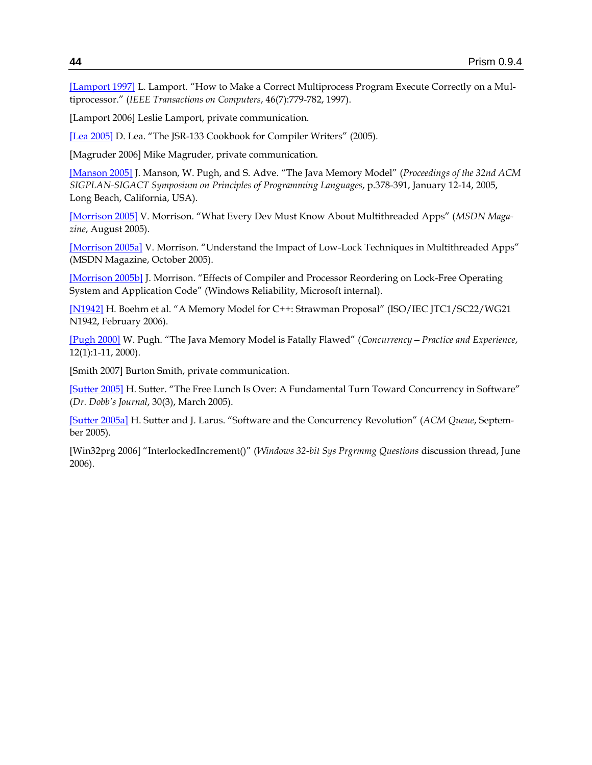[Lamport 1997] L. Lamport. "How to Make a Correct Multiprocess Program Execute Correctly on a Multiprocessor." (*IEEE Transactions on Computers*, 46(7):779-782, 1997).

[Lamport 2006] Leslie Lamport, private communication.

[Lea 2005] D. Lea. "The JSR-133 Cookbook for Compiler Writers" (2005).

[Magruder 2006] Mike Magruder, private communication.

[Manson 2005] J. Manson, W. Pugh, and S. Adve. "The Java Memory Model" (*Proceedings of the 32nd ACM SIGPLAN-SIGACT Symposium on Principles of Programming Languages*, p.378-391, January 12-14, 2005, Long Beach, California, USA).

[Morrison 2005] V. Morrison. "What Every Dev Must Know About Multithreaded Apps" (*MSDN Magazine*, August 2005).

[Morrison 2005a] V. Morrison. "Understand the Impact of Low-Lock Techniques in Multithreaded Apps" (MSDN Magazine, October 2005).

[Morrison 2005b] J. Morrison. "Effects of Compiler and Processor Reordering on Lock-Free Operating System and Application Code" (Windows Reliability, Microsoft internal).

[N1942] H. Boehm et al. "A Memory Model for C++: Strawman Proposal" (ISO/IEC JTC1/SC22/WG21 N1942, February 2006).

[Pugh 2000] W. Pugh. "The Java Memory Model is Fatally Flawed" (*Concurrency—Practice and Experience*, 12(1):1-11, 2000).

[Smith 2007] Burton Smith, private communication.

[Sutter 2005] H. Sutter. "The Free Lunch Is Over: A Fundamental Turn Toward Concurrency in Software" (*Dr. Dobb's Journal*, 30(3), March 2005).

[Sutter 2005a] H. Sutter and J. Larus. "Software and the Concurrency Revolution" (*ACM Queue*, September 2005).

[Win32prg 2006] "InterlockedIncrement()" (*Windows 32-bit Sys Prgrmmg Questions* discussion thread, June 2006).